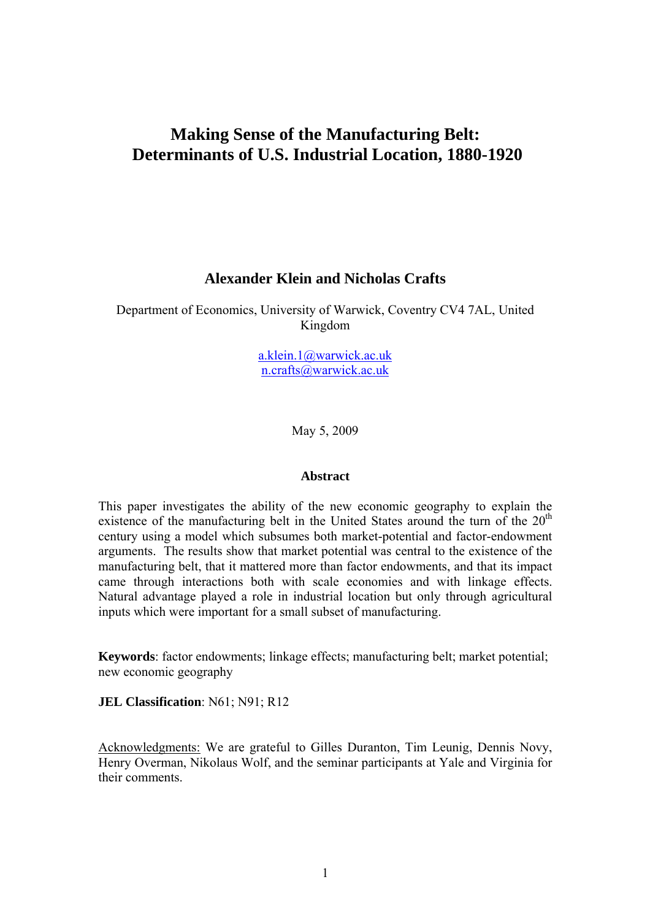# Making Sense of the Manufacturing Belt: Determinants of U.S. Industrial Location, 1880-1920

**Alexander Klein and Nicholas Crafts**

Department of Economics, University of Warwick, Coventry CV4 7AL, United Kingdom

a.klein.1@warwick.ac.uk
n.crafts@warwick.ac.uk

May 5, 2009

**Abstract**

This paper investigates the ability of the new economic geography to explain the existence of the manufacturing belt in the United States around the turn of the 20th century using a model which subsumes both market-potential and factor-endowment arguments. The results show that market potential was central to the existence of the manufacturing belt, that it mattered more than factor endowments, and that its impact came through interactions both with scale economies and with linkage effects. Natural advantage played a role in industrial location but only through agricultural inputs which were important for a small subset of manufacturing.

**Keywords**: factor endowments; linkage effects; manufacturing belt; market potential; new economic geography

**JEL Classification**: N61; N91; R12

Acknowledgments: We are grateful to Gilles Duranton, Tim Leunig, Dennis Novy, Henry Overman, Nikolaus Wolf, and the seminar participants at Yale and Virginia for their comments.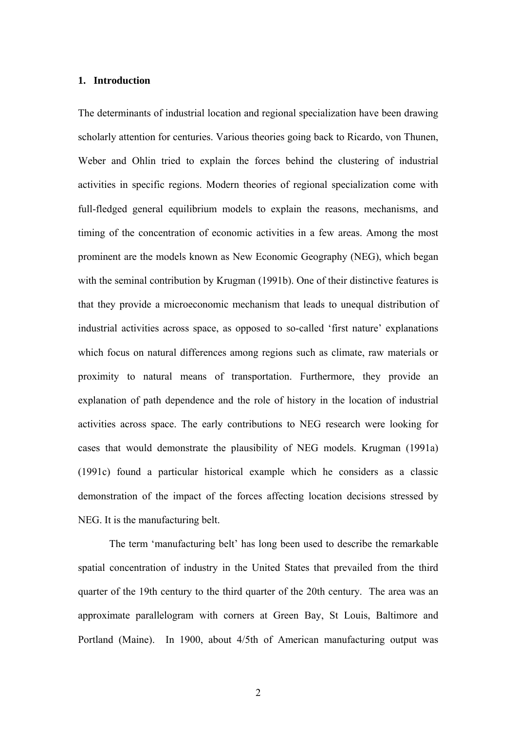## 1. Introduction

The determinants of industrial location and regional specialization have been drawing scholarly attention for centuries. Various theories going back to Ricardo, von Thunen, Weber and Ohlin tried to explain the forces behind the clustering of industrial activities in specific regions. Modern theories of regional specialization come with full-fledged general equilibrium models to explain the reasons, mechanisms, and timing of the concentration of economic activities in a few areas. Among the most prominent are the models known as New Economic Geography (NEG), which began with the seminal contribution by Krugman (1991b). One of their distinctive features is that they provide a microeconomic mechanism that leads to unequal distribution of industrial activities across space, as opposed to so-called 'first nature' explanations which focus on natural differences among regions such as climate, raw materials or proximity to natural means of transportation. Furthermore, they provide an explanation of path dependence and the role of history in the location of industrial activities across space. The early contributions to NEG research were looking for cases that would demonstrate the plausibility of NEG models. Krugman (1991a) (1991c) found a particular historical example which he considers as a classic demonstration of the impact of the forces affecting location decisions stressed by NEG. It is the manufacturing belt.

The term 'manufacturing belt' has long been used to describe the remarkable spatial concentration of industry in the United States that prevailed from the third quarter of the 19th century to the third quarter of the 20th century. The area was an approximate parallelogram with corners at Green Bay, St Louis, Baltimore and Portland (Maine). In 1900, about 4/5th of American manufacturing output was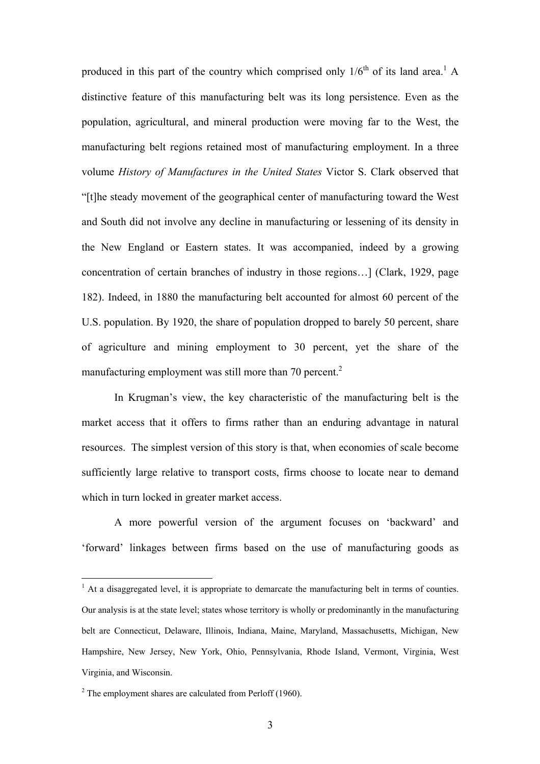produced in this part of the country which comprised only $1/6^{th}$ of its land area.[1] A distinctive feature of this manufacturing belt was its long persistence. Even as the population, agricultural, and mineral production were moving far to the West, the manufacturing belt regions retained most of manufacturing employment. In a three volume *History of Manufactures in the United States* Victor S. Clark observed that "[t]he steady movement of the geographical center of manufacturing toward the West and South did not involve any decline in manufacturing or lessening of its density in the New England or Eastern states. It was accompanied, indeed by a growing concentration of certain branches of industry in those regions…] (Clark, 1929, page 182). Indeed, in 1880 the manufacturing belt accounted for almost 60 percent of the U.S. population. By 1920, the share of population dropped to barely 50 percent, share of agriculture and mining employment to 30 percent, yet the share of the manufacturing employment was still more than 70 percent.[2]

In Krugman's view, the key characteristic of the manufacturing belt is the market access that it offers to firms rather than an enduring advantage in natural resources. The simplest version of this story is that, when economies of scale become sufficiently large relative to transport costs, firms choose to locate near to demand which in turn locked in greater market access.

A more powerful version of the argument focuses on 'backward' and 'forward' linkages between firms based on the use of manufacturing goods as

---

[1] At a disaggregated level, it is appropriate to demarcate the manufacturing belt in terms of counties. Our analysis is at the state level; states whose territory is wholly or predominantly in the manufacturing belt are Connecticut, Delaware, Illinois, Indiana, Maine, Maryland, Massachusetts, Michigan, New Hampshire, New Jersey, New York, Ohio, Pennsylvania, Rhode Island, Vermont, Virginia, West Virginia, and Wisconsin.

[2] The employment shares are calculated from Perloff (1960).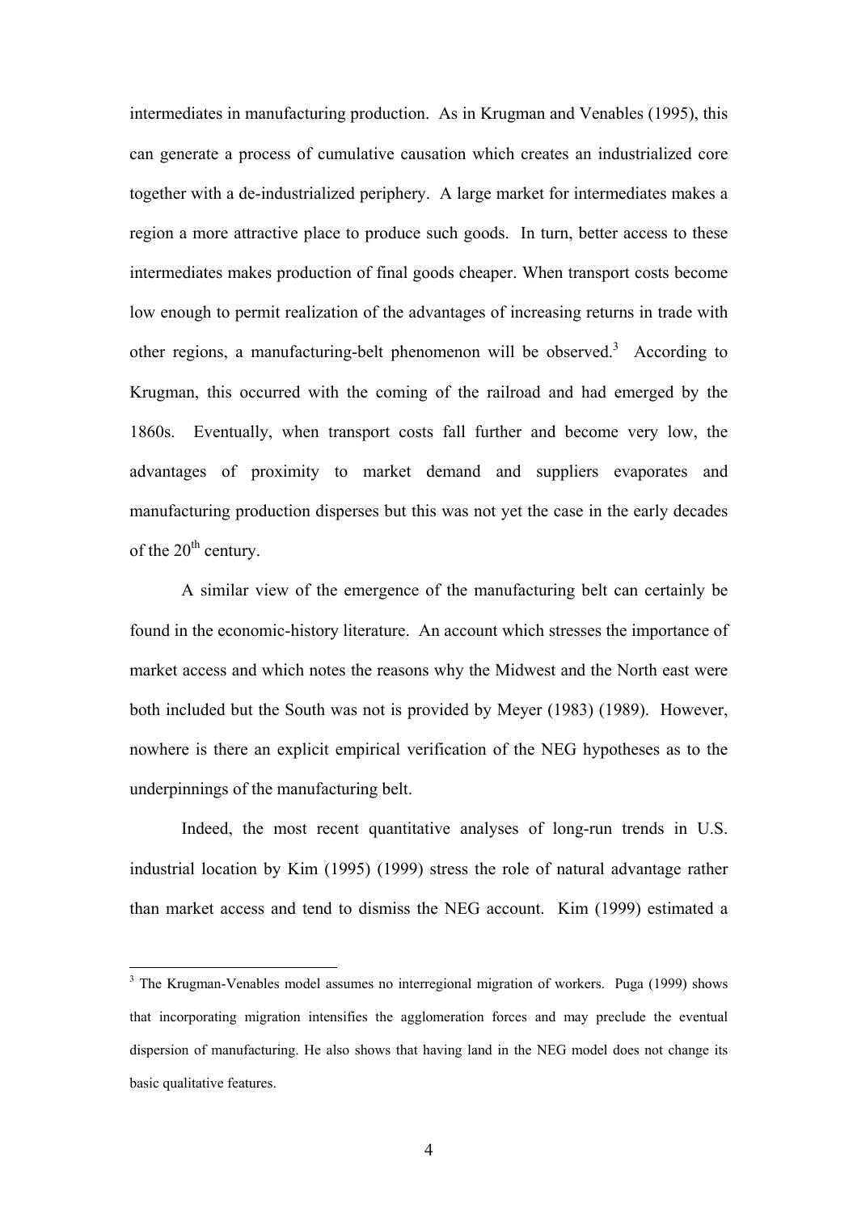intermediates in manufacturing production. As in Krugman and Venables (1995), this can generate a process of cumulative causation which creates an industrialized core together with a de-industrialized periphery. A large market for intermediates makes a region a more attractive place to produce such goods. In turn, better access to these intermediates makes production of final goods cheaper. When transport costs become low enough to permit realization of the advantages of increasing returns in trade with other regions, a manufacturing-belt phenomenon will be observed.[3] According to Krugman, this occurred with the coming of the railroad and had emerged by the 1860s. Eventually, when transport costs fall further and become very low, the advantages of proximity to market demand and suppliers evaporates and manufacturing production disperses but this was not yet the case in the early decades of the 20th century.

A similar view of the emergence of the manufacturing belt can certainly be found in the economic-history literature. An account which stresses the importance of market access and which notes the reasons why the Midwest and the North east were both included but the South was not is provided by Meyer (1983) (1989). However, nowhere is there an explicit empirical verification of the NEG hypotheses as to the underpinnings of the manufacturing belt.

Indeed, the most recent quantitative analyses of long-run trends in U.S. industrial location by Kim (1995) (1999) stress the role of natural advantage rather than market access and tend to dismiss the NEG account. Kim (1999) estimated a

---

[3] The Krugman-Venables model assumes no interregional migration of workers. Puga (1999) shows that incorporating migration intensifies the agglomeration forces and may preclude the eventual dispersion of manufacturing. He also shows that having land in the NEG model does not change its basic qualitative features.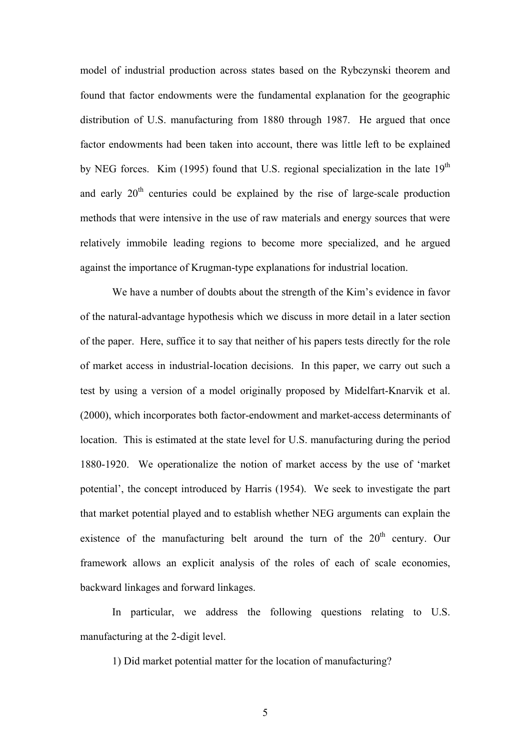model of industrial production across states based on the Rybczynski theorem and found that factor endowments were the fundamental explanation for the geographic distribution of U.S. manufacturing from 1880 through 1987. He argued that once factor endowments had been taken into account, there was little left to be explained by NEG forces. Kim (1995) found that U.S. regional specialization in the late 19$^{th}$ and early 20$^{th}$ centuries could be explained by the rise of large-scale production methods that were intensive in the use of raw materials and energy sources that were relatively immobile leading regions to become more specialized, and he argued against the importance of Krugman-type explanations for industrial location.

We have a number of doubts about the strength of the Kim's evidence in favor of the natural-advantage hypothesis which we discuss in more detail in a later section of the paper. Here, suffice it to say that neither of his papers tests directly for the role of market access in industrial-location decisions. In this paper, we carry out such a test by using a version of a model originally proposed by Midelfart-Knarvik et al. (2000), which incorporates both factor-endowment and market-access determinants of location. This is estimated at the state level for U.S. manufacturing during the period 1880-1920. We operationalize the notion of market access by the use of 'market potential', the concept introduced by Harris (1954). We seek to investigate the part that market potential played and to establish whether NEG arguments can explain the existence of the manufacturing belt around the turn of the 20$^{th}$ century. Our framework allows an explicit analysis of the roles of each of scale economies, backward linkages and forward linkages.

In particular, we address the following questions relating to U.S. manufacturing at the 2-digit level.

1) Did market potential matter for the location of manufacturing?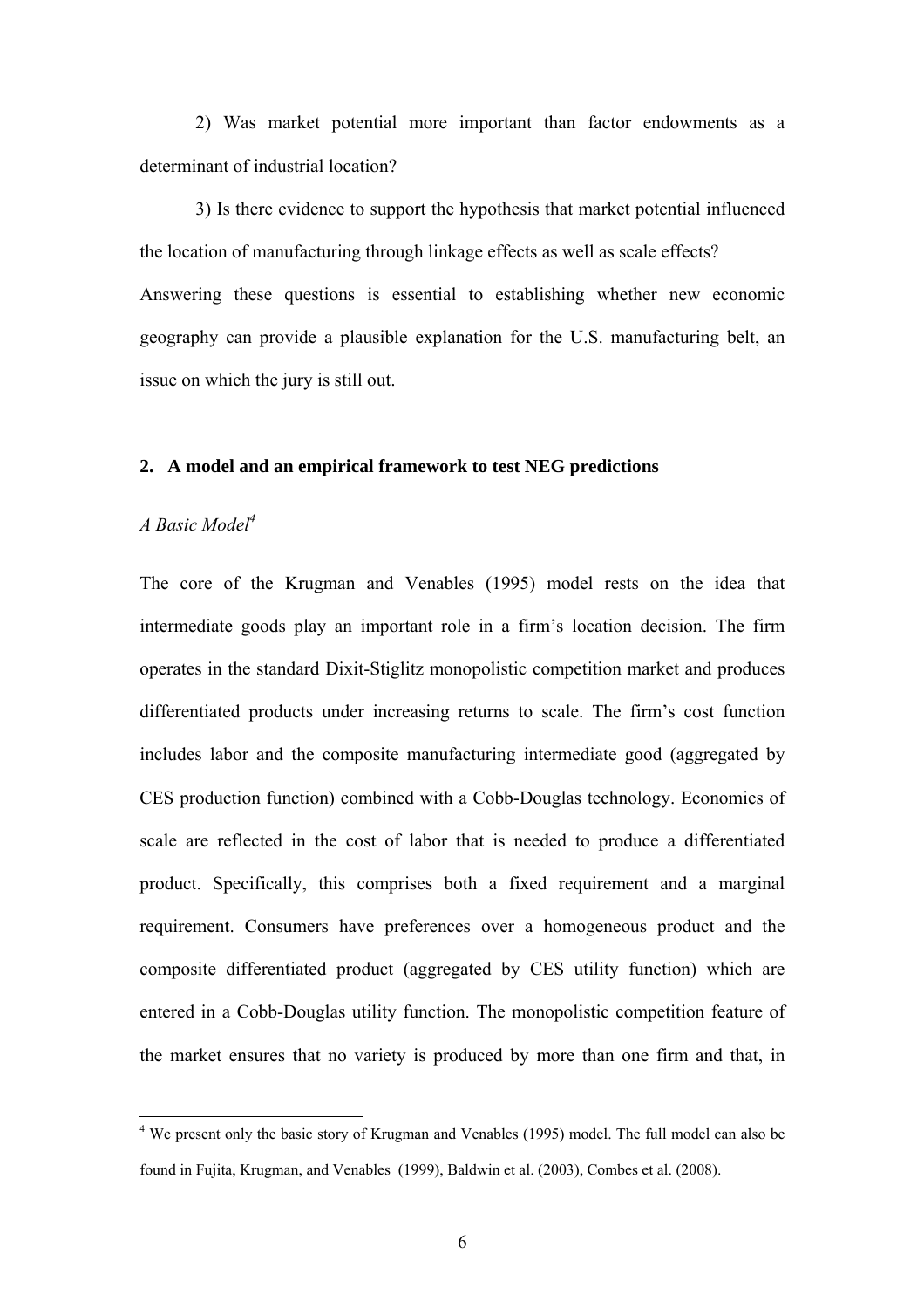2) Was market potential more important than factor endowments as a determinant of industrial location?

3) Is there evidence to support the hypothesis that market potential influenced the location of manufacturing through linkage effects as well as scale effects?

Answering these questions is essential to establishing whether new economic geography can provide a plausible explanation for the U.S. manufacturing belt, an issue on which the jury is still out.

## 2. A model and an empirical framework to test NEG predictions

### *A Basic Model*[4]

The core of the Krugman and Venables (1995) model rests on the idea that intermediate goods play an important role in a firm's location decision. The firm operates in the standard Dixit-Stiglitz monopolistic competition market and produces differentiated products under increasing returns to scale. The firm's cost function includes labor and the composite manufacturing intermediate good (aggregated by CES production function) combined with a Cobb-Douglas technology. Economies of scale are reflected in the cost of labor that is needed to produce a differentiated product. Specifically, this comprises both a fixed requirement and a marginal requirement. Consumers have preferences over a homogeneous product and the composite differentiated product (aggregated by CES utility function) which are entered in a Cobb-Douglas utility function. The monopolistic competition feature of the market ensures that no variety is produced by more than one firm and that, in

[4] We present only the basic story of Krugman and Venables (1995) model. The full model can also be found in Fujita, Krugman, and Venables (1999), Baldwin et al. (2003), Combes et al. (2008).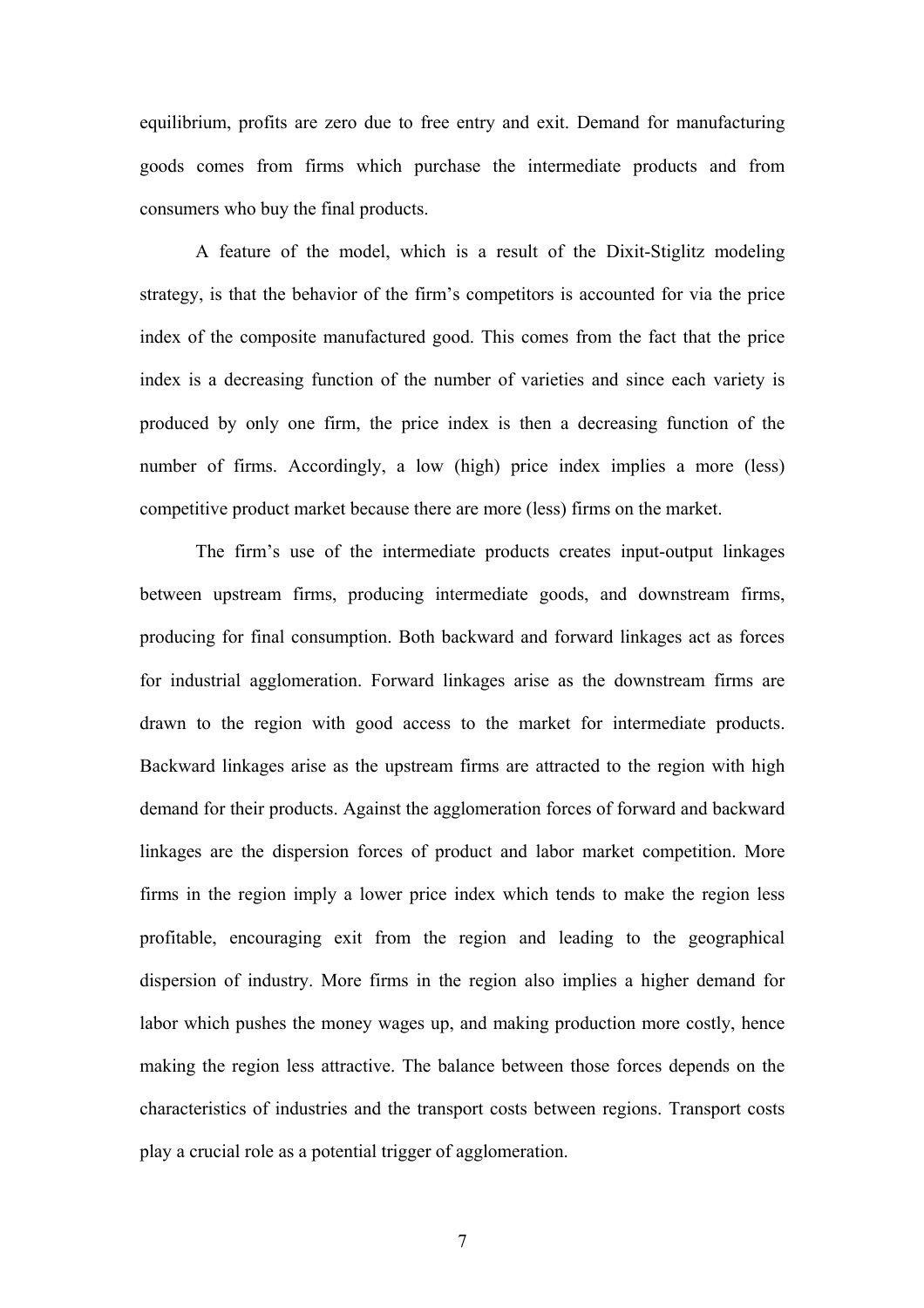equilibrium, profits are zero due to free entry and exit. Demand for manufacturing goods comes from firms which purchase the intermediate products and from consumers who buy the final products.

A feature of the model, which is a result of the Dixit-Stiglitz modeling strategy, is that the behavior of the firm's competitors is accounted for via the price index of the composite manufactured good. This comes from the fact that the price index is a decreasing function of the number of varieties and since each variety is produced by only one firm, the price index is then a decreasing function of the number of firms. Accordingly, a low (high) price index implies a more (less) competitive product market because there are more (less) firms on the market.

The firm's use of the intermediate products creates input-output linkages between upstream firms, producing intermediate goods, and downstream firms, producing for final consumption. Both backward and forward linkages act as forces for industrial agglomeration. Forward linkages arise as the downstream firms are drawn to the region with good access to the market for intermediate products. Backward linkages arise as the upstream firms are attracted to the region with high demand for their products. Against the agglomeration forces of forward and backward linkages are the dispersion forces of product and labor market competition. More firms in the region imply a lower price index which tends to make the region less profitable, encouraging exit from the region and leading to the geographical dispersion of industry. More firms in the region also implies a higher demand for labor which pushes the money wages up, and making production more costly, hence making the region less attractive. The balance between those forces depends on the characteristics of industries and the transport costs between regions. Transport costs play a crucial role as a potential trigger of agglomeration.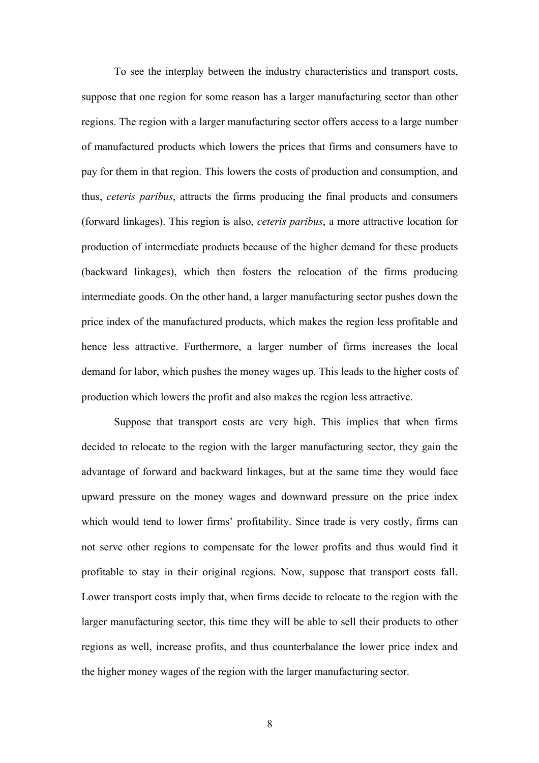To see the interplay between the industry characteristics and transport costs, suppose that one region for some reason has a larger manufacturing sector than other regions. The region with a larger manufacturing sector offers access to a large number of manufactured products which lowers the prices that firms and consumers have to pay for them in that region. This lowers the costs of production and consumption, and thus, *ceteris paribus*, attracts the firms producing the final products and consumers (forward linkages). This region is also, *ceteris paribus*, a more attractive location for production of intermediate products because of the higher demand for these products (backward linkages), which then fosters the relocation of the firms producing intermediate goods. On the other hand, a larger manufacturing sector pushes down the price index of the manufactured products, which makes the region less profitable and hence less attractive. Furthermore, a larger number of firms increases the local demand for labor, which pushes the money wages up. This leads to the higher costs of production which lowers the profit and also makes the region less attractive.

Suppose that transport costs are very high. This implies that when firms decided to relocate to the region with the larger manufacturing sector, they gain the advantage of forward and backward linkages, but at the same time they would face upward pressure on the money wages and downward pressure on the price index which would tend to lower firms' profitability. Since trade is very costly, firms can not serve other regions to compensate for the lower profits and thus would find it profitable to stay in their original regions. Now, suppose that transport costs fall. Lower transport costs imply that, when firms decide to relocate to the region with the larger manufacturing sector, this time they will be able to sell their products to other regions as well, increase profits, and thus counterbalance the lower price index and the higher money wages of the region with the larger manufacturing sector.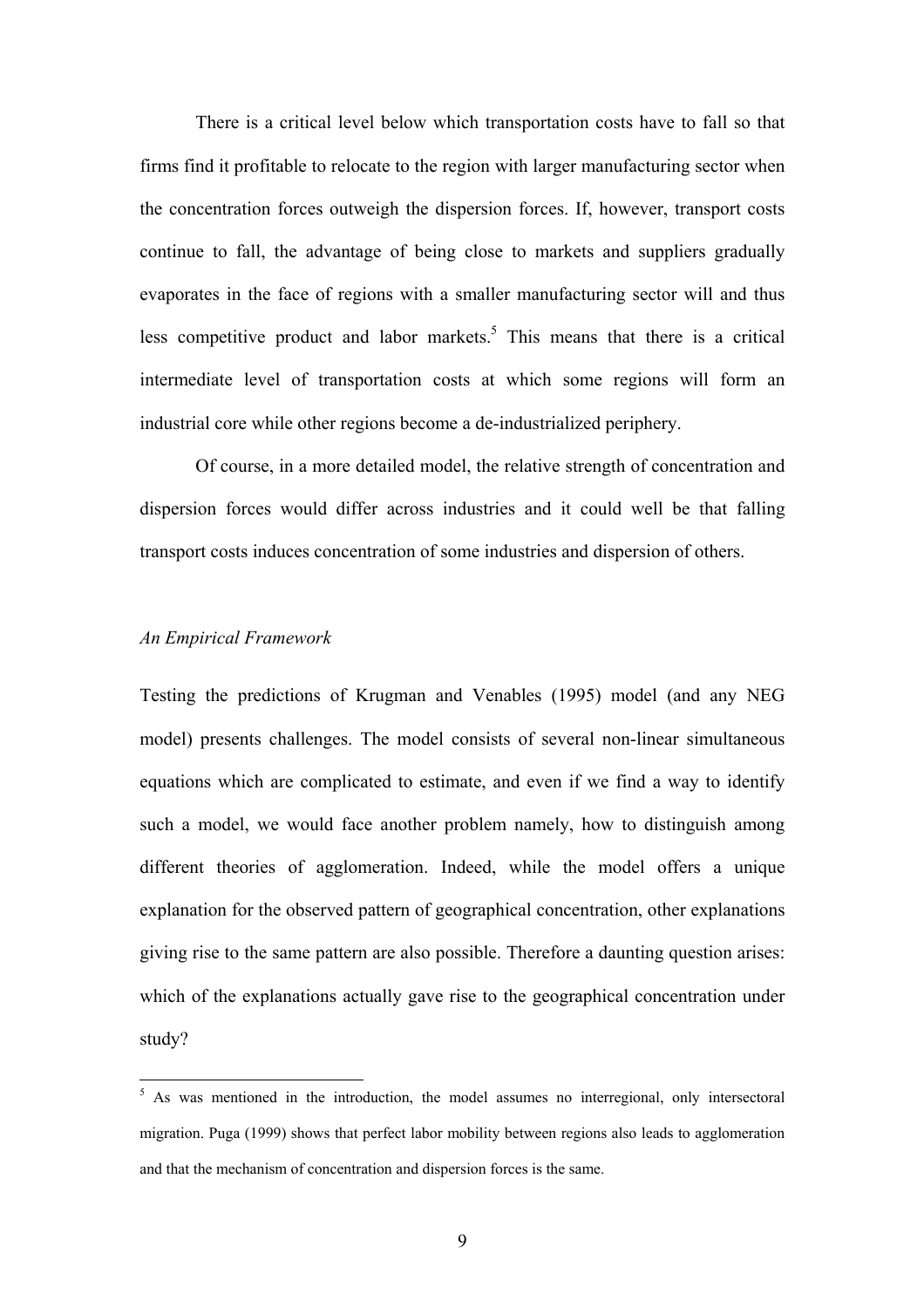There is a critical level below which transportation costs have to fall so that firms find it profitable to relocate to the region with larger manufacturing sector when the concentration forces outweigh the dispersion forces. If, however, transport costs continue to fall, the advantage of being close to markets and suppliers gradually evaporates in the face of regions with a smaller manufacturing sector will and thus less competitive product and labor markets.[5] This means that there is a critical intermediate level of transportation costs at which some regions will form an industrial core while other regions become a de-industrialized periphery.

Of course, in a more detailed model, the relative strength of concentration and dispersion forces would differ across industries and it could well be that falling transport costs induces concentration of some industries and dispersion of others.

*An Empirical Framework*

Testing the predictions of Krugman and Venables (1995) model (and any NEG model) presents challenges. The model consists of several non-linear simultaneous equations which are complicated to estimate, and even if we find a way to identify such a model, we would face another problem namely, how to distinguish among different theories of agglomeration. Indeed, while the model offers a unique explanation for the observed pattern of geographical concentration, other explanations giving rise to the same pattern are also possible. Therefore a daunting question arises: which of the explanations actually gave rise to the geographical concentration under study?

---

[5] As was mentioned in the introduction, the model assumes no interregional, only intersectoral migration. Puga (1999) shows that perfect labor mobility between regions also leads to agglomeration and that the mechanism of concentration and dispersion forces is the same.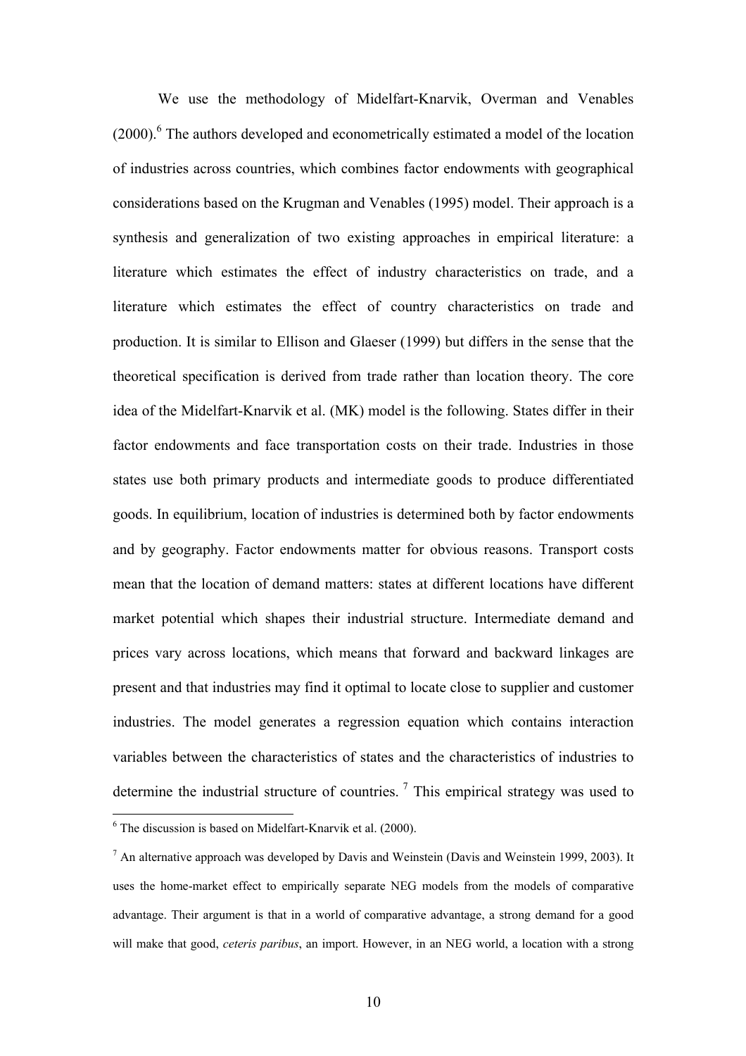We use the methodology of Midelfart-Knarvik, Overman and Venables (2000).[6] The authors developed and econometrically estimated a model of the location of industries across countries, which combines factor endowments with geographical considerations based on the Krugman and Venables (1995) model. Their approach is a synthesis and generalization of two existing approaches in empirical literature: a literature which estimates the effect of industry characteristics on trade, and a literature which estimates the effect of country characteristics on trade and production. It is similar to Ellison and Glaeser (1999) but differs in the sense that the theoretical specification is derived from trade rather than location theory. The core idea of the Midelfart-Knarvik et al. (MK) model is the following. States differ in their factor endowments and face transportation costs on their trade. Industries in those states use both primary products and intermediate goods to produce differentiated goods. In equilibrium, location of industries is determined both by factor endowments and by geography. Factor endowments matter for obvious reasons. Transport costs mean that the location of demand matters: states at different locations have different market potential which shapes their industrial structure. Intermediate demand and prices vary across locations, which means that forward and backward linkages are present and that industries may find it optimal to locate close to supplier and customer industries. The model generates a regression equation which contains interaction variables between the characteristics of states and the characteristics of industries to determine the industrial structure of countries. [7] This empirical strategy was used to

[6] The discussion is based on Midelfart-Knarvik et al. (2000).

[7] An alternative approach was developed by Davis and Weinstein (Davis and Weinstein 1999, 2003). It uses the home-market effect to empirically separate NEG models from the models of comparative advantage. Their argument is that in a world of comparative advantage, a strong demand for a good will make that good, *ceteris paribus*, an import. However, in an NEG world, a location with a strong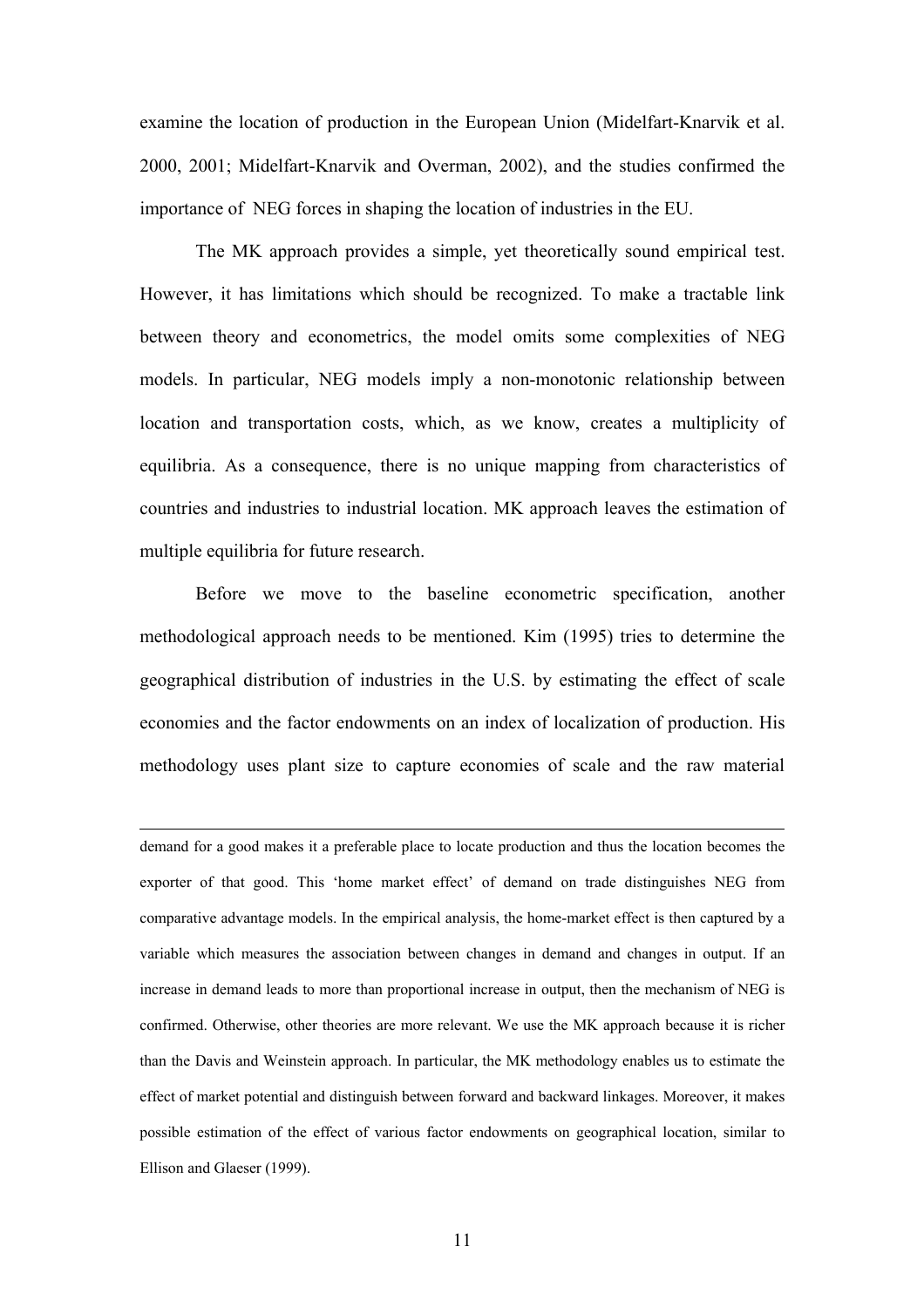examine the location of production in the European Union (Midelfart-Knarvik et al. 2000, 2001; Midelfart-Knarvik and Overman, 2002), and the studies confirmed the importance of NEG forces in shaping the location of industries in the EU.

The MK approach provides a simple, yet theoretically sound empirical test. However, it has limitations which should be recognized. To make a tractable link between theory and econometrics, the model omits some complexities of NEG models. In particular, NEG models imply a non-monotonic relationship between location and transportation costs, which, as we know, creates a multiplicity of equilibria. As a consequence, there is no unique mapping from characteristics of countries and industries to industrial location. MK approach leaves the estimation of multiple equilibria for future research.

Before we move to the baseline econometric specification, another methodological approach needs to be mentioned. Kim (1995) tries to determine the geographical distribution of industries in the U.S. by estimating the effect of scale economies and the factor endowments on an index of localization of production. His methodology uses plant size to capture economies of scale and the raw material

---

demand for a good makes it a preferable place to locate production and thus the location becomes the exporter of that good. This 'home market effect' of demand on trade distinguishes NEG from comparative advantage models. In the empirical analysis, the home-market effect is then captured by a variable which measures the association between changes in demand and changes in output. If an increase in demand leads to more than proportional increase in output, then the mechanism of NEG is confirmed. Otherwise, other theories are more relevant. We use the MK approach because it is richer than the Davis and Weinstein approach. In particular, the MK methodology enables us to estimate the effect of market potential and distinguish between forward and backward linkages. Moreover, it makes possible estimation of the effect of various factor endowments on geographical location, similar to Ellison and Glaeser (1999).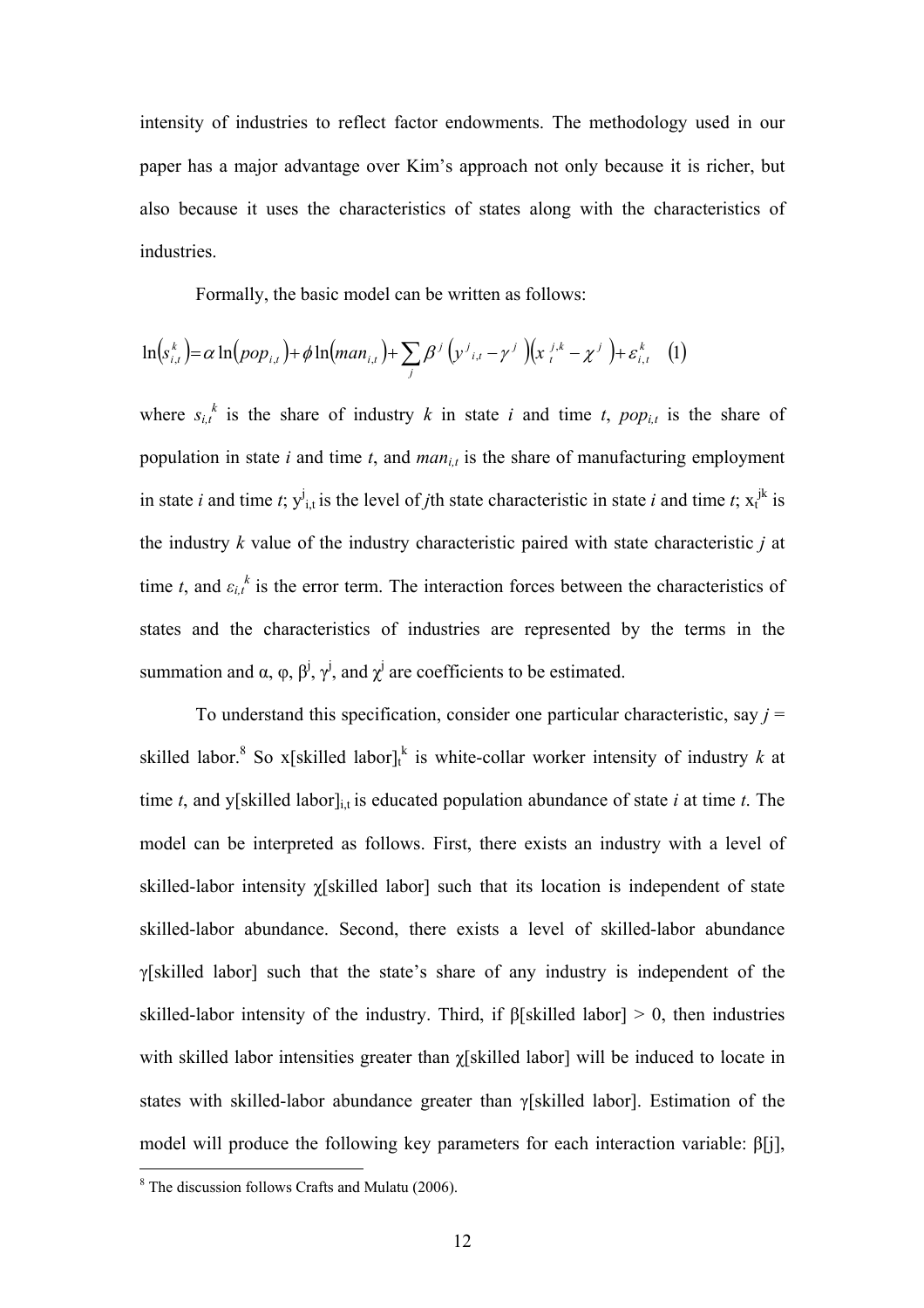intensity of industries to reflect factor endowments. The methodology used in our paper has a major advantage over Kim's approach not only because it is richer, but also because it uses the characteristics of states along with the characteristics of industries.

Formally, the basic model can be written as follows:

$$\ln\left(s_{i,t}^{k}\right) = \alpha \ln\left(pop_{i,t}\right) + \phi \ln\left(man_{i,t}\right) + \sum_{j} \beta^{j} \left(y^{j}{}_{i,t} - \gamma^{j}\right)\left(x_{t}^{j,k} - \chi^{j}\right) + \varepsilon_{i,t}^{k} \quad (1)$$

where $s_{i,t}^{k}$ is the share of industry $k$ in state $i$ and time $t$, $pop_{i,t}$ is the share of population in state $i$ and time $t$, and $man_{i,t}$ is the share of manufacturing employment in state $i$ and time $t$; $y^{j}_{i,t}$ is the level of $j$th state characteristic in state $i$ and time $t$; $x_{t}^{jk}$ is the industry $k$ value of the industry characteristic paired with state characteristic $j$ at time $t$, and $\varepsilon_{i,t}^{k}$ is the error term. The interaction forces between the characteristics of states and the characteristics of industries are represented by the terms in the summation and $\alpha$, $\varphi$, $\beta^{j}$, $\gamma^{j}$, and $\chi^{j}$ are coefficients to be estimated.

To understand this specification, consider one particular characteristic, say $j$ = skilled labor.[8] So x[skilled labor]$_{t}^{k}$ is white-collar worker intensity of industry $k$ at time $t$, and y[skilled labor]$_{i,t}$ is educated population abundance of state $i$ at time $t$. The model can be interpreted as follows. First, there exists an industry with a level of skilled-labor intensity $\chi$[skilled labor] such that its location is independent of state skilled-labor abundance. Second, there exists a level of skilled-labor abundance $\gamma$[skilled labor] such that the state's share of any industry is independent of the skilled-labor intensity of the industry. Third, if $\beta$[skilled labor] > 0, then industries with skilled labor intensities greater than $\chi$[skilled labor] will be induced to locate in states with skilled-labor abundance greater than $\gamma$[skilled labor]. Estimation of the model will produce the following key parameters for each interaction variable: $\beta$[j],

[8] The discussion follows Crafts and Mulatu (2006).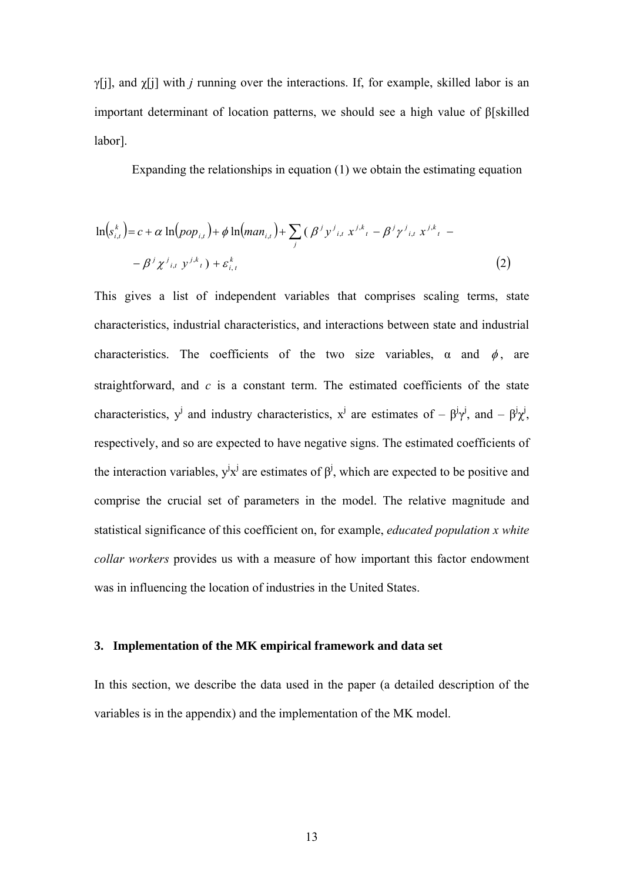$\gamma$[j], and $\chi$[j] with *j* running over the interactions. If, for example, skilled labor is an important determinant of location patterns, we should see a high value of $\beta$[skilled labor].

Expanding the relationships in equation (1) we obtain the estimating equation

$$\ln\left(s_{i,t}^{k}\right) = c + \alpha \ln\left(pop_{i,t}\right) + \phi \ln\left(man_{i,t}\right) + \sum_{j} \left( \beta^{j} y^{j}{}_{i,t}\ x^{j,k}{}_{t} - \beta^{j} \gamma^{j}{}_{i,t}\ x^{j,k}{}_{t} - \right.$$
$$\left. - \beta^{j} \chi^{j}{}_{i,t}\ y^{j,k}{}_{t} \right) + \varepsilon_{i,t}^{k} \qquad (2)$$

This gives a list of independent variables that comprises scaling terms, state characteristics, industrial characteristics, and interactions between state and industrial characteristics. The coefficients of the two size variables, $\alpha$ and $\phi$, are straightforward, and *c* is a constant term. The estimated coefficients of the state characteristics, $y^j$ and industry characteristics, $x^j$ are estimates of $-\beta^j\gamma^j$, and $-\beta^j\chi^j$, respectively, and so are expected to have negative signs. The estimated coefficients of the interaction variables, $y^jx^j$ are estimates of $\beta^j$, which are expected to be positive and comprise the crucial set of parameters in the model. The relative magnitude and statistical significance of this coefficient on, for example, *educated population x white collar workers* provides us with a measure of how important this factor endowment was in influencing the location of industries in the United States.

### 3. Implementation of the MK empirical framework and data set

In this section, we describe the data used in the paper (a detailed description of the variables is in the appendix) and the implementation of the MK model.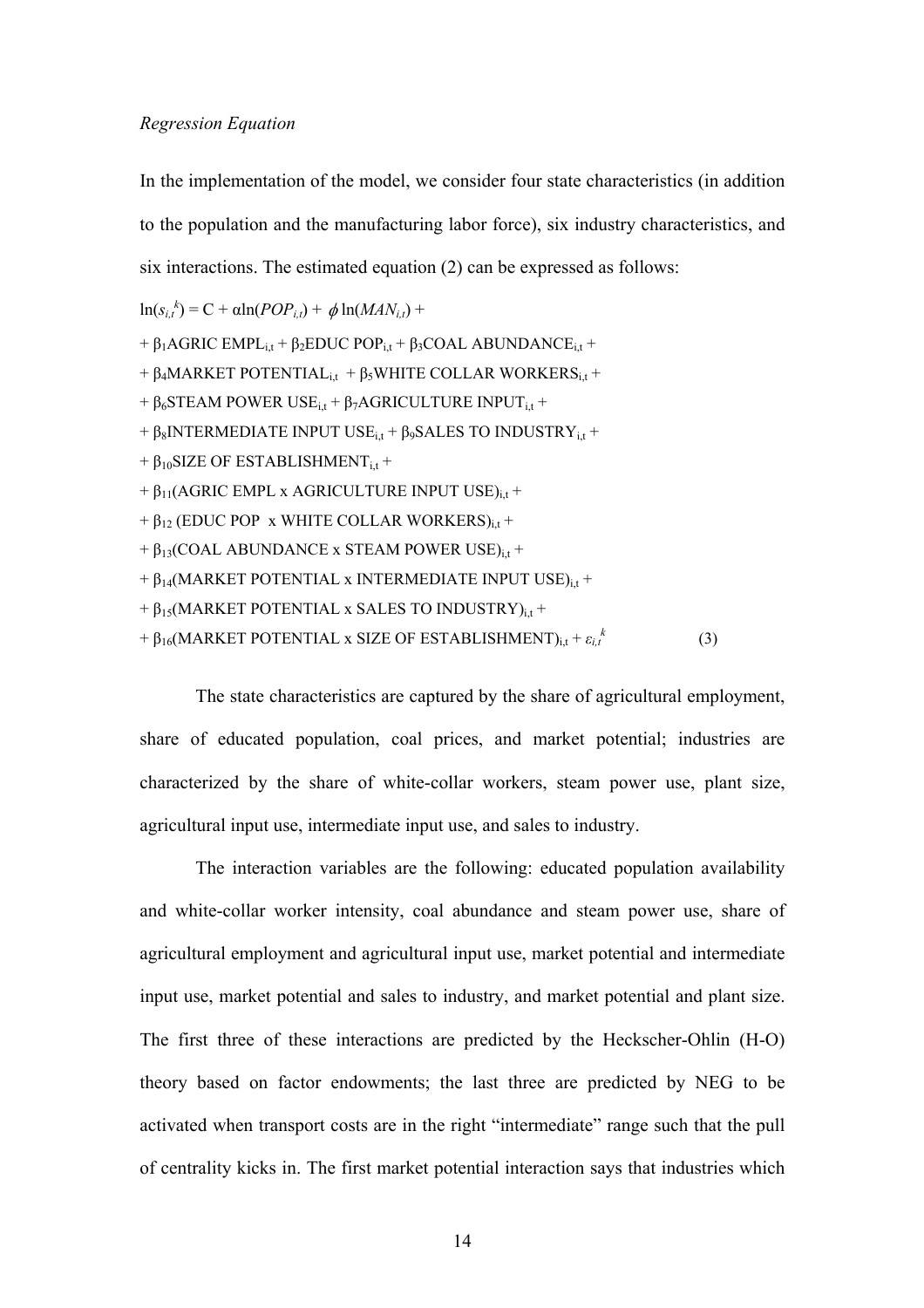*Regression Equation*

In the implementation of the model, we consider four state characteristics (in addition to the population and the manufacturing labor force), six industry characteristics, and six interactions. The estimated equation (2) can be expressed as follows:

$$
\begin{aligned}
\ln(s_{i,t}^{k}) = {} & C + \alpha \ln(POP_{i,t}) + \phi \ln(MAN_{i,t}) + \\
& + \beta_1 \text{AGRIC EMPL}_{i,t} + \beta_2 \text{EDUC POP}_{i,t} + \beta_3 \text{COAL ABUNDANCE}_{i,t} + \\
& + \beta_4 \text{MARKET POTENTIAL}_{i,t} + \beta_5 \text{WHITE COLLAR WORKERS}_{i,t} + \\
& + \beta_6 \text{STEAM POWER USE}_{i,t} + \beta_7 \text{AGRICULTURE INPUT}_{i,t} + \\
& + \beta_8 \text{INTERMEDIATE INPUT USE}_{i,t} + \beta_9 \text{SALES TO INDUSTRY}_{i,t} + \\
& + \beta_{10} \text{SIZE OF ESTABLISHMENT}_{i,t} + \\
& + \beta_{11} (\text{AGRIC EMPL x AGRICULTURE INPUT USE})_{i,t} + \\
& + \beta_{12} (\text{EDUC POP x WHITE COLLAR WORKERS})_{i,t} + \\
& + \beta_{13} (\text{COAL ABUNDANCE x STEAM POWER USE})_{i,t} + \\
& + \beta_{14} (\text{MARKET POTENTIAL x INTERMEDIATE INPUT USE})_{i,t} + \\
& + \beta_{15} (\text{MARKET POTENTIAL x SALES TO INDUSTRY})_{i,t} + \\
& + \beta_{16} (\text{MARKET POTENTIAL x SIZE OF ESTABLISHMENT})_{i,t} + \varepsilon_{i,t}^{k} \qquad (3)
\end{aligned}
$$

The state characteristics are captured by the share of agricultural employment, share of educated population, coal prices, and market potential; industries are characterized by the share of white-collar workers, steam power use, plant size, agricultural input use, intermediate input use, and sales to industry.

The interaction variables are the following: educated population availability and white-collar worker intensity, coal abundance and steam power use, share of agricultural employment and agricultural input use, market potential and intermediate input use, market potential and sales to industry, and market potential and plant size. The first three of these interactions are predicted by the Heckscher-Ohlin (H-O) theory based on factor endowments; the last three are predicted by NEG to be activated when transport costs are in the right "intermediate" range such that the pull of centrality kicks in. The first market potential interaction says that industries which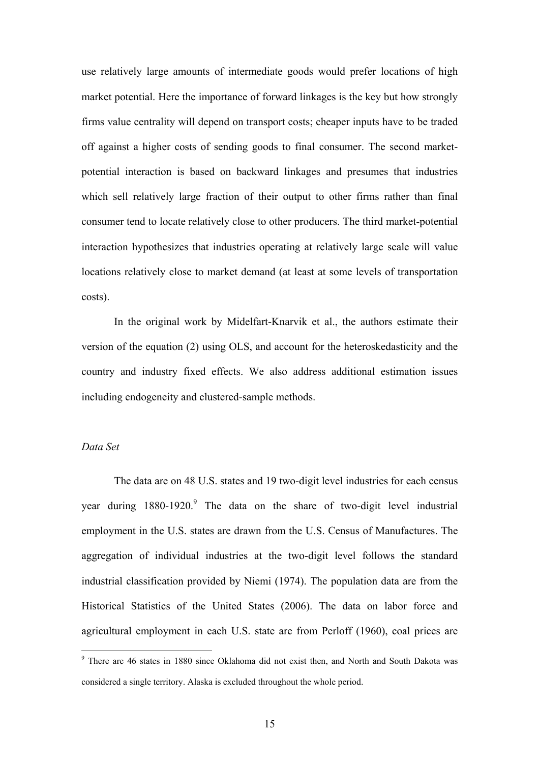use relatively large amounts of intermediate goods would prefer locations of high market potential. Here the importance of forward linkages is the key but how strongly firms value centrality will depend on transport costs; cheaper inputs have to be traded off against a higher costs of sending goods to final consumer. The second market-potential interaction is based on backward linkages and presumes that industries which sell relatively large fraction of their output to other firms rather than final consumer tend to locate relatively close to other producers. The third market-potential interaction hypothesizes that industries operating at relatively large scale will value locations relatively close to market demand (at least at some levels of transportation costs).

In the original work by Midelfart-Knarvik et al., the authors estimate their version of the equation (2) using OLS, and account for the heteroskedasticity and the country and industry fixed effects. We also address additional estimation issues including endogeneity and clustered-sample methods.

*Data Set*

The data are on 48 U.S. states and 19 two-digit level industries for each census year during 1880-1920.[9] The data on the share of two-digit level industrial employment in the U.S. states are drawn from the U.S. Census of Manufactures. The aggregation of individual industries at the two-digit level follows the standard industrial classification provided by Niemi (1974). The population data are from the Historical Statistics of the United States (2006). The data on labor force and agricultural employment in each U.S. state are from Perloff (1960), coal prices are

[9] There are 46 states in 1880 since Oklahoma did not exist then, and North and South Dakota was considered a single territory. Alaska is excluded throughout the whole period.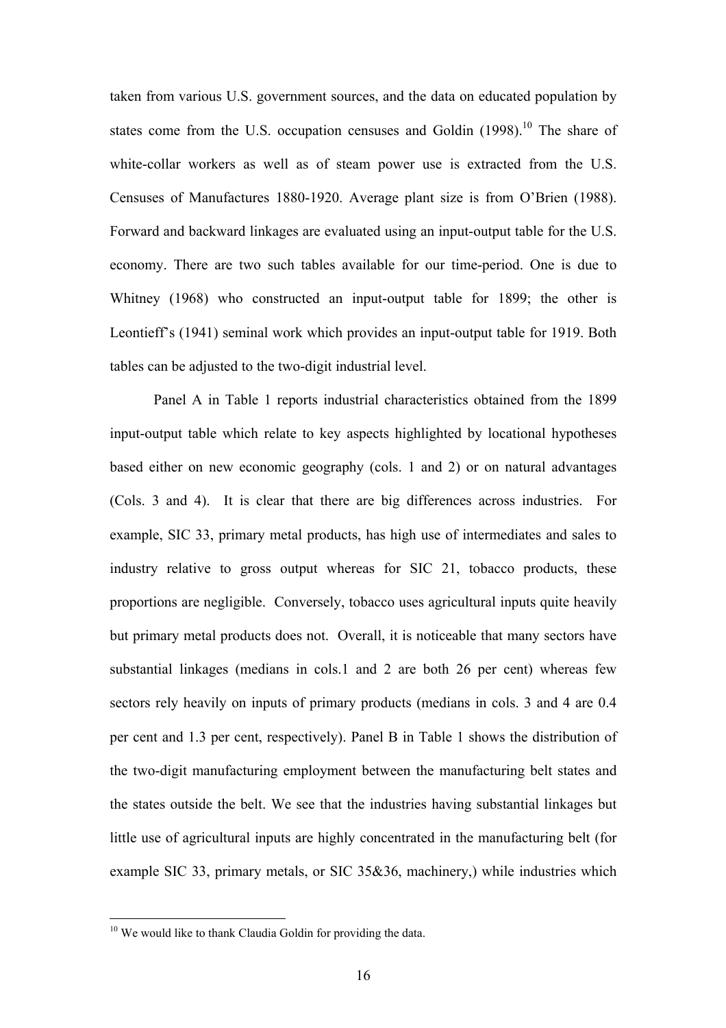taken from various U.S. government sources, and the data on educated population by states come from the U.S. occupation censuses and Goldin (1998).[10] The share of white-collar workers as well as of steam power use is extracted from the U.S. Censuses of Manufactures 1880-1920. Average plant size is from O'Brien (1988). Forward and backward linkages are evaluated using an input-output table for the U.S. economy. There are two such tables available for our time-period. One is due to Whitney (1968) who constructed an input-output table for 1899; the other is Leontieff's (1941) seminal work which provides an input-output table for 1919. Both tables can be adjusted to the two-digit industrial level.

Panel A in Table 1 reports industrial characteristics obtained from the 1899 input-output table which relate to key aspects highlighted by locational hypotheses based either on new economic geography (cols. 1 and 2) or on natural advantages (Cols. 3 and 4). It is clear that there are big differences across industries. For example, SIC 33, primary metal products, has high use of intermediates and sales to industry relative to gross output whereas for SIC 21, tobacco products, these proportions are negligible. Conversely, tobacco uses agricultural inputs quite heavily but primary metal products does not. Overall, it is noticeable that many sectors have substantial linkages (medians in cols.1 and 2 are both 26 per cent) whereas few sectors rely heavily on inputs of primary products (medians in cols. 3 and 4 are 0.4 per cent and 1.3 per cent, respectively). Panel B in Table 1 shows the distribution of the two-digit manufacturing employment between the manufacturing belt states and the states outside the belt. We see that the industries having substantial linkages but little use of agricultural inputs are highly concentrated in the manufacturing belt (for example SIC 33, primary metals, or SIC 35&36, machinery,) while industries which

[10] We would like to thank Claudia Goldin for providing the data.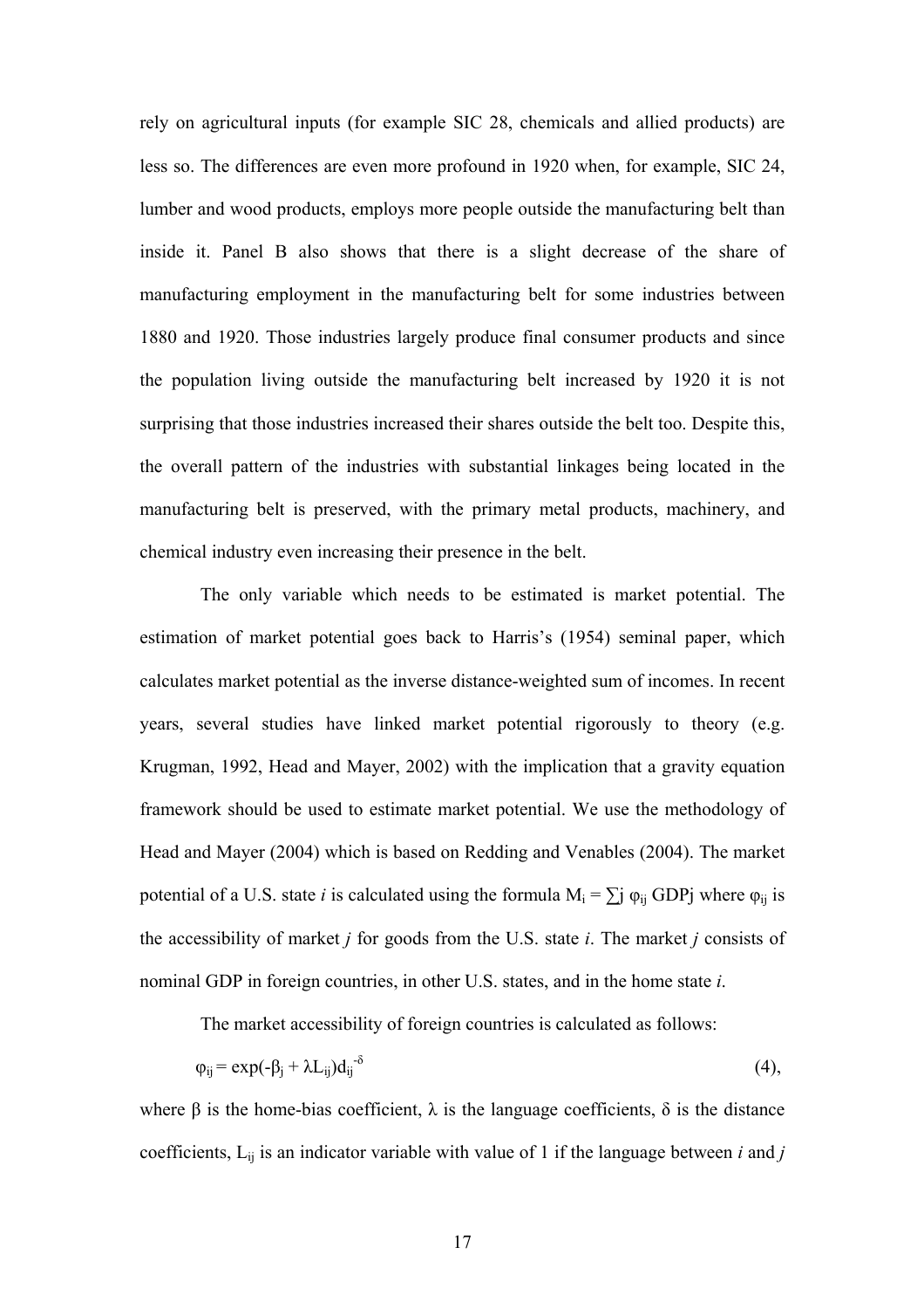rely on agricultural inputs (for example SIC 28, chemicals and allied products) are less so. The differences are even more profound in 1920 when, for example, SIC 24, lumber and wood products, employs more people outside the manufacturing belt than inside it. Panel B also shows that there is a slight decrease of the share of manufacturing employment in the manufacturing belt for some industries between 1880 and 1920. Those industries largely produce final consumer products and since the population living outside the manufacturing belt increased by 1920 it is not surprising that those industries increased their shares outside the belt too. Despite this, the overall pattern of the industries with substantial linkages being located in the manufacturing belt is preserved, with the primary metal products, machinery, and chemical industry even increasing their presence in the belt.

The only variable which needs to be estimated is market potential. The estimation of market potential goes back to Harris's (1954) seminal paper, which calculates market potential as the inverse distance-weighted sum of incomes. In recent years, several studies have linked market potential rigorously to theory (e.g. Krugman, 1992, Head and Mayer, 2002) with the implication that a gravity equation framework should be used to estimate market potential. We use the methodology of Head and Mayer (2004) which is based on Redding and Venables (2004). The market potential of a U.S. state *i* is calculated using the formula $M_i = \sum_j \varphi_{ij} GDP_j$ where $\varphi_{ij}$ is the accessibility of market *j* for goods from the U.S. state *i*. The market *j* consists of nominal GDP in foreign countries, in other U.S. states, and in the home state *i*.

The market accessibility of foreign countries is calculated as follows:

$$\varphi_{ij} = \exp(-\beta_j + \lambda L_{ij}) d_{ij}^{-\delta} \quad (4),$$

where $\beta$ is the home-bias coefficient, $\lambda$ is the language coefficients, $\delta$ is the distance coefficients, $L_{ij}$ is an indicator variable with value of 1 if the language between *i* and *j*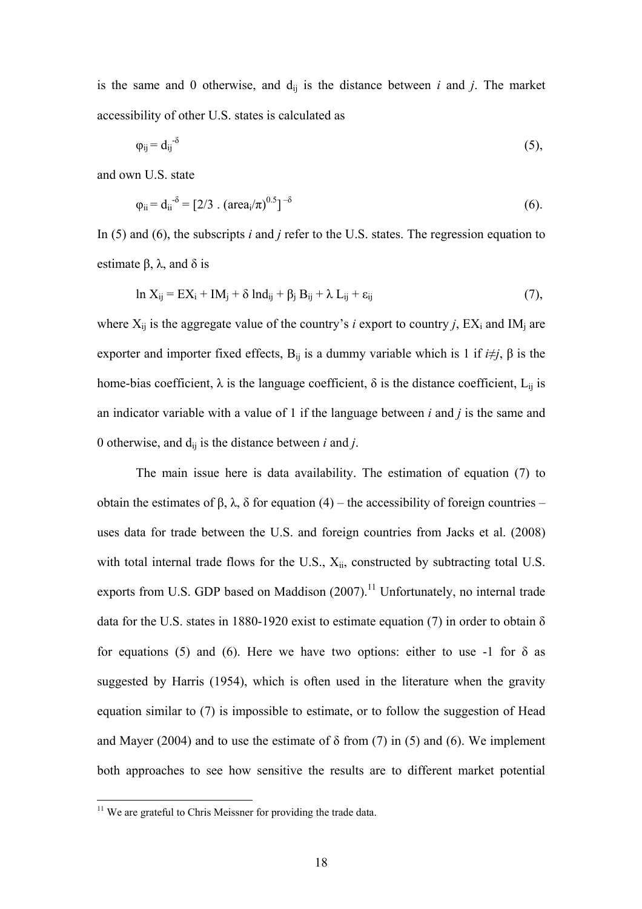is the same and 0 otherwise, and $d_{ij}$ is the distance between *i* and *j*. The market accessibility of other U.S. states is calculated as

$$\varphi_{ij} = d_{ij}^{-\delta} \tag{5},$$

and own U.S. state

$$\varphi_{ii} = d_{ii}^{-\delta} = [2/3 \,.\, (\text{area}_i/\pi)^{0.5}]^{-\delta} \tag{6}.$$

In (5) and (6), the subscripts *i* and *j* refer to the U.S. states. The regression equation to estimate β, λ, and δ is

$$\ln X_{ij} = EX_i + IM_j + \delta \ln d_{ij} + \beta_j B_{ij} + \lambda L_{ij} + \varepsilon_{ij} \tag{7},$$

where $X_{ij}$ is the aggregate value of the country's *i* export to country *j*, $EX_i$ and $IM_j$ are exporter and importer fixed effects, $B_{ij}$ is a dummy variable which is 1 if $i \neq j$, β is the home-bias coefficient, λ is the language coefficient, δ is the distance coefficient, $L_{ij}$ is an indicator variable with a value of 1 if the language between *i* and *j* is the same and 0 otherwise, and $d_{ij}$ is the distance between *i* and *j*.

The main issue here is data availability. The estimation of equation (7) to obtain the estimates of β, λ, δ for equation (4) – the accessibility of foreign countries – uses data for trade between the U.S. and foreign countries from Jacks et al. (2008) with total internal trade flows for the U.S., $X_{ii}$, constructed by subtracting total U.S. exports from U.S. GDP based on Maddison (2007).[11] Unfortunately, no internal trade data for the U.S. states in 1880-1920 exist to estimate equation (7) in order to obtain δ for equations (5) and (6). Here we have two options: either to use -1 for δ as suggested by Harris (1954), which is often used in the literature when the gravity equation similar to (7) is impossible to estimate, or to follow the suggestion of Head and Mayer (2004) and to use the estimate of δ from (7) in (5) and (6). We implement both approaches to see how sensitive the results are to different market potential

[11] We are grateful to Chris Meissner for providing the trade data.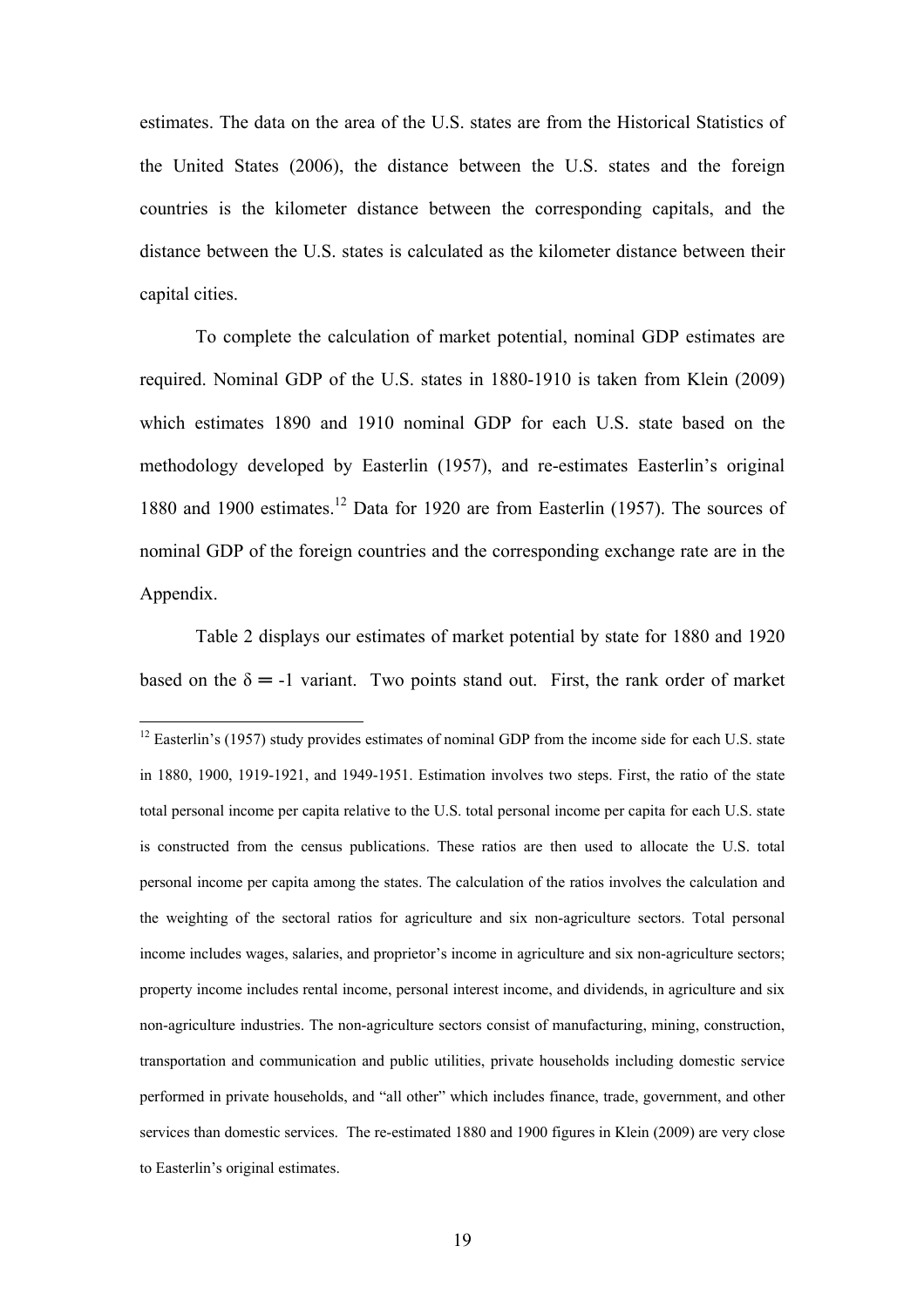estimates. The data on the area of the U.S. states are from the Historical Statistics of the United States (2006), the distance between the U.S. states and the foreign countries is the kilometer distance between the corresponding capitals, and the distance between the U.S. states is calculated as the kilometer distance between their capital cities.

To complete the calculation of market potential, nominal GDP estimates are required. Nominal GDP of the U.S. states in 1880-1910 is taken from Klein (2009) which estimates 1890 and 1910 nominal GDP for each U.S. state based on the methodology developed by Easterlin (1957), and re-estimates Easterlin's original 1880 and 1900 estimates.[12] Data for 1920 are from Easterlin (1957). The sources of nominal GDP of the foreign countries and the corresponding exchange rate are in the Appendix.

Table 2 displays our estimates of market potential by state for 1880 and 1920 based on the $\delta = -1$ variant. Two points stand out. First, the rank order of market

[12] Easterlin's (1957) study provides estimates of nominal GDP from the income side for each U.S. state in 1880, 1900, 1919-1921, and 1949-1951. Estimation involves two steps. First, the ratio of the state total personal income per capita relative to the U.S. total personal income per capita for each U.S. state is constructed from the census publications. These ratios are then used to allocate the U.S. total personal income per capita among the states. The calculation of the ratios involves the calculation and the weighting of the sectoral ratios for agriculture and six non-agriculture sectors. Total personal income includes wages, salaries, and proprietor's income in agriculture and six non-agriculture sectors; property income includes rental income, personal interest income, and dividends, in agriculture and six non-agriculture industries. The non-agriculture sectors consist of manufacturing, mining, construction, transportation and communication and public utilities, private households including domestic service performed in private households, and "all other" which includes finance, trade, government, and other services than domestic services. The re-estimated 1880 and 1900 figures in Klein (2009) are very close to Easterlin's original estimates.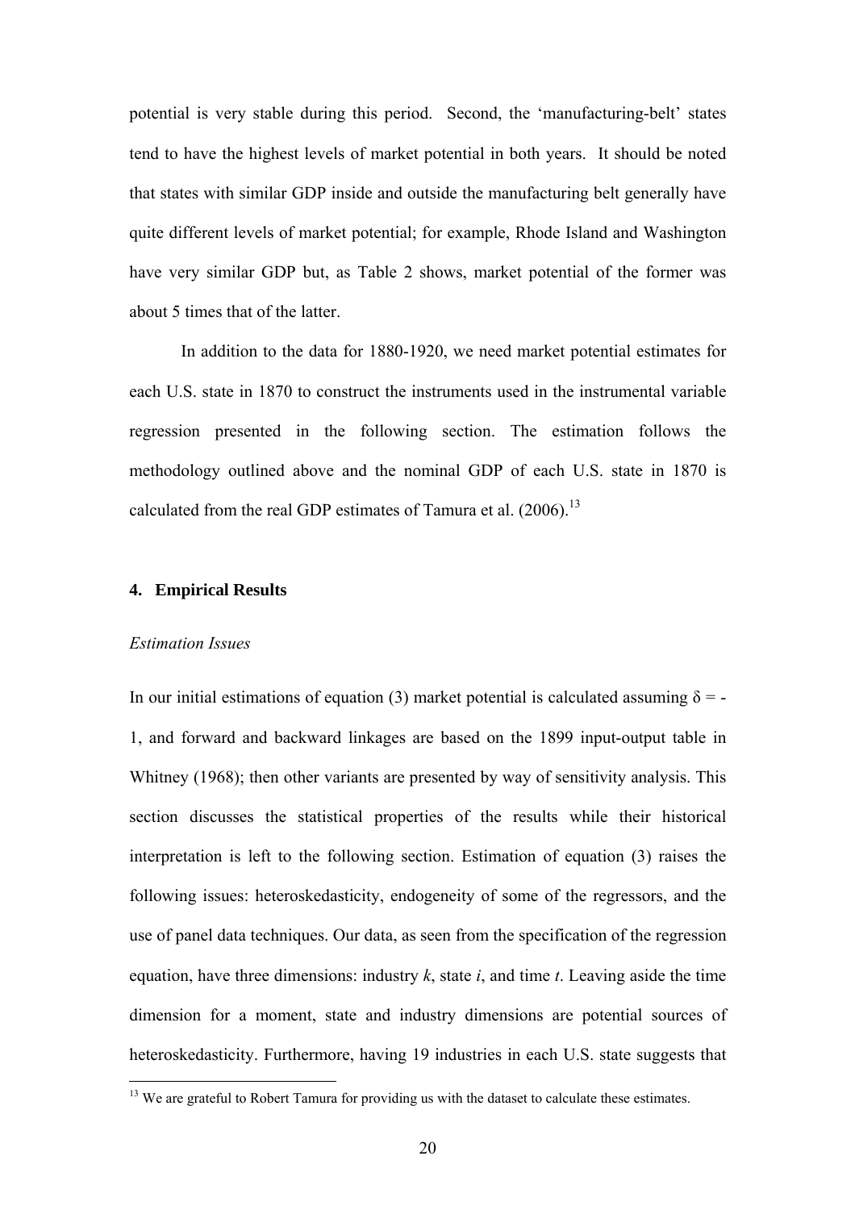potential is very stable during this period. Second, the 'manufacturing-belt' states tend to have the highest levels of market potential in both years. It should be noted that states with similar GDP inside and outside the manufacturing belt generally have quite different levels of market potential; for example, Rhode Island and Washington have very similar GDP but, as Table 2 shows, market potential of the former was about 5 times that of the latter.

In addition to the data for 1880-1920, we need market potential estimates for each U.S. state in 1870 to construct the instruments used in the instrumental variable regression presented in the following section. The estimation follows the methodology outlined above and the nominal GDP of each U.S. state in 1870 is calculated from the real GDP estimates of Tamura et al. (2006).[13]

## 4. Empirical Results

*Estimation Issues*

In our initial estimations of equation (3) market potential is calculated assuming $\delta = -1$, and forward and backward linkages are based on the 1899 input-output table in Whitney (1968); then other variants are presented by way of sensitivity analysis. This section discusses the statistical properties of the results while their historical interpretation is left to the following section. Estimation of equation (3) raises the following issues: heteroskedasticity, endogeneity of some of the regressors, and the use of panel data techniques. Our data, as seen from the specification of the regression equation, have three dimensions: industry $k$, state $i$, and time $t$. Leaving aside the time dimension for a moment, state and industry dimensions are potential sources of heteroskedasticity. Furthermore, having 19 industries in each U.S. state suggests that

[13] We are grateful to Robert Tamura for providing us with the dataset to calculate these estimates.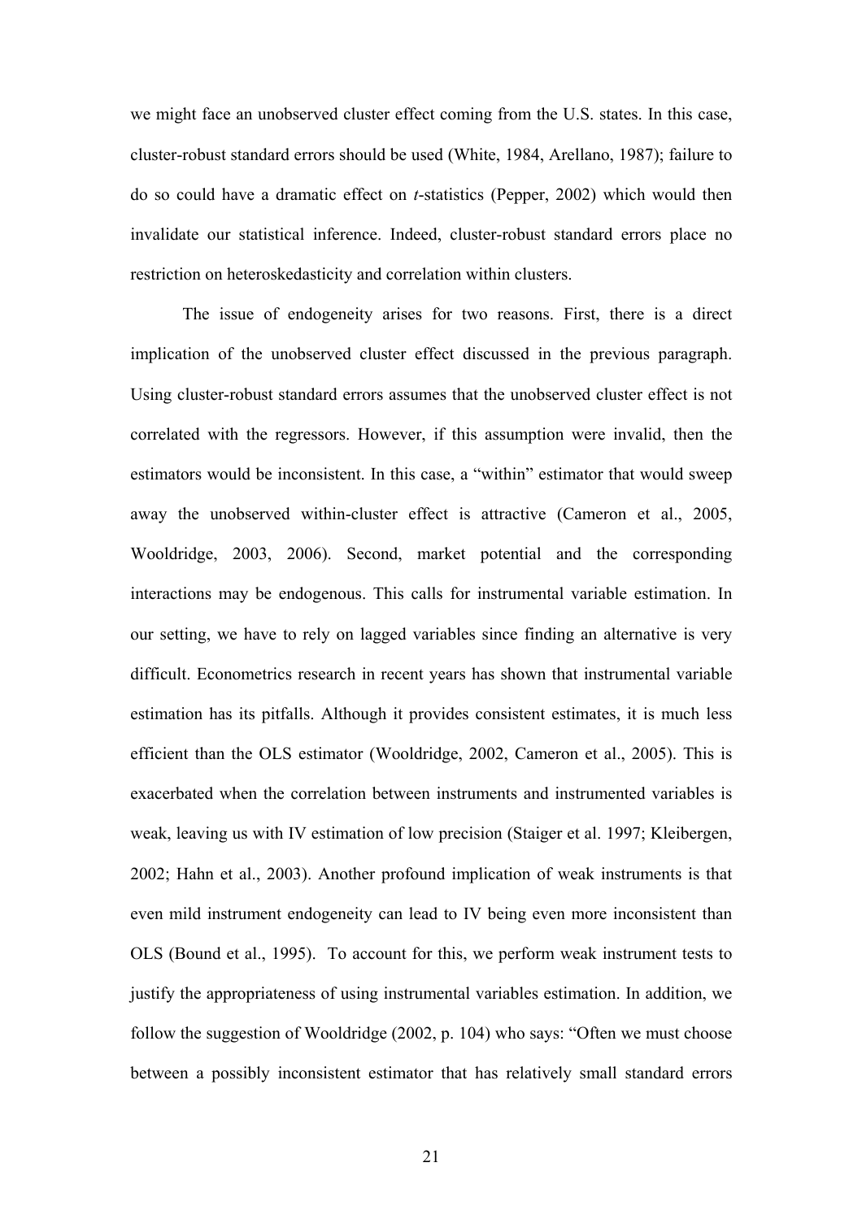we might face an unobserved cluster effect coming from the U.S. states. In this case, cluster-robust standard errors should be used (White, 1984, Arellano, 1987); failure to do so could have a dramatic effect on *t*-statistics (Pepper, 2002) which would then invalidate our statistical inference. Indeed, cluster-robust standard errors place no restriction on heteroskedasticity and correlation within clusters.

The issue of endogeneity arises for two reasons. First, there is a direct implication of the unobserved cluster effect discussed in the previous paragraph. Using cluster-robust standard errors assumes that the unobserved cluster effect is not correlated with the regressors. However, if this assumption were invalid, then the estimators would be inconsistent. In this case, a "within" estimator that would sweep away the unobserved within-cluster effect is attractive (Cameron et al., 2005, Wooldridge, 2003, 2006). Second, market potential and the corresponding interactions may be endogenous. This calls for instrumental variable estimation. In our setting, we have to rely on lagged variables since finding an alternative is very difficult. Econometrics research in recent years has shown that instrumental variable estimation has its pitfalls. Although it provides consistent estimates, it is much less efficient than the OLS estimator (Wooldridge, 2002, Cameron et al., 2005). This is exacerbated when the correlation between instruments and instrumented variables is weak, leaving us with IV estimation of low precision (Staiger et al. 1997; Kleibergen, 2002; Hahn et al., 2003). Another profound implication of weak instruments is that even mild instrument endogeneity can lead to IV being even more inconsistent than OLS (Bound et al., 1995). To account for this, we perform weak instrument tests to justify the appropriateness of using instrumental variables estimation. In addition, we follow the suggestion of Wooldridge (2002, p. 104) who says: "Often we must choose between a possibly inconsistent estimator that has relatively small standard errors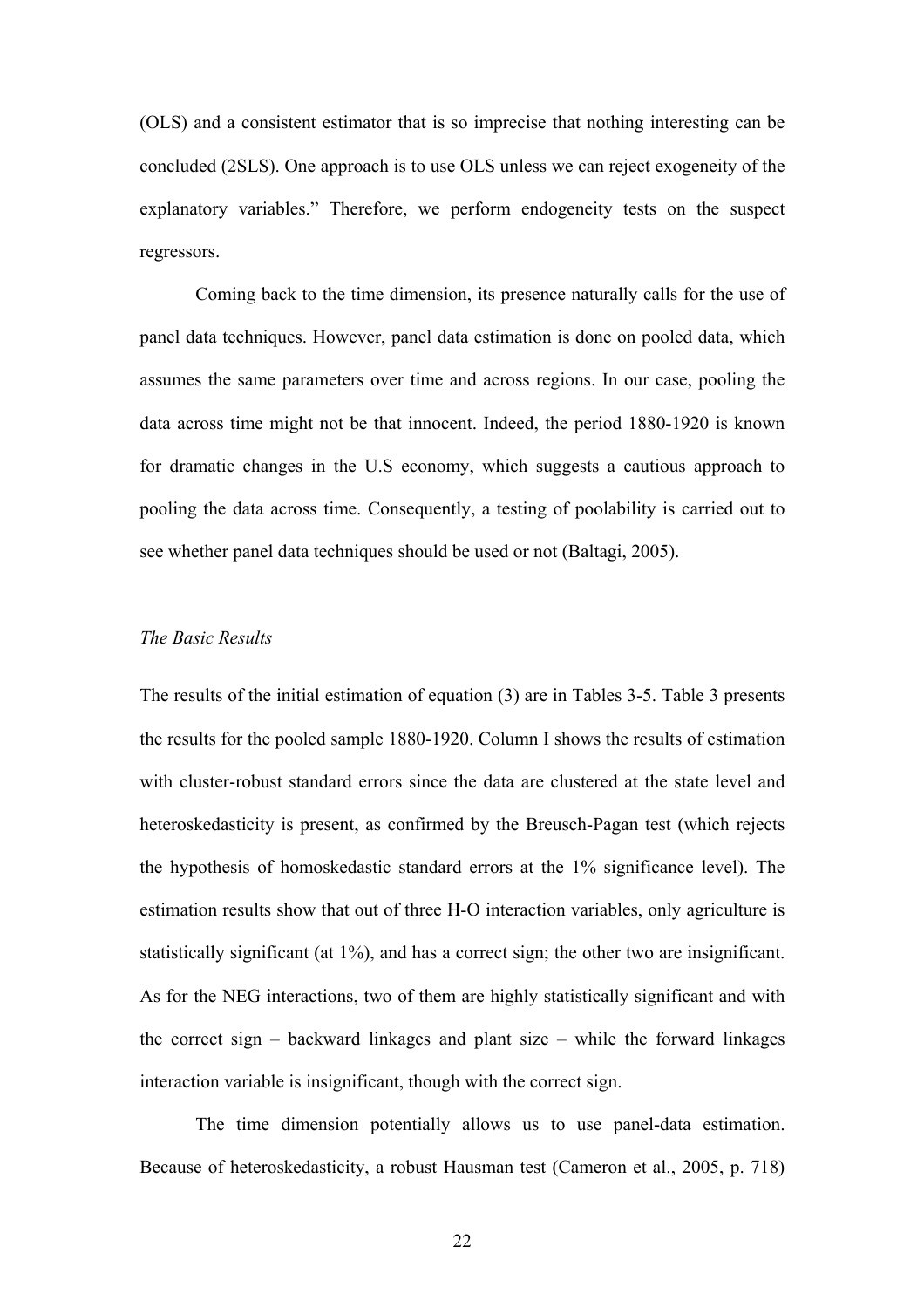(OLS) and a consistent estimator that is so imprecise that nothing interesting can be concluded (2SLS). One approach is to use OLS unless we can reject exogeneity of the explanatory variables." Therefore, we perform endogeneity tests on the suspect regressors.

Coming back to the time dimension, its presence naturally calls for the use of panel data techniques. However, panel data estimation is done on pooled data, which assumes the same parameters over time and across regions. In our case, pooling the data across time might not be that innocent. Indeed, the period 1880-1920 is known for dramatic changes in the U.S economy, which suggests a cautious approach to pooling the data across time. Consequently, a testing of poolability is carried out to see whether panel data techniques should be used or not (Baltagi, 2005).

*The Basic Results*

The results of the initial estimation of equation (3) are in Tables 3-5. Table 3 presents the results for the pooled sample 1880-1920. Column I shows the results of estimation with cluster-robust standard errors since the data are clustered at the state level and heteroskedasticity is present, as confirmed by the Breusch-Pagan test (which rejects the hypothesis of homoskedastic standard errors at the 1% significance level). The estimation results show that out of three H-O interaction variables, only agriculture is statistically significant (at 1%), and has a correct sign; the other two are insignificant. As for the NEG interactions, two of them are highly statistically significant and with the correct sign – backward linkages and plant size – while the forward linkages interaction variable is insignificant, though with the correct sign.

The time dimension potentially allows us to use panel-data estimation. Because of heteroskedasticity, a robust Hausman test (Cameron et al., 2005, p. 718)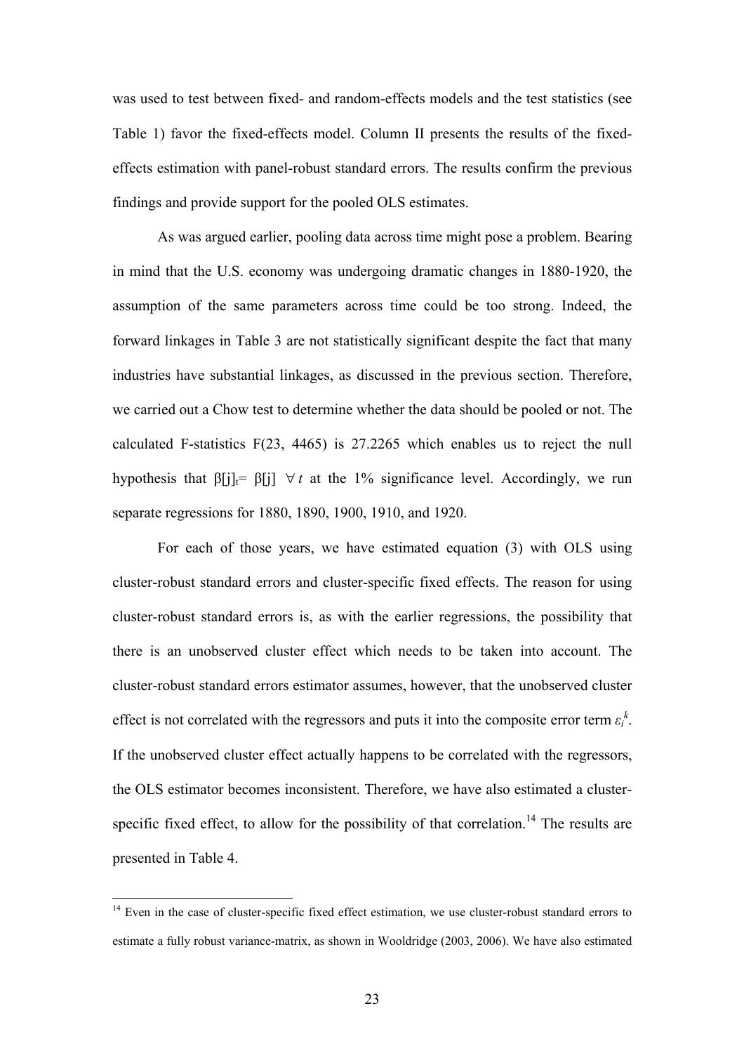was used to test between fixed- and random-effects models and the test statistics (see Table 1) favor the fixed-effects model. Column II presents the results of the fixed-effects estimation with panel-robust standard errors. The results confirm the previous findings and provide support for the pooled OLS estimates.

As was argued earlier, pooling data across time might pose a problem. Bearing in mind that the U.S. economy was undergoing dramatic changes in 1880-1920, the assumption of the same parameters across time could be too strong. Indeed, the forward linkages in Table 3 are not statistically significant despite the fact that many industries have substantial linkages, as discussed in the previous section. Therefore, we carried out a Chow test to determine whether the data should be pooled or not. The calculated F-statistics $F(23, 4465)$ is 27.2265 which enables us to reject the null hypothesis that $\beta[j]_t = \beta[j] \;\; \forall \, t$ at the 1% significance level. Accordingly, we run separate regressions for 1880, 1890, 1900, 1910, and 1920.

For each of those years, we have estimated equation (3) with OLS using cluster-robust standard errors and cluster-specific fixed effects. The reason for using cluster-robust standard errors is, as with the earlier regressions, the possibility that there is an unobserved cluster effect which needs to be taken into account. The cluster-robust standard errors estimator assumes, however, that the unobserved cluster effect is not correlated with the regressors and puts it into the composite error term $\varepsilon_i^k$. If the unobserved cluster effect actually happens to be correlated with the regressors, the OLS estimator becomes inconsistent. Therefore, we have also estimated a cluster-specific fixed effect, to allow for the possibility of that correlation.[14] The results are presented in Table 4.

[14] Even in the case of cluster-specific fixed effect estimation, we use cluster-robust standard errors to estimate a fully robust variance-matrix, as shown in Wooldridge (2003, 2006). We have also estimated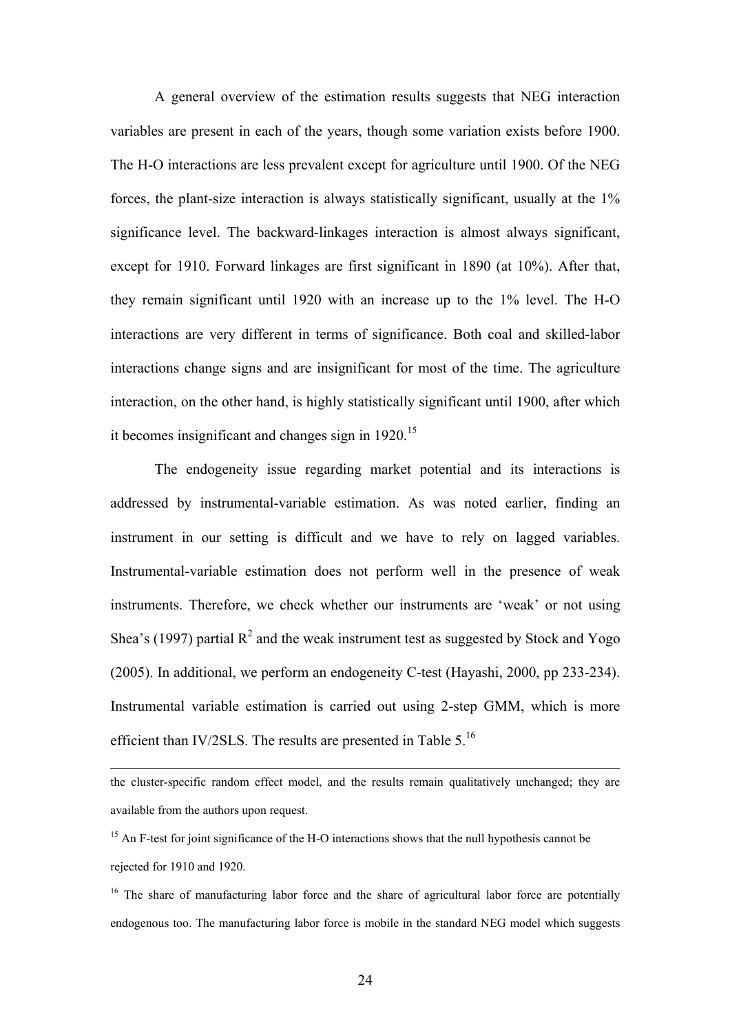A general overview of the estimation results suggests that NEG interaction variables are present in each of the years, though some variation exists before 1900. The H-O interactions are less prevalent except for agriculture until 1900. Of the NEG forces, the plant-size interaction is always statistically significant, usually at the 1% significance level. The backward-linkages interaction is almost always significant, except for 1910. Forward linkages are first significant in 1890 (at 10%). After that, they remain significant until 1920 with an increase up to the 1% level. The H-O interactions are very different in terms of significance. Both coal and skilled-labor interactions change signs and are insignificant for most of the time. The agriculture interaction, on the other hand, is highly statistically significant until 1900, after which it becomes insignificant and changes sign in 1920.[15]

The endogeneity issue regarding market potential and its interactions is addressed by instrumental-variable estimation. As was noted earlier, finding an instrument in our setting is difficult and we have to rely on lagged variables. Instrumental-variable estimation does not perform well in the presence of weak instruments. Therefore, we check whether our instruments are 'weak' or not using Shea's (1997) partial $R^2$ and the weak instrument test as suggested by Stock and Yogo (2005). In additional, we perform an endogeneity C-test (Hayashi, 2000, pp 233-234). Instrumental variable estimation is carried out using 2-step GMM, which is more efficient than IV/2SLS. The results are presented in Table 5.[16]

---

the cluster-specific random effect model, and the results remain qualitatively unchanged; they are available from the authors upon request.

[15] An F-test for joint significance of the H-O interactions shows that the null hypothesis cannot be rejected for 1910 and 1920.

[16] The share of manufacturing labor force and the share of agricultural labor force are potentially endogenous too. The manufacturing labor force is mobile in the standard NEG model which suggests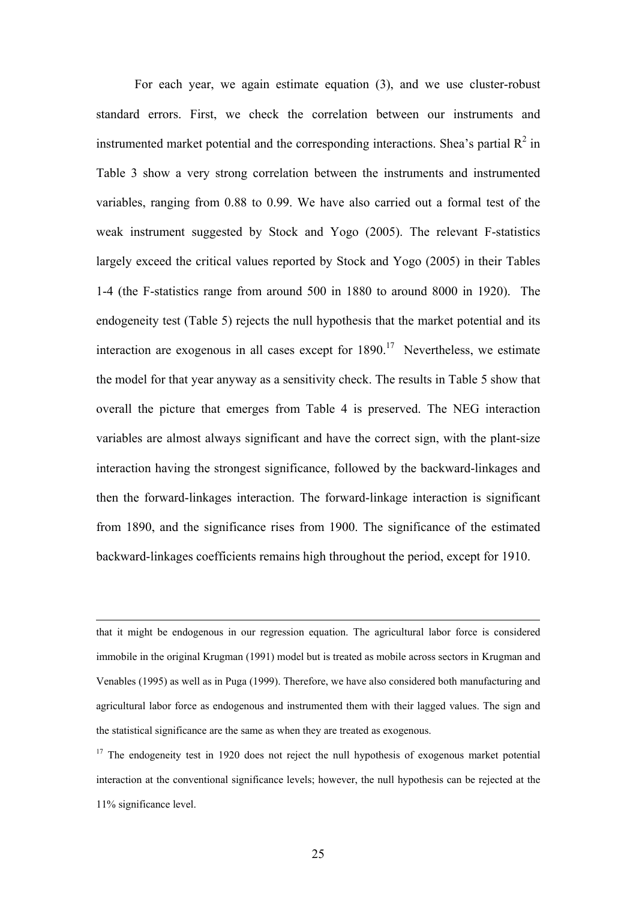For each year, we again estimate equation (3), and we use cluster-robust standard errors. First, we check the correlation between our instruments and instrumented market potential and the corresponding interactions. Shea's partial $R^2$ in Table 3 show a very strong correlation between the instruments and instrumented variables, ranging from 0.88 to 0.99. We have also carried out a formal test of the weak instrument suggested by Stock and Yogo (2005). The relevant F-statistics largely exceed the critical values reported by Stock and Yogo (2005) in their Tables 1-4 (the F-statistics range from around 500 in 1880 to around 8000 in 1920). The endogeneity test (Table 5) rejects the null hypothesis that the market potential and its interaction are exogenous in all cases except for 1890.[17] Nevertheless, we estimate the model for that year anyway as a sensitivity check. The results in Table 5 show that overall the picture that emerges from Table 4 is preserved. The NEG interaction variables are almost always significant and have the correct sign, with the plant-size interaction having the strongest significance, followed by the backward-linkages and then the forward-linkages interaction. The forward-linkage interaction is significant from 1890, and the significance rises from 1900. The significance of the estimated backward-linkages coefficients remains high throughout the period, except for 1910.

---

that it might be endogenous in our regression equation. The agricultural labor force is considered immobile in the original Krugman (1991) model but is treated as mobile across sectors in Krugman and Venables (1995) as well as in Puga (1999). Therefore, we have also considered both manufacturing and agricultural labor force as endogenous and instrumented them with their lagged values. The sign and the statistical significance are the same as when they are treated as exogenous.

[17] The endogeneity test in 1920 does not reject the null hypothesis of exogenous market potential interaction at the conventional significance levels; however, the null hypothesis can be rejected at the 11% significance level.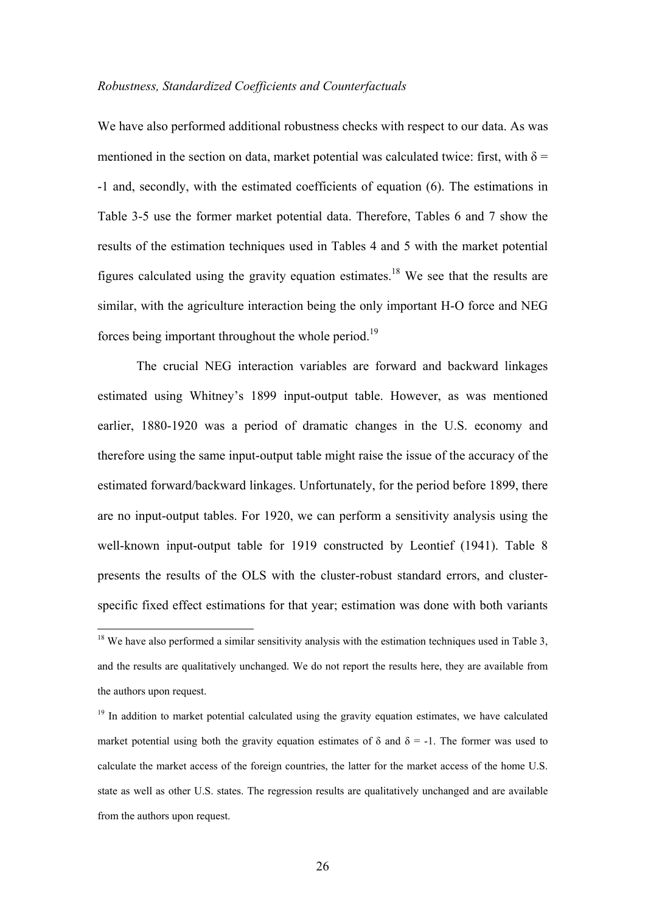*Robustness, Standardized Coefficients and Counterfactuals*

We have also performed additional robustness checks with respect to our data. As was mentioned in the section on data, market potential was calculated twice: first, with $\delta = -1$ and, secondly, with the estimated coefficients of equation (6). The estimations in Table 3-5 use the former market potential data. Therefore, Tables 6 and 7 show the results of the estimation techniques used in Tables 4 and 5 with the market potential figures calculated using the gravity equation estimates.[18] We see that the results are similar, with the agriculture interaction being the only important H-O force and NEG forces being important throughout the whole period.[19]

The crucial NEG interaction variables are forward and backward linkages estimated using Whitney's 1899 input-output table. However, as was mentioned earlier, 1880-1920 was a period of dramatic changes in the U.S. economy and therefore using the same input-output table might raise the issue of the accuracy of the estimated forward/backward linkages. Unfortunately, for the period before 1899, there are no input-output tables. For 1920, we can perform a sensitivity analysis using the well-known input-output table for 1919 constructed by Leontief (1941). Table 8 presents the results of the OLS with the cluster-robust standard errors, and cluster-specific fixed effect estimations for that year; estimation was done with both variants

[18] We have also performed a similar sensitivity analysis with the estimation techniques used in Table 3, and the results are qualitatively unchanged. We do not report the results here, they are available from the authors upon request.

[19] In addition to market potential calculated using the gravity equation estimates, we have calculated market potential using both the gravity equation estimates of $\delta$ and $\delta = -1$. The former was used to calculate the market access of the foreign countries, the latter for the market access of the home U.S. state as well as other U.S. states. The regression results are qualitatively unchanged and are available from the authors upon request.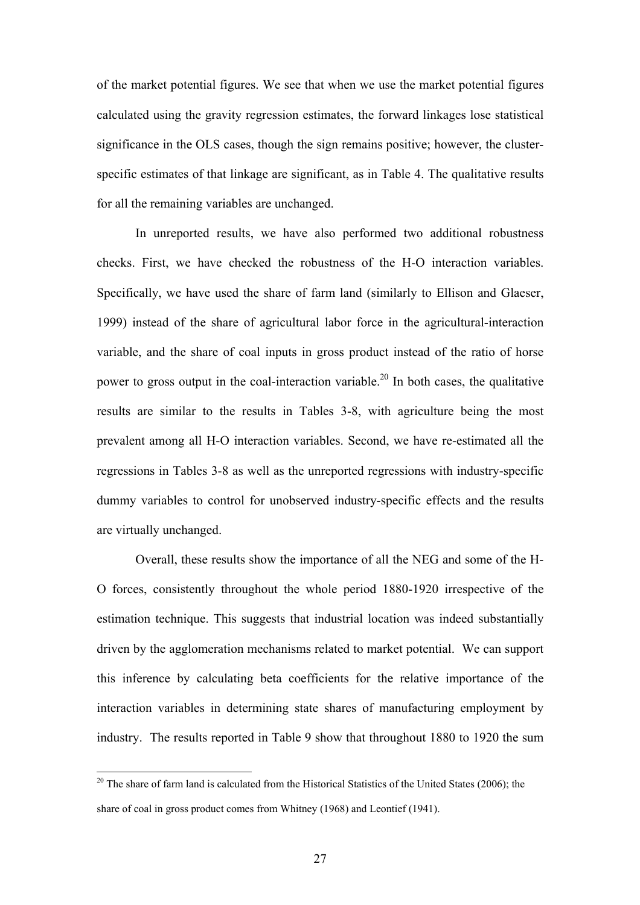of the market potential figures. We see that when we use the market potential figures calculated using the gravity regression estimates, the forward linkages lose statistical significance in the OLS cases, though the sign remains positive; however, the cluster-specific estimates of that linkage are significant, as in Table 4. The qualitative results for all the remaining variables are unchanged.

In unreported results, we have also performed two additional robustness checks. First, we have checked the robustness of the H-O interaction variables. Specifically, we have used the share of farm land (similarly to Ellison and Glaeser, 1999) instead of the share of agricultural labor force in the agricultural-interaction variable, and the share of coal inputs in gross product instead of the ratio of horse power to gross output in the coal-interaction variable.[20] In both cases, the qualitative results are similar to the results in Tables 3-8, with agriculture being the most prevalent among all H-O interaction variables. Second, we have re-estimated all the regressions in Tables 3-8 as well as the unreported regressions with industry-specific dummy variables to control for unobserved industry-specific effects and the results are virtually unchanged.

Overall, these results show the importance of all the NEG and some of the H-O forces, consistently throughout the whole period 1880-1920 irrespective of the estimation technique. This suggests that industrial location was indeed substantially driven by the agglomeration mechanisms related to market potential. We can support this inference by calculating beta coefficients for the relative importance of the interaction variables in determining state shares of manufacturing employment by industry. The results reported in Table 9 show that throughout 1880 to 1920 the sum

---

[20] The share of farm land is calculated from the Historical Statistics of the United States (2006); the share of coal in gross product comes from Whitney (1968) and Leontief (1941).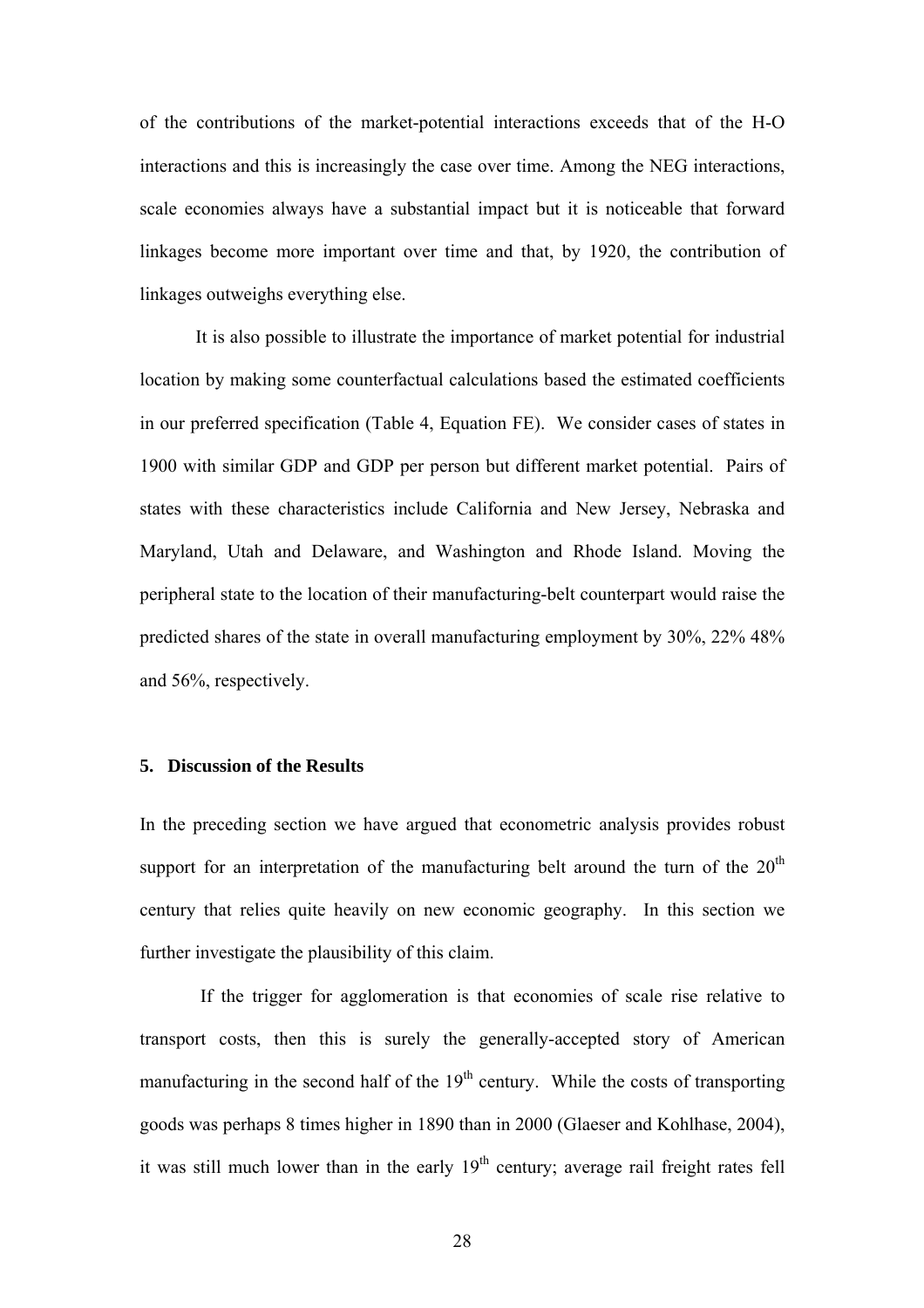of the contributions of the market-potential interactions exceeds that of the H-O interactions and this is increasingly the case over time. Among the NEG interactions, scale economies always have a substantial impact but it is noticeable that forward linkages become more important over time and that, by 1920, the contribution of linkages outweighs everything else.

It is also possible to illustrate the importance of market potential for industrial location by making some counterfactual calculations based the estimated coefficients in our preferred specification (Table 4, Equation FE). We consider cases of states in 1900 with similar GDP and GDP per person but different market potential. Pairs of states with these characteristics include California and New Jersey, Nebraska and Maryland, Utah and Delaware, and Washington and Rhode Island. Moving the peripheral state to the location of their manufacturing-belt counterpart would raise the predicted shares of the state in overall manufacturing employment by 30%, 22% 48% and 56%, respectively.

### 5. Discussion of the Results

In the preceding section we have argued that econometric analysis provides robust support for an interpretation of the manufacturing belt around the turn of the 20th century that relies quite heavily on new economic geography. In this section we further investigate the plausibility of this claim.

If the trigger for agglomeration is that economies of scale rise relative to transport costs, then this is surely the generally-accepted story of American manufacturing in the second half of the 19th century. While the costs of transporting goods was perhaps 8 times higher in 1890 than in 2000 (Glaeser and Kohlhase, 2004), it was still much lower than in the early 19th century; average rail freight rates fell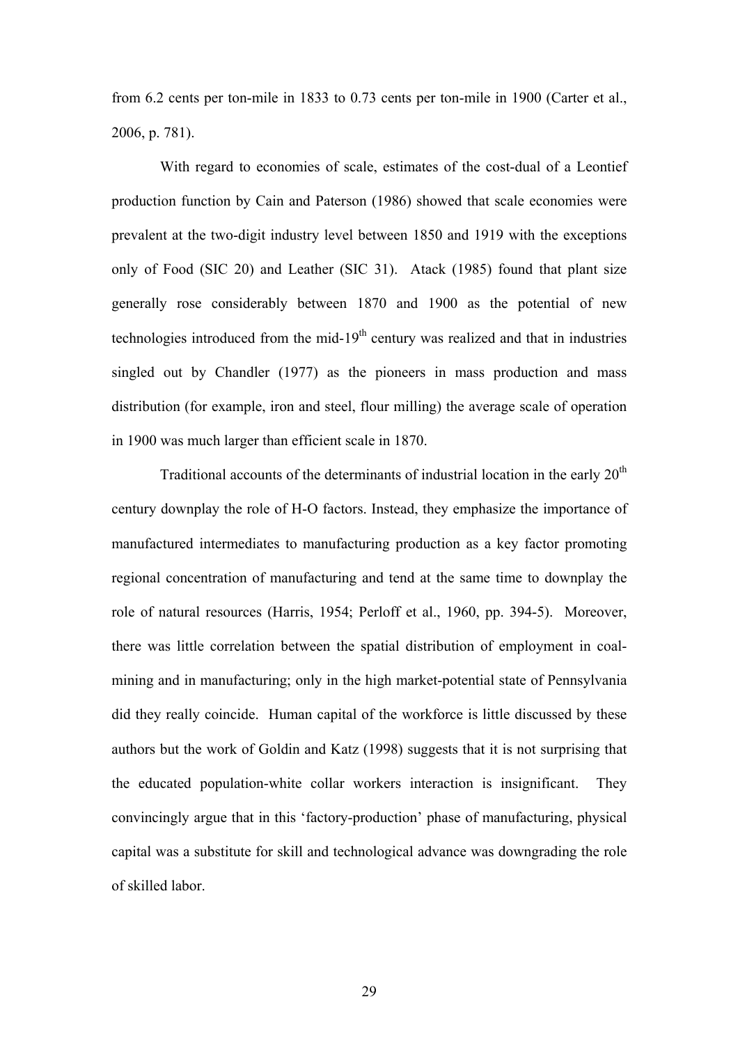from 6.2 cents per ton-mile in 1833 to 0.73 cents per ton-mile in 1900 (Carter et al., 2006, p. 781).

With regard to economies of scale, estimates of the cost-dual of a Leontief production function by Cain and Paterson (1986) showed that scale economies were prevalent at the two-digit industry level between 1850 and 1919 with the exceptions only of Food (SIC 20) and Leather (SIC 31). Atack (1985) found that plant size generally rose considerably between 1870 and 1900 as the potential of new technologies introduced from the mid-19th century was realized and that in industries singled out by Chandler (1977) as the pioneers in mass production and mass distribution (for example, iron and steel, flour milling) the average scale of operation in 1900 was much larger than efficient scale in 1870.

Traditional accounts of the determinants of industrial location in the early 20th century downplay the role of H-O factors. Instead, they emphasize the importance of manufactured intermediates to manufacturing production as a key factor promoting regional concentration of manufacturing and tend at the same time to downplay the role of natural resources (Harris, 1954; Perloff et al., 1960, pp. 394-5). Moreover, there was little correlation between the spatial distribution of employment in coal-mining and in manufacturing; only in the high market-potential state of Pennsylvania did they really coincide. Human capital of the workforce is little discussed by these authors but the work of Goldin and Katz (1998) suggests that it is not surprising that the educated population-white collar workers interaction is insignificant. They convincingly argue that in this 'factory-production' phase of manufacturing, physical capital was a substitute for skill and technological advance was downgrading the role of skilled labor.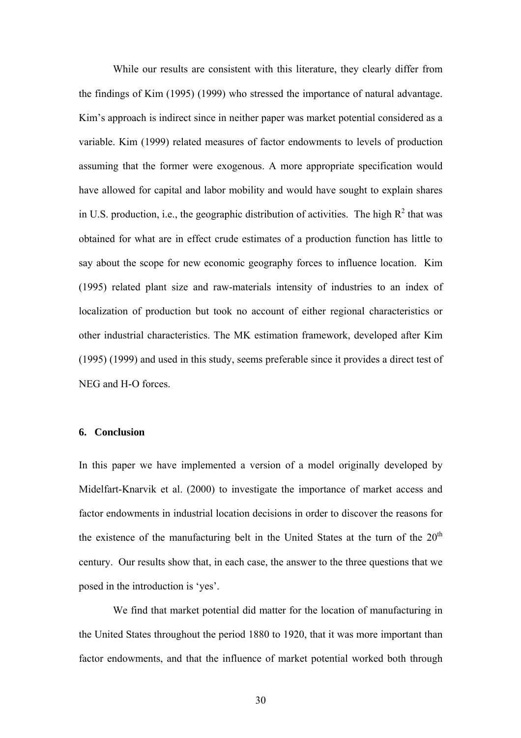While our results are consistent with this literature, they clearly differ from the findings of Kim (1995) (1999) who stressed the importance of natural advantage. Kim's approach is indirect since in neither paper was market potential considered as a variable. Kim (1999) related measures of factor endowments to levels of production assuming that the former were exogenous. A more appropriate specification would have allowed for capital and labor mobility and would have sought to explain shares in U.S. production, i.e., the geographic distribution of activities. The high $R^2$ that was obtained for what are in effect crude estimates of a production function has little to say about the scope for new economic geography forces to influence location. Kim (1995) related plant size and raw-materials intensity of industries to an index of localization of production but took no account of either regional characteristics or other industrial characteristics. The MK estimation framework, developed after Kim (1995) (1999) and used in this study, seems preferable since it provides a direct test of NEG and H-O forces.

## 6. Conclusion

In this paper we have implemented a version of a model originally developed by Midelfart-Knarvik et al. (2000) to investigate the importance of market access and factor endowments in industrial location decisions in order to discover the reasons for the existence of the manufacturing belt in the United States at the turn of the $20^{th}$ century. Our results show that, in each case, the answer to the three questions that we posed in the introduction is 'yes'.

We find that market potential did matter for the location of manufacturing in the United States throughout the period 1880 to 1920, that it was more important than factor endowments, and that the influence of market potential worked both through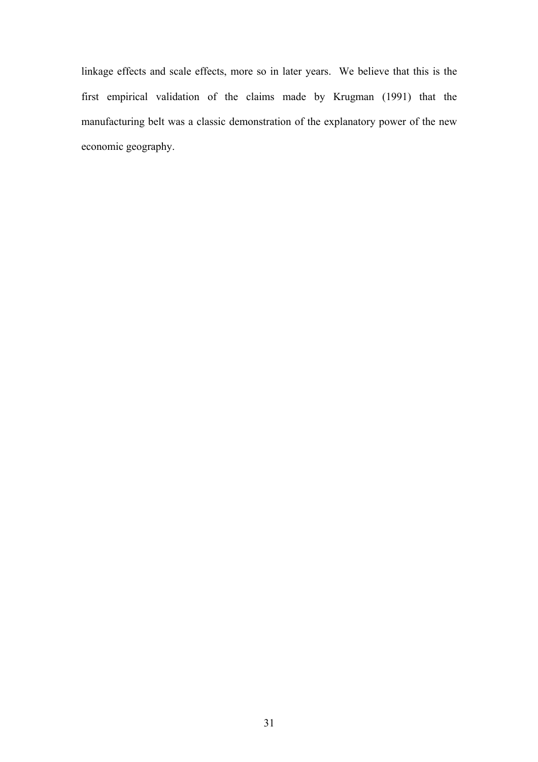linkage effects and scale effects, more so in later years. We believe that this is the first empirical validation of the claims made by Krugman (1991) that the manufacturing belt was a classic demonstration of the explanatory power of the new economic geography.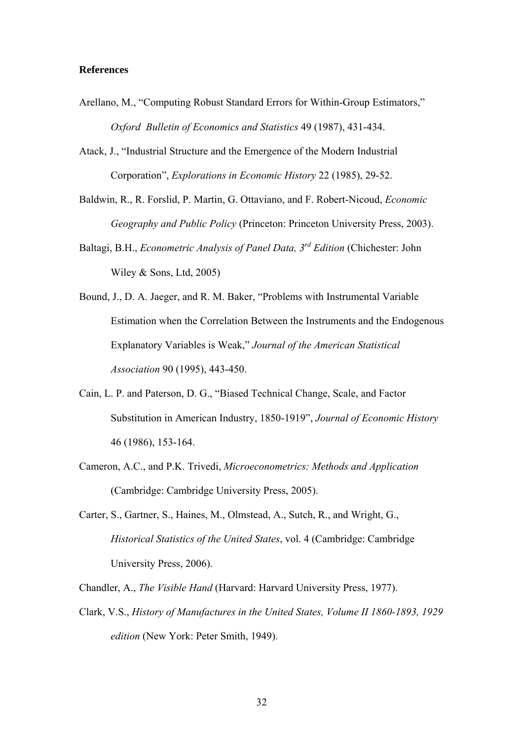**References**

Arellano, M., “Computing Robust Standard Errors for Within-Group Estimators,” *Oxford Bulletin of Economics and Statistics* 49 (1987), 431-434.

Atack, J., “Industrial Structure and the Emergence of the Modern Industrial Corporation”, *Explorations in Economic History* 22 (1985), 29-52.

Baldwin, R., R. Forslid, P. Martin, G. Ottaviano, and F. Robert-Nicoud, *Economic Geography and Public Policy* (Princeton: Princeton University Press, 2003).

Baltagi, B.H., *Econometric Analysis of Panel Data, 3rd Edition* (Chichester: John Wiley & Sons, Ltd, 2005)

Bound, J., D. A. Jaeger, and R. M. Baker, “Problems with Instrumental Variable Estimation when the Correlation Between the Instruments and the Endogenous Explanatory Variables is Weak,” *Journal of the American Statistical Association* 90 (1995), 443-450.

Cain, L. P. and Paterson, D. G., “Biased Technical Change, Scale, and Factor Substitution in American Industry, 1850-1919”, *Journal of Economic History* 46 (1986), 153-164.

Cameron, A.C., and P.K. Trivedi, *Microeconometrics: Methods and Application* (Cambridge: Cambridge University Press, 2005).

Carter, S., Gartner, S., Haines, M., Olmstead, A., Sutch, R., and Wright, G., *Historical Statistics of the United States*, vol. 4 (Cambridge: Cambridge University Press, 2006).

Chandler, A., *The Visible Hand* (Harvard: Harvard University Press, 1977).

Clark, V.S., *History of Manufactures in the United States, Volume II 1860-1893, 1929 edition* (New York: Peter Smith, 1949).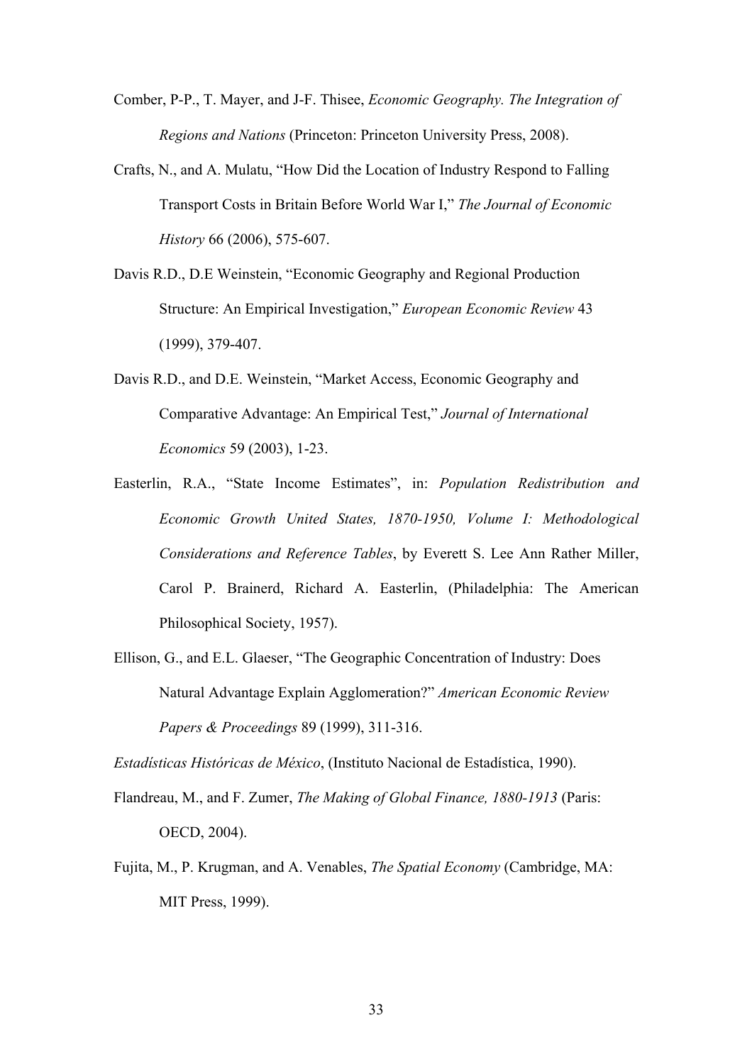Comber, P-P., T. Mayer, and J-F. Thisee, *Economic Geography. The Integration of Regions and Nations* (Princeton: Princeton University Press, 2008).

Crafts, N., and A. Mulatu, "How Did the Location of Industry Respond to Falling Transport Costs in Britain Before World War I," *The Journal of Economic History* 66 (2006), 575-607.

Davis R.D., D.E Weinstein, "Economic Geography and Regional Production Structure: An Empirical Investigation," *European Economic Review* 43 (1999), 379-407.

Davis R.D., and D.E. Weinstein, "Market Access, Economic Geography and Comparative Advantage: An Empirical Test," *Journal of International Economics* 59 (2003), 1-23.

Easterlin, R.A., "State Income Estimates", in: *Population Redistribution and Economic Growth United States, 1870-1950, Volume I: Methodological Considerations and Reference Tables*, by Everett S. Lee Ann Rather Miller, Carol P. Brainerd, Richard A. Easterlin, (Philadelphia: The American Philosophical Society, 1957).

Ellison, G., and E.L. Glaeser, "The Geographic Concentration of Industry: Does Natural Advantage Explain Agglomeration?" *American Economic Review Papers & Proceedings* 89 (1999), 311-316.

*Estadísticas Históricas de México*, (Instituto Nacional de Estadística, 1990).

Flandreau, M., and F. Zumer, *The Making of Global Finance, 1880-1913* (Paris: OECD, 2004).

Fujita, M., P. Krugman, and A. Venables, *The Spatial Economy* (Cambridge, MA: MIT Press, 1999).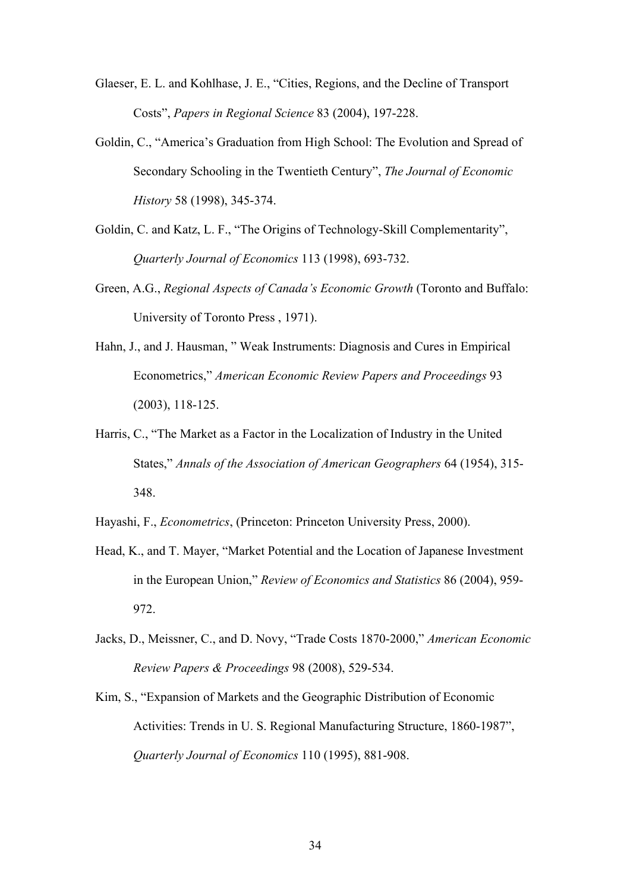Glaeser, E. L. and Kohlhase, J. E., “Cities, Regions, and the Decline of Transport Costs”, *Papers in Regional Science* 83 (2004), 197-228.

Goldin, C., “America’s Graduation from High School: The Evolution and Spread of Secondary Schooling in the Twentieth Century”, *The Journal of Economic History* 58 (1998), 345-374.

Goldin, C. and Katz, L. F., “The Origins of Technology-Skill Complementarity”, *Quarterly Journal of Economics* 113 (1998), 693-732.

Green, A.G., *Regional Aspects of Canada’s Economic Growth* (Toronto and Buffalo: University of Toronto Press , 1971).

Hahn, J., and J. Hausman, ” Weak Instruments: Diagnosis and Cures in Empirical Econometrics,” *American Economic Review Papers and Proceedings* 93 (2003), 118-125.

Harris, C., “The Market as a Factor in the Localization of Industry in the United States,” *Annals of the Association of American Geographers* 64 (1954), 315-348.

Hayashi, F., *Econometrics*, (Princeton: Princeton University Press, 2000).

Head, K., and T. Mayer, “Market Potential and the Location of Japanese Investment in the European Union,” *Review of Economics and Statistics* 86 (2004), 959-972.

Jacks, D., Meissner, C., and D. Novy, “Trade Costs 1870-2000,” *American Economic Review Papers & Proceedings* 98 (2008), 529-534.

Kim, S., “Expansion of Markets and the Geographic Distribution of Economic Activities: Trends in U. S. Regional Manufacturing Structure, 1860-1987”, *Quarterly Journal of Economics* 110 (1995), 881-908.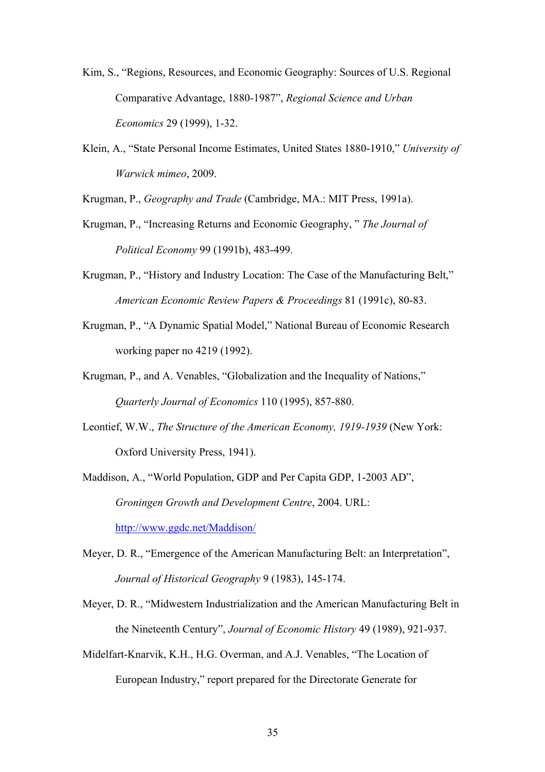Kim, S., "Regions, Resources, and Economic Geography: Sources of U.S. Regional Comparative Advantage, 1880-1987", *Regional Science and Urban Economics* 29 (1999), 1-32.

Klein, A., "State Personal Income Estimates, United States 1880-1910," *University of Warwick mimeo*, 2009.

Krugman, P., *Geography and Trade* (Cambridge, MA.: MIT Press, 1991a).

Krugman, P., "Increasing Returns and Economic Geography, " *The Journal of Political Economy* 99 (1991b), 483-499.

Krugman, P., "History and Industry Location: The Case of the Manufacturing Belt," *American Economic Review Papers & Proceedings* 81 (1991c), 80-83.

Krugman, P., "A Dynamic Spatial Model," National Bureau of Economic Research working paper no 4219 (1992).

Krugman, P., and A. Venables, "Globalization and the Inequality of Nations," *Quarterly Journal of Economics* 110 (1995), 857-880.

Leontief, W.W., *The Structure of the American Economy, 1919-1939* (New York: Oxford University Press, 1941).

Maddison, A., "World Population, GDP and Per Capita GDP, 1-2003 AD", *Groningen Growth and Development Centre*, 2004. URL: http://www.ggdc.net/Maddison/

Meyer, D. R., "Emergence of the American Manufacturing Belt: an Interpretation", *Journal of Historical Geography* 9 (1983), 145-174.

Meyer, D. R., "Midwestern Industrialization and the American Manufacturing Belt in the Nineteenth Century", *Journal of Economic History* 49 (1989), 921-937.

Midelfart-Knarvik, K.H., H.G. Overman, and A.J. Venables, "The Location of European Industry," report prepared for the Directorate Generate for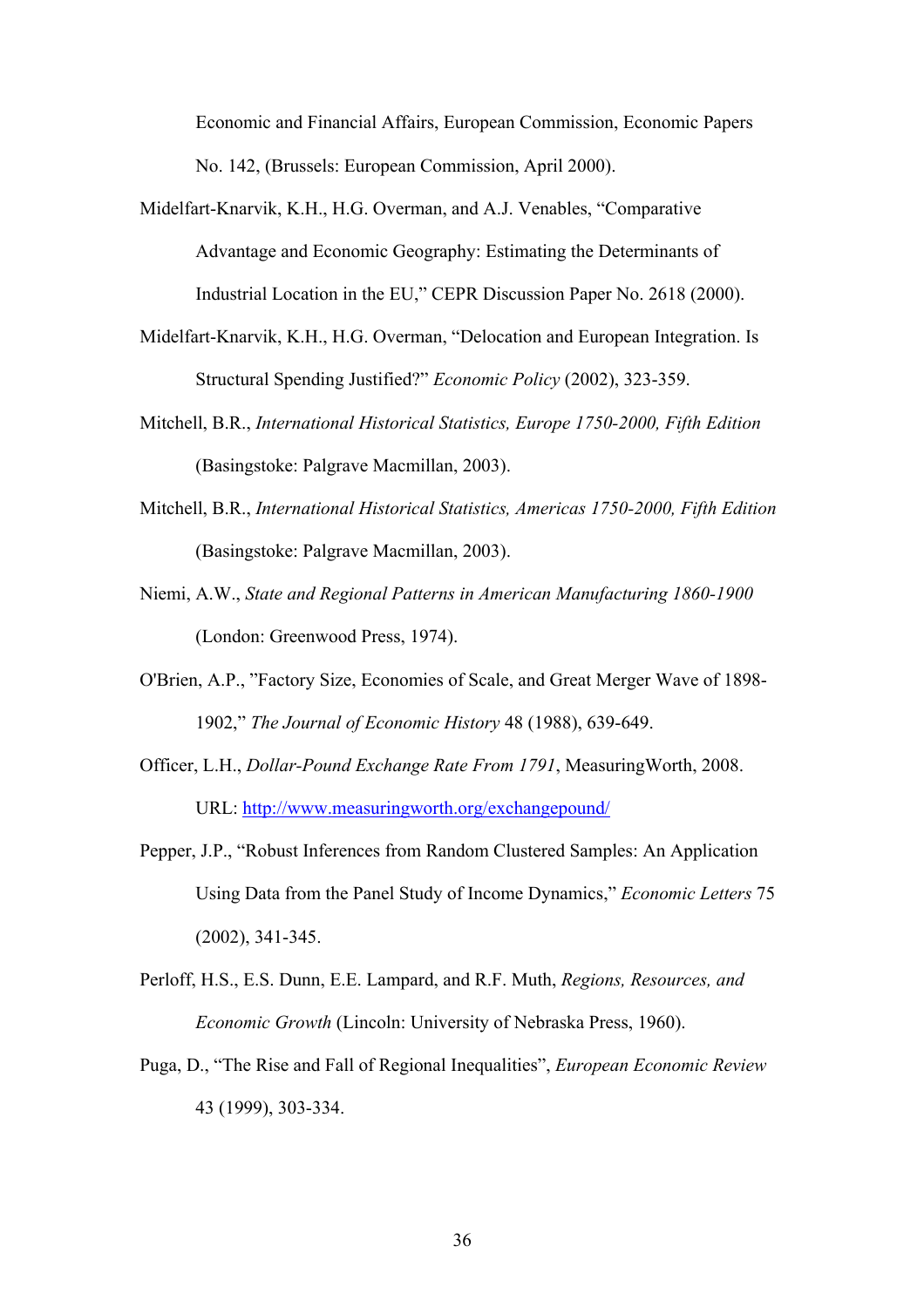Economic and Financial Affairs, European Commission, Economic Papers No. 142, (Brussels: European Commission, April 2000).

Midelfart-Knarvik, K.H., H.G. Overman, and A.J. Venables, "Comparative Advantage and Economic Geography: Estimating the Determinants of Industrial Location in the EU," CEPR Discussion Paper No. 2618 (2000).

Midelfart-Knarvik, K.H., H.G. Overman, "Delocation and European Integration. Is Structural Spending Justified?" *Economic Policy* (2002), 323-359.

Mitchell, B.R., *International Historical Statistics, Europe 1750-2000, Fifth Edition* (Basingstoke: Palgrave Macmillan, 2003).

Mitchell, B.R., *International Historical Statistics, Americas 1750-2000, Fifth Edition* (Basingstoke: Palgrave Macmillan, 2003).

Niemi, A.W., *State and Regional Patterns in American Manufacturing 1860-1900* (London: Greenwood Press, 1974).

O'Brien, A.P., "Factory Size, Economies of Scale, and Great Merger Wave of 1898-1902," *The Journal of Economic History* 48 (1988), 639-649.

Officer, L.H., *Dollar-Pound Exchange Rate From 1791*, MeasuringWorth, 2008. URL: http://www.measuringworth.org/exchangepound/

Pepper, J.P., "Robust Inferences from Random Clustered Samples: An Application Using Data from the Panel Study of Income Dynamics," *Economic Letters* 75 (2002), 341-345.

Perloff, H.S., E.S. Dunn, E.E. Lampard, and R.F. Muth, *Regions, Resources, and Economic Growth* (Lincoln: University of Nebraska Press, 1960).

Puga, D., "The Rise and Fall of Regional Inequalities", *European Economic Review* 43 (1999), 303-334.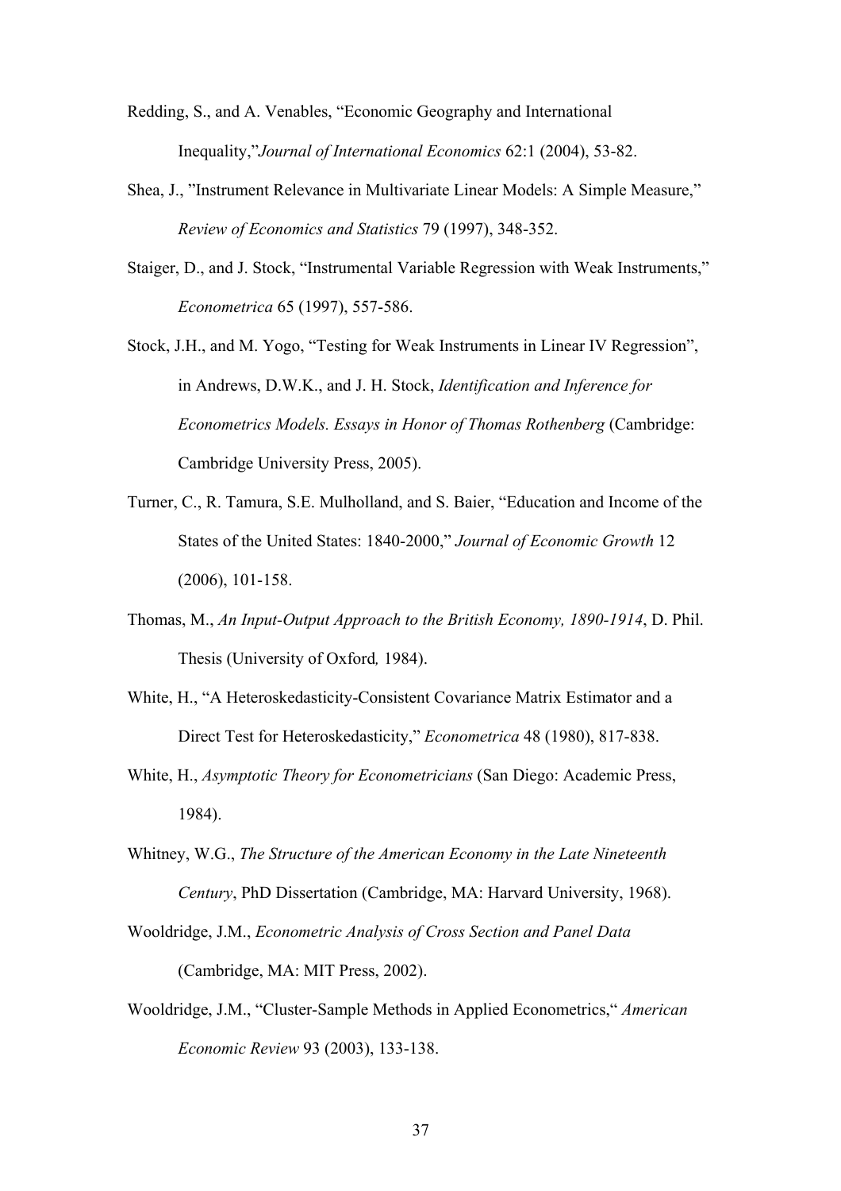Redding, S., and A. Venables, "Economic Geography and International Inequality,"*Journal of International Economics* 62:1 (2004), 53-82.

Shea, J., "Instrument Relevance in Multivariate Linear Models: A Simple Measure," *Review of Economics and Statistics* 79 (1997), 348-352.

Staiger, D., and J. Stock, "Instrumental Variable Regression with Weak Instruments," *Econometrica* 65 (1997), 557-586.

Stock, J.H., and M. Yogo, "Testing for Weak Instruments in Linear IV Regression", in Andrews, D.W.K., and J. H. Stock, *Identification and Inference for Econometrics Models. Essays in Honor of Thomas Rothenberg* (Cambridge: Cambridge University Press, 2005).

Turner, C., R. Tamura, S.E. Mulholland, and S. Baier, "Education and Income of the States of the United States: 1840-2000," *Journal of Economic Growth* 12 (2006), 101-158.

Thomas, M., *An Input-Output Approach to the British Economy, 1890-1914*, D. Phil. Thesis (University of Oxford*,* 1984).

White, H., "A Heteroskedasticity-Consistent Covariance Matrix Estimator and a Direct Test for Heteroskedasticity," *Econometrica* 48 (1980), 817-838.

White, H., *Asymptotic Theory for Econometricians* (San Diego: Academic Press, 1984).

Whitney, W.G., *The Structure of the American Economy in the Late Nineteenth Century*, PhD Dissertation (Cambridge, MA: Harvard University, 1968).

Wooldridge, J.M., *Econometric Analysis of Cross Section and Panel Data* (Cambridge, MA: MIT Press, 2002).

Wooldridge, J.M., "Cluster-Sample Methods in Applied Econometrics," *American Economic Review* 93 (2003), 133-138.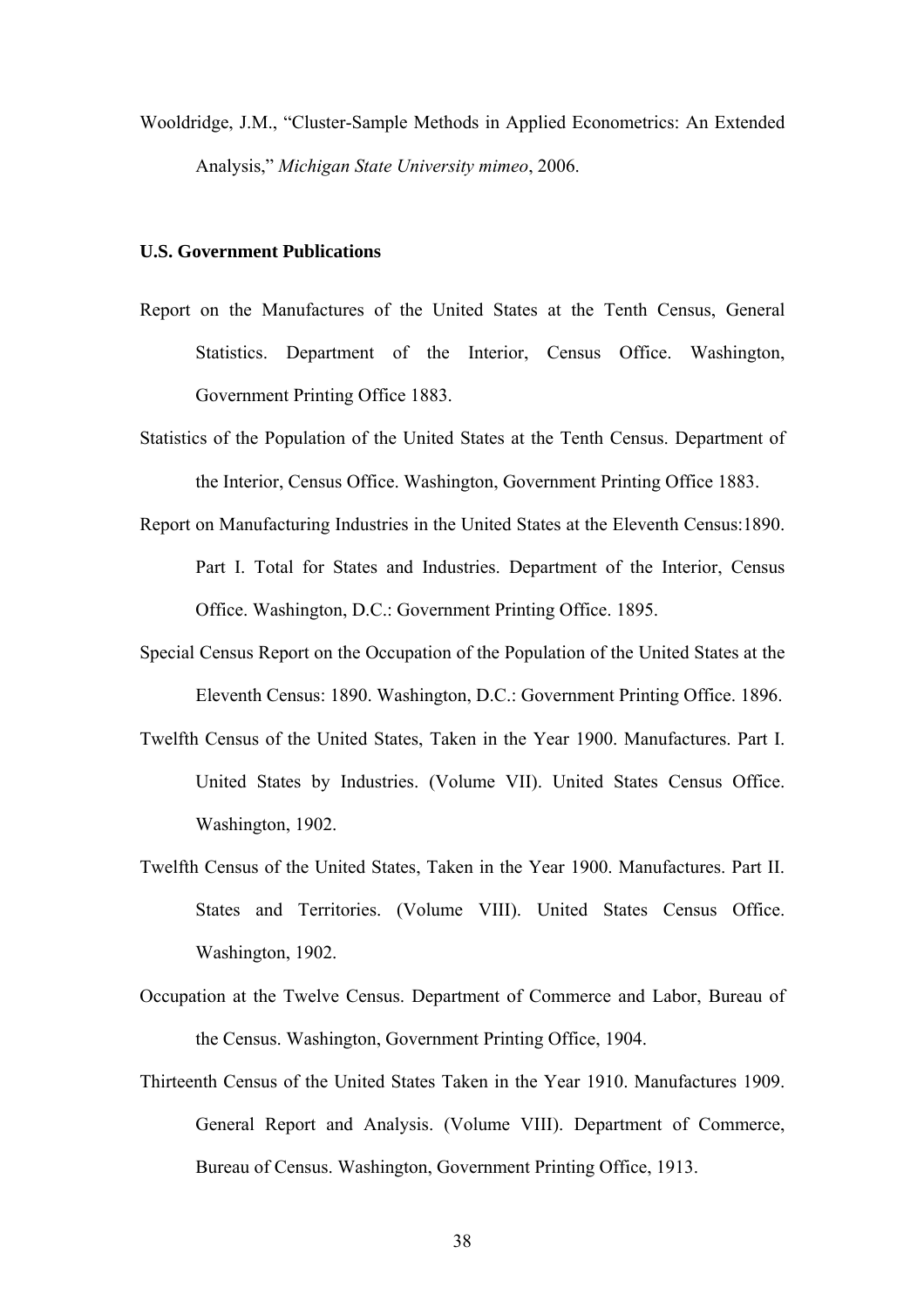Wooldridge, J.M., "Cluster-Sample Methods in Applied Econometrics: An Extended Analysis," *Michigan State University mimeo*, 2006.

**U.S. Government Publications**

Report on the Manufactures of the United States at the Tenth Census, General Statistics. Department of the Interior, Census Office. Washington, Government Printing Office 1883.

Statistics of the Population of the United States at the Tenth Census. Department of the Interior, Census Office. Washington, Government Printing Office 1883.

Report on Manufacturing Industries in the United States at the Eleventh Census:1890. Part I. Total for States and Industries. Department of the Interior, Census Office. Washington, D.C.: Government Printing Office. 1895.

Special Census Report on the Occupation of the Population of the United States at the Eleventh Census: 1890. Washington, D.C.: Government Printing Office. 1896.

Twelfth Census of the United States, Taken in the Year 1900. Manufactures. Part I. United States by Industries. (Volume VII). United States Census Office. Washington, 1902.

Twelfth Census of the United States, Taken in the Year 1900. Manufactures. Part II. States and Territories. (Volume VIII). United States Census Office. Washington, 1902.

Occupation at the Twelve Census. Department of Commerce and Labor, Bureau of the Census. Washington, Government Printing Office, 1904.

Thirteenth Census of the United States Taken in the Year 1910. Manufactures 1909. General Report and Analysis. (Volume VIII). Department of Commerce, Bureau of Census. Washington, Government Printing Office, 1913.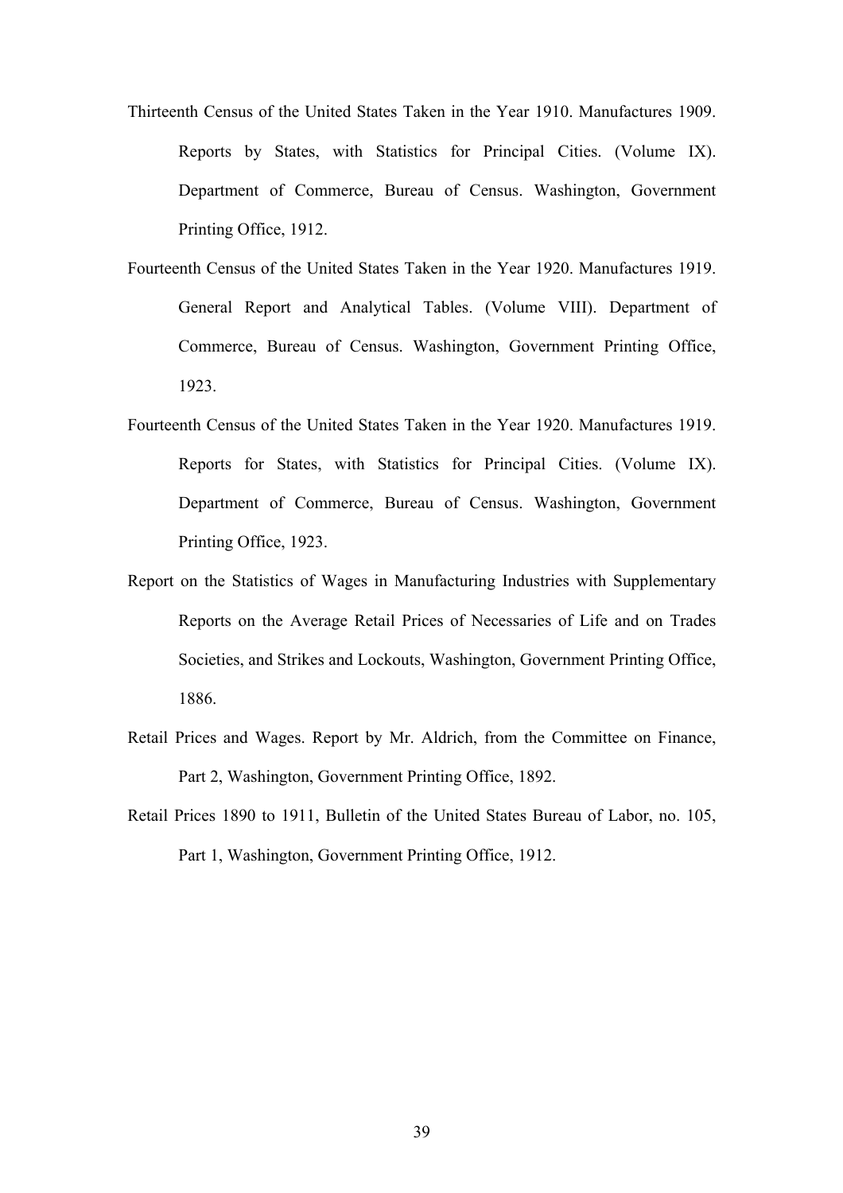Thirteenth Census of the United States Taken in the Year 1910. Manufactures 1909. Reports by States, with Statistics for Principal Cities. (Volume IX). Department of Commerce, Bureau of Census. Washington, Government Printing Office, 1912.

Fourteenth Census of the United States Taken in the Year 1920. Manufactures 1919. General Report and Analytical Tables. (Volume VIII). Department of Commerce, Bureau of Census. Washington, Government Printing Office, 1923.

Fourteenth Census of the United States Taken in the Year 1920. Manufactures 1919. Reports for States, with Statistics for Principal Cities. (Volume IX). Department of Commerce, Bureau of Census. Washington, Government Printing Office, 1923.

Report on the Statistics of Wages in Manufacturing Industries with Supplementary Reports on the Average Retail Prices of Necessaries of Life and on Trades Societies, and Strikes and Lockouts, Washington, Government Printing Office, 1886.

Retail Prices and Wages. Report by Mr. Aldrich, from the Committee on Finance, Part 2, Washington, Government Printing Office, 1892.

Retail Prices 1890 to 1911, Bulletin of the United States Bureau of Labor, no. 105, Part 1, Washington, Government Printing Office, 1912.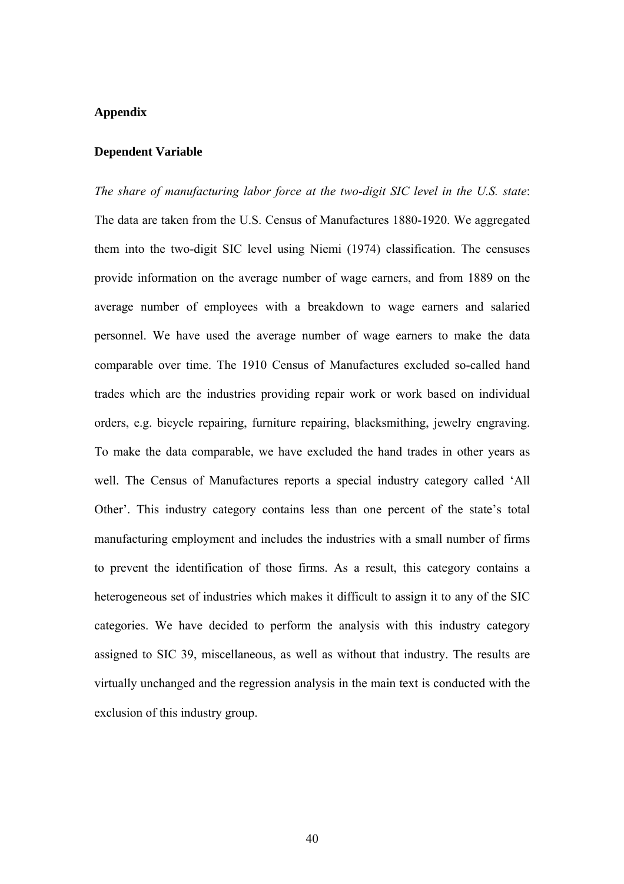## Appendix

### Dependent Variable

*The share of manufacturing labor force at the two-digit SIC level in the U.S. state*: The data are taken from the U.S. Census of Manufactures 1880-1920. We aggregated them into the two-digit SIC level using Niemi (1974) classification. The censuses provide information on the average number of wage earners, and from 1889 on the average number of employees with a breakdown to wage earners and salaried personnel. We have used the average number of wage earners to make the data comparable over time. The 1910 Census of Manufactures excluded so-called hand trades which are the industries providing repair work or work based on individual orders, e.g. bicycle repairing, furniture repairing, blacksmithing, jewelry engraving. To make the data comparable, we have excluded the hand trades in other years as well. The Census of Manufactures reports a special industry category called 'All Other'. This industry category contains less than one percent of the state's total manufacturing employment and includes the industries with a small number of firms to prevent the identification of those firms. As a result, this category contains a heterogeneous set of industries which makes it difficult to assign it to any of the SIC categories. We have decided to perform the analysis with this industry category assigned to SIC 39, miscellaneous, as well as without that industry. The results are virtually unchanged and the regression analysis in the main text is conducted with the exclusion of this industry group.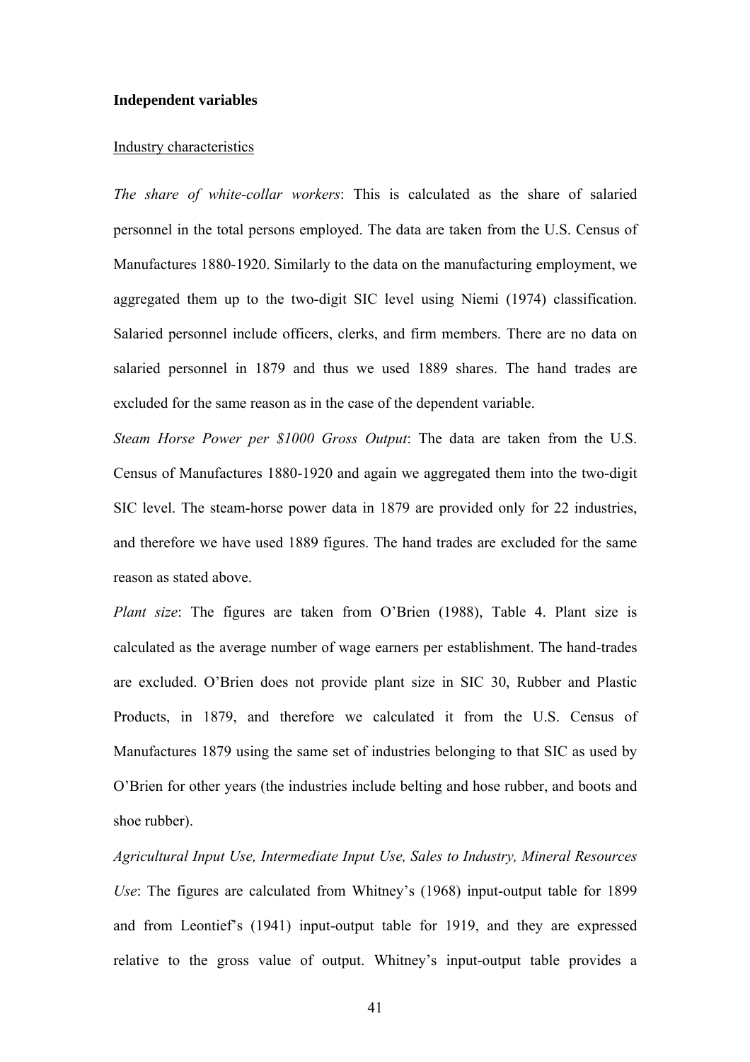**Independent variables**

Industry characteristics

*The share of white-collar workers*: This is calculated as the share of salaried personnel in the total persons employed. The data are taken from the U.S. Census of Manufactures 1880-1920. Similarly to the data on the manufacturing employment, we aggregated them up to the two-digit SIC level using Niemi (1974) classification. Salaried personnel include officers, clerks, and firm members. There are no data on salaried personnel in 1879 and thus we used 1889 shares. The hand trades are excluded for the same reason as in the case of the dependent variable.

*Steam Horse Power per $1000 Gross Output*: The data are taken from the U.S. Census of Manufactures 1880-1920 and again we aggregated them into the two-digit SIC level. The steam-horse power data in 1879 are provided only for 22 industries, and therefore we have used 1889 figures. The hand trades are excluded for the same reason as stated above.

*Plant size*: The figures are taken from O'Brien (1988), Table 4. Plant size is calculated as the average number of wage earners per establishment. The hand-trades are excluded. O'Brien does not provide plant size in SIC 30, Rubber and Plastic Products, in 1879, and therefore we calculated it from the U.S. Census of Manufactures 1879 using the same set of industries belonging to that SIC as used by O'Brien for other years (the industries include belting and hose rubber, and boots and shoe rubber).

*Agricultural Input Use, Intermediate Input Use, Sales to Industry, Mineral Resources Use*: The figures are calculated from Whitney's (1968) input-output table for 1899 and from Leontief's (1941) input-output table for 1919, and they are expressed relative to the gross value of output. Whitney's input-output table provides a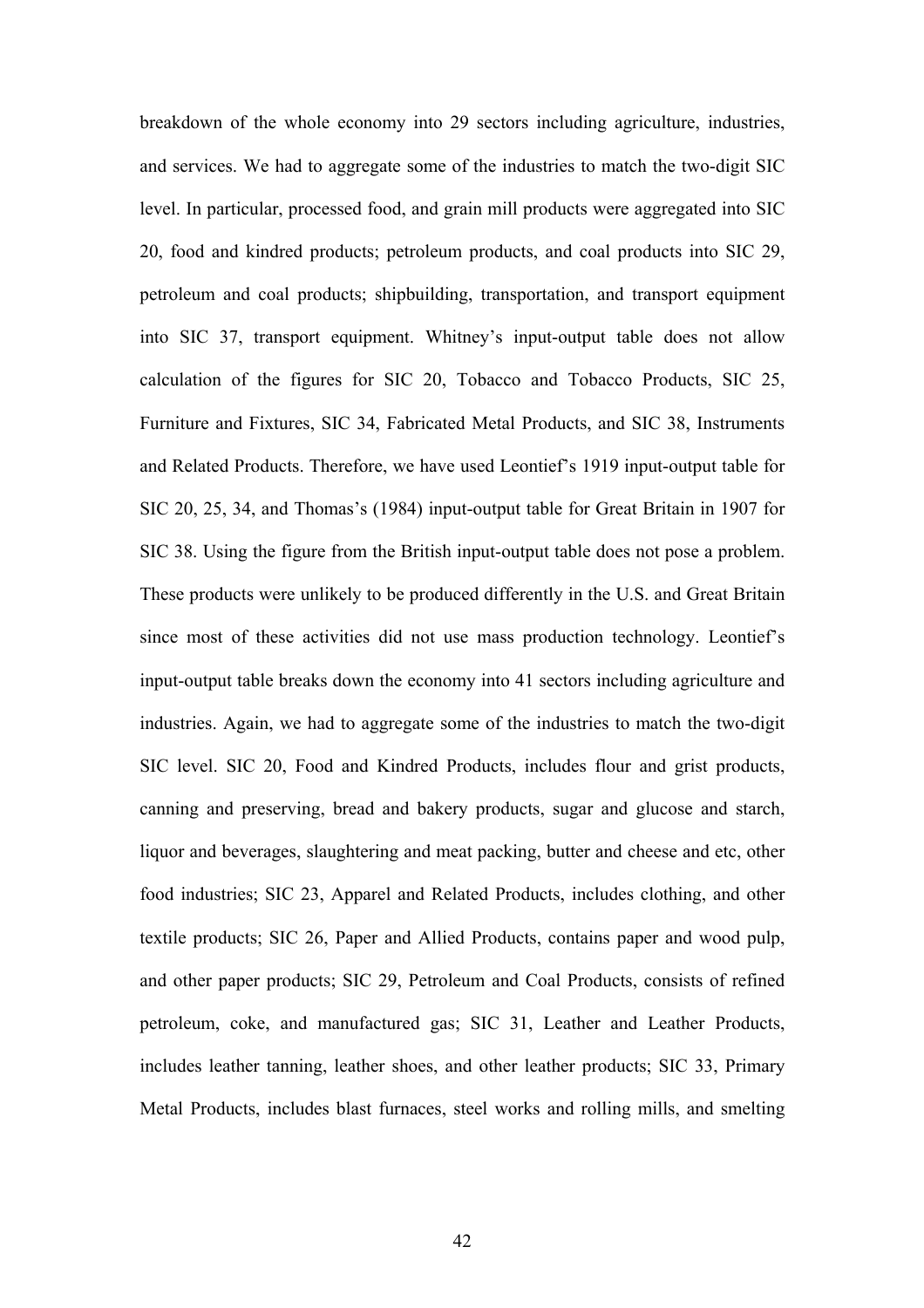breakdown of the whole economy into 29 sectors including agriculture, industries, and services. We had to aggregate some of the industries to match the two-digit SIC level. In particular, processed food, and grain mill products were aggregated into SIC 20, food and kindred products; petroleum products, and coal products into SIC 29, petroleum and coal products; shipbuilding, transportation, and transport equipment into SIC 37, transport equipment. Whitney's input-output table does not allow calculation of the figures for SIC 20, Tobacco and Tobacco Products, SIC 25, Furniture and Fixtures, SIC 34, Fabricated Metal Products, and SIC 38, Instruments and Related Products. Therefore, we have used Leontief's 1919 input-output table for SIC 20, 25, 34, and Thomas's (1984) input-output table for Great Britain in 1907 for SIC 38. Using the figure from the British input-output table does not pose a problem. These products were unlikely to be produced differently in the U.S. and Great Britain since most of these activities did not use mass production technology. Leontief's input-output table breaks down the economy into 41 sectors including agriculture and industries. Again, we had to aggregate some of the industries to match the two-digit SIC level. SIC 20, Food and Kindred Products, includes flour and grist products, canning and preserving, bread and bakery products, sugar and glucose and starch, liquor and beverages, slaughtering and meat packing, butter and cheese and etc, other food industries; SIC 23, Apparel and Related Products, includes clothing, and other textile products; SIC 26, Paper and Allied Products, contains paper and wood pulp, and other paper products; SIC 29, Petroleum and Coal Products, consists of refined petroleum, coke, and manufactured gas; SIC 31, Leather and Leather Products, includes leather tanning, leather shoes, and other leather products; SIC 33, Primary Metal Products, includes blast furnaces, steel works and rolling mills, and smelting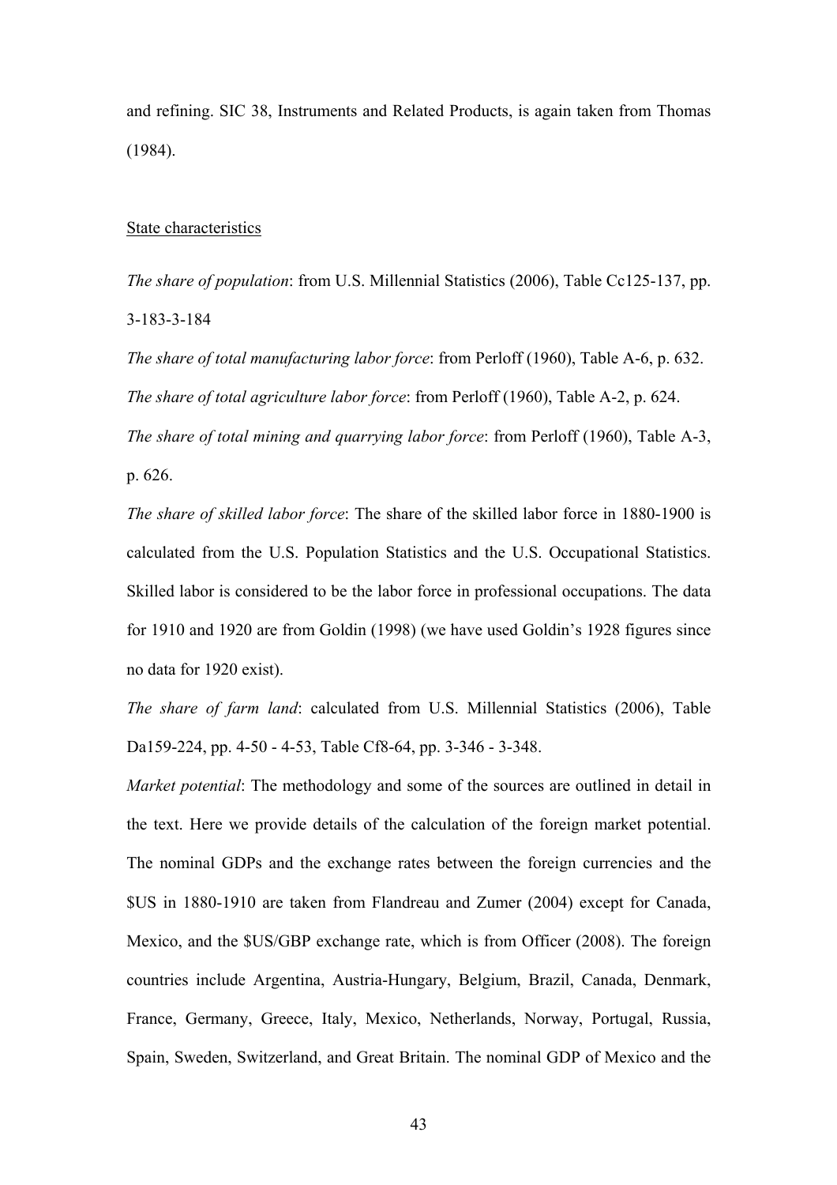and refining. SIC 38, Instruments and Related Products, is again taken from Thomas (1984).

State characteristics

*The share of population*: from U.S. Millennial Statistics (2006), Table Cc125-137, pp. 3-183-3-184

*The share of total manufacturing labor force*: from Perloff (1960), Table A-6, p. 632.

*The share of total agriculture labor force*: from Perloff (1960), Table A-2, p. 624.

*The share of total mining and quarrying labor force*: from Perloff (1960), Table A-3, p. 626.

*The share of skilled labor force*: The share of the skilled labor force in 1880-1900 is calculated from the U.S. Population Statistics and the U.S. Occupational Statistics. Skilled labor is considered to be the labor force in professional occupations. The data for 1910 and 1920 are from Goldin (1998) (we have used Goldin's 1928 figures since no data for 1920 exist).

*The share of farm land*: calculated from U.S. Millennial Statistics (2006), Table Da159-224, pp. 4-50 - 4-53, Table Cf8-64, pp. 3-346 - 3-348.

*Market potential*: The methodology and some of the sources are outlined in detail in the text. Here we provide details of the calculation of the foreign market potential. The nominal GDPs and the exchange rates between the foreign currencies and the $US in 1880-1910 are taken from Flandreau and Zumer (2004) except for Canada, Mexico, and the $US/GBP exchange rate, which is from Officer (2008). The foreign countries include Argentina, Austria-Hungary, Belgium, Brazil, Canada, Denmark, France, Germany, Greece, Italy, Mexico, Netherlands, Norway, Portugal, Russia, Spain, Sweden, Switzerland, and Great Britain. The nominal GDP of Mexico and the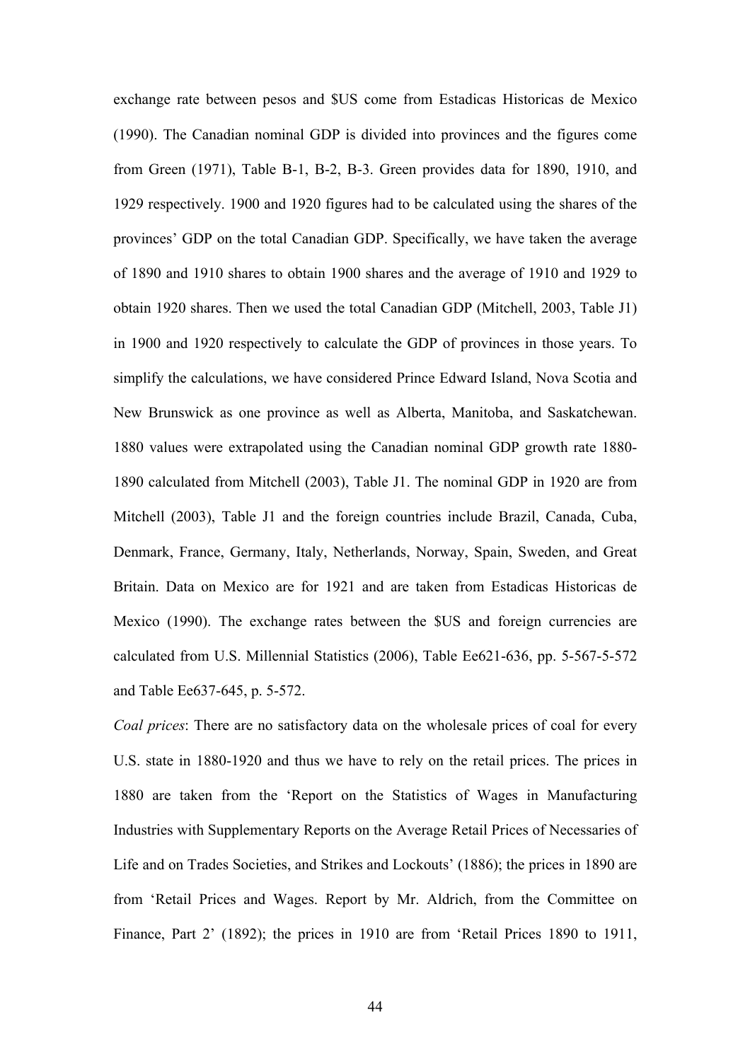exchange rate between pesos and $US come from Estadicas Historicas de Mexico (1990). The Canadian nominal GDP is divided into provinces and the figures come from Green (1971), Table B-1, B-2, B-3. Green provides data for 1890, 1910, and 1929 respectively. 1900 and 1920 figures had to be calculated using the shares of the provinces' GDP on the total Canadian GDP. Specifically, we have taken the average of 1890 and 1910 shares to obtain 1900 shares and the average of 1910 and 1929 to obtain 1920 shares. Then we used the total Canadian GDP (Mitchell, 2003, Table J1) in 1900 and 1920 respectively to calculate the GDP of provinces in those years. To simplify the calculations, we have considered Prince Edward Island, Nova Scotia and New Brunswick as one province as well as Alberta, Manitoba, and Saskatchewan. 1880 values were extrapolated using the Canadian nominal GDP growth rate 1880-1890 calculated from Mitchell (2003), Table J1. The nominal GDP in 1920 are from Mitchell (2003), Table J1 and the foreign countries include Brazil, Canada, Cuba, Denmark, France, Germany, Italy, Netherlands, Norway, Spain, Sweden, and Great Britain. Data on Mexico are for 1921 and are taken from Estadicas Historicas de Mexico (1990). The exchange rates between the $US and foreign currencies are calculated from U.S. Millennial Statistics (2006), Table Ee621-636, pp. 5-567-5-572 and Table Ee637-645, p. 5-572.

*Coal prices*: There are no satisfactory data on the wholesale prices of coal for every U.S. state in 1880-1920 and thus we have to rely on the retail prices. The prices in 1880 are taken from the 'Report on the Statistics of Wages in Manufacturing Industries with Supplementary Reports on the Average Retail Prices of Necessaries of Life and on Trades Societies, and Strikes and Lockouts' (1886); the prices in 1890 are from 'Retail Prices and Wages. Report by Mr. Aldrich, from the Committee on Finance, Part 2' (1892); the prices in 1910 are from 'Retail Prices 1890 to 1911,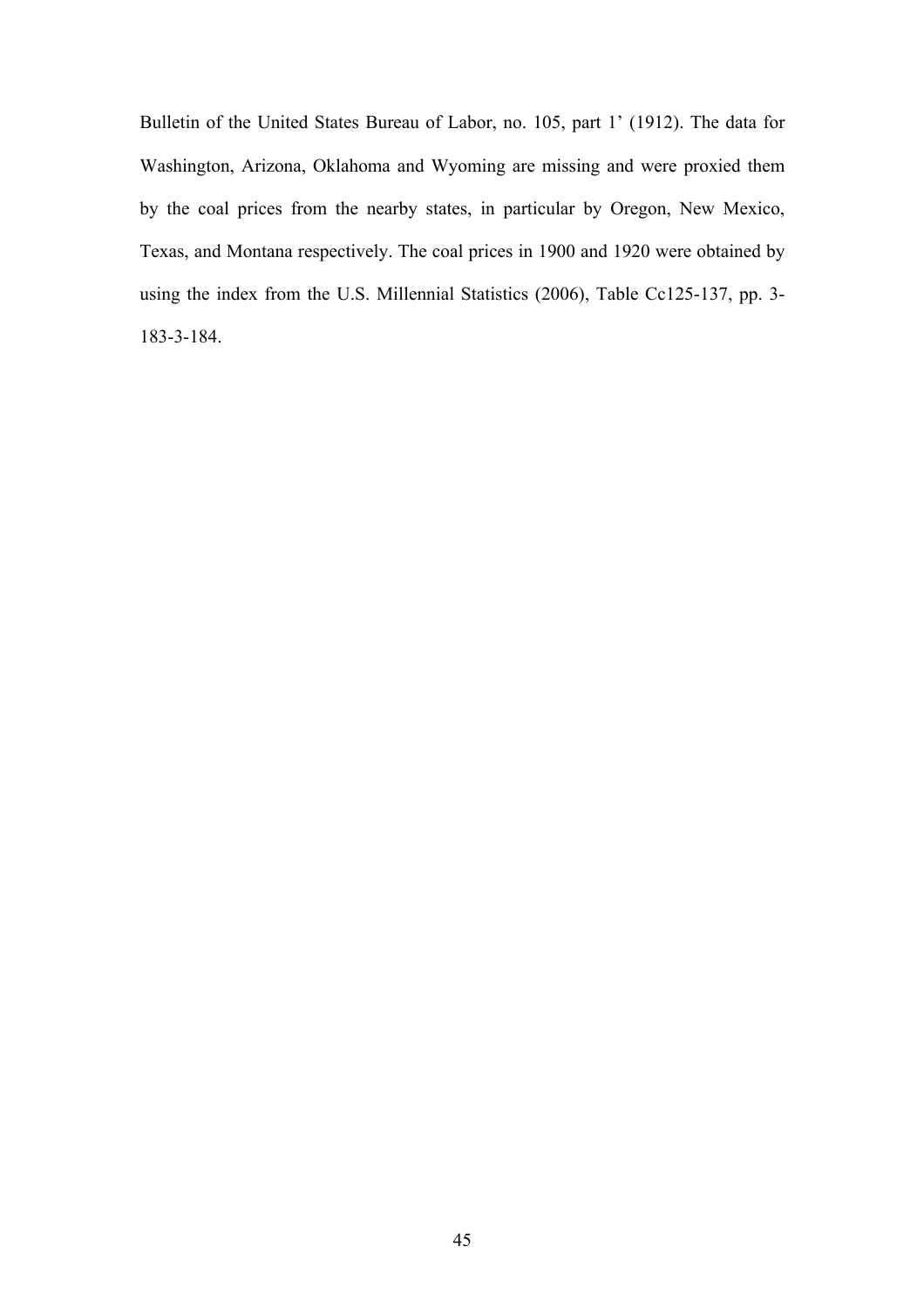Bulletin of the United States Bureau of Labor, no. 105, part 1' (1912). The data for Washington, Arizona, Oklahoma and Wyoming are missing and were proxied them by the coal prices from the nearby states, in particular by Oregon, New Mexico, Texas, and Montana respectively. The coal prices in 1900 and 1920 were obtained by using the index from the U.S. Millennial Statistics (2006), Table Cc125-137, pp. 3-183-3-184.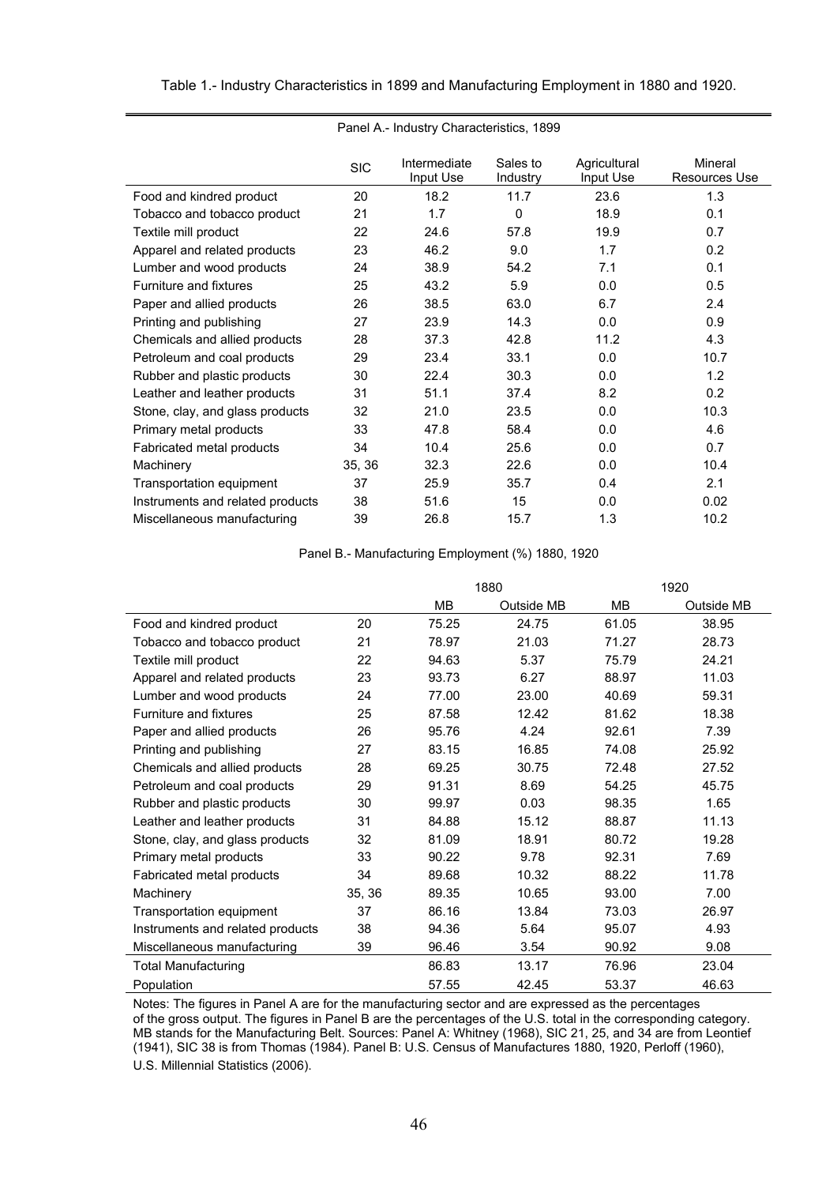Table 1.- Industry Characteristics in 1899 and Manufacturing Employment in 1880 and 1920.

Panel A.- Industry Characteristics, 1899

| | SIC | Intermediate Input Use | Sales to Industry | Agricultural Input Use | Mineral Resources Use |
|---|---|---|---|---|---|
| Food and kindred product | 20 | 18.2 | 11.7 | 23.6 | 1.3 |
| Tobacco and tobacco product | 21 | 1.7 | 0 | 18.9 | 0.1 |
| Textile mill product | 22 | 24.6 | 57.8 | 19.9 | 0.7 |
| Apparel and related products | 23 | 46.2 | 9.0 | 1.7 | 0.2 |
| Lumber and wood products | 24 | 38.9 | 54.2 | 7.1 | 0.1 |
| Furniture and fixtures | 25 | 43.2 | 5.9 | 0.0 | 0.5 |
| Paper and allied products | 26 | 38.5 | 63.0 | 6.7 | 2.4 |
| Printing and publishing | 27 | 23.9 | 14.3 | 0.0 | 0.9 |
| Chemicals and allied products | 28 | 37.3 | 42.8 | 11.2 | 4.3 |
| Petroleum and coal products | 29 | 23.4 | 33.1 | 0.0 | 10.7 |
| Rubber and plastic products | 30 | 22.4 | 30.3 | 0.0 | 1.2 |
| Leather and leather products | 31 | 51.1 | 37.4 | 8.2 | 0.2 |
| Stone, clay, and glass products | 32 | 21.0 | 23.5 | 0.0 | 10.3 |
| Primary metal products | 33 | 47.8 | 58.4 | 0.0 | 4.6 |
| Fabricated metal products | 34 | 10.4 | 25.6 | 0.0 | 0.7 |
| Machinery | 35, 36 | 32.3 | 22.6 | 0.0 | 10.4 |
| Transportation equipment | 37 | 25.9 | 35.7 | 0.4 | 2.1 |
| Instruments and related products | 38 | 51.6 | 15 | 0.0 | 0.02 |
| Miscellaneous manufacturing | 39 | 26.8 | 15.7 | 1.3 | 10.2 |

Panel B.- Manufacturing Employment (%) 1880, 1920

| | | 1880 | | 1920 | |
|---|---|---|---|---|---|
| | | MB | Outside MB | MB | Outside MB |
| Food and kindred product | 20 | 75.25 | 24.75 | 61.05 | 38.95 |
| Tobacco and tobacco product | 21 | 78.97 | 21.03 | 71.27 | 28.73 |
| Textile mill product | 22 | 94.63 | 5.37 | 75.79 | 24.21 |
| Apparel and related products | 23 | 93.73 | 6.27 | 88.97 | 11.03 |
| Lumber and wood products | 24 | 77.00 | 23.00 | 40.69 | 59.31 |
| Furniture and fixtures | 25 | 87.58 | 12.42 | 81.62 | 18.38 |
| Paper and allied products | 26 | 95.76 | 4.24 | 92.61 | 7.39 |
| Printing and publishing | 27 | 83.15 | 16.85 | 74.08 | 25.92 |
| Chemicals and allied products | 28 | 69.25 | 30.75 | 72.48 | 27.52 |
| Petroleum and coal products | 29 | 91.31 | 8.69 | 54.25 | 45.75 |
| Rubber and plastic products | 30 | 99.97 | 0.03 | 98.35 | 1.65 |
| Leather and leather products | 31 | 84.88 | 15.12 | 88.87 | 11.13 |
| Stone, clay, and glass products | 32 | 81.09 | 18.91 | 80.72 | 19.28 |
| Primary metal products | 33 | 90.22 | 9.78 | 92.31 | 7.69 |
| Fabricated metal products | 34 | 89.68 | 10.32 | 88.22 | 11.78 |
| Machinery | 35, 36 | 89.35 | 10.65 | 93.00 | 7.00 |
| Transportation equipment | 37 | 86.16 | 13.84 | 73.03 | 26.97 |
| Instruments and related products | 38 | 94.36 | 5.64 | 95.07 | 4.93 |
| Miscellaneous manufacturing | 39 | 96.46 | 3.54 | 90.92 | 9.08 |
| Total Manufacturing | | 86.83 | 13.17 | 76.96 | 23.04 |
| Population | | 57.55 | 42.45 | 53.37 | 46.63 |

Notes: The figures in Panel A are for the manufacturing sector and are expressed as the percentages of the gross output. The figures in Panel B are the percentages of the U.S. total in the corresponding category. MB stands for the Manufacturing Belt. Sources: Panel A: Whitney (1968), SIC 21, 25, and 34 are from Leontief (1941), SIC 38 is from Thomas (1984). Panel B: U.S. Census of Manufactures 1880, 1920, Perloff (1960), U.S. Millennial Statistics (2006).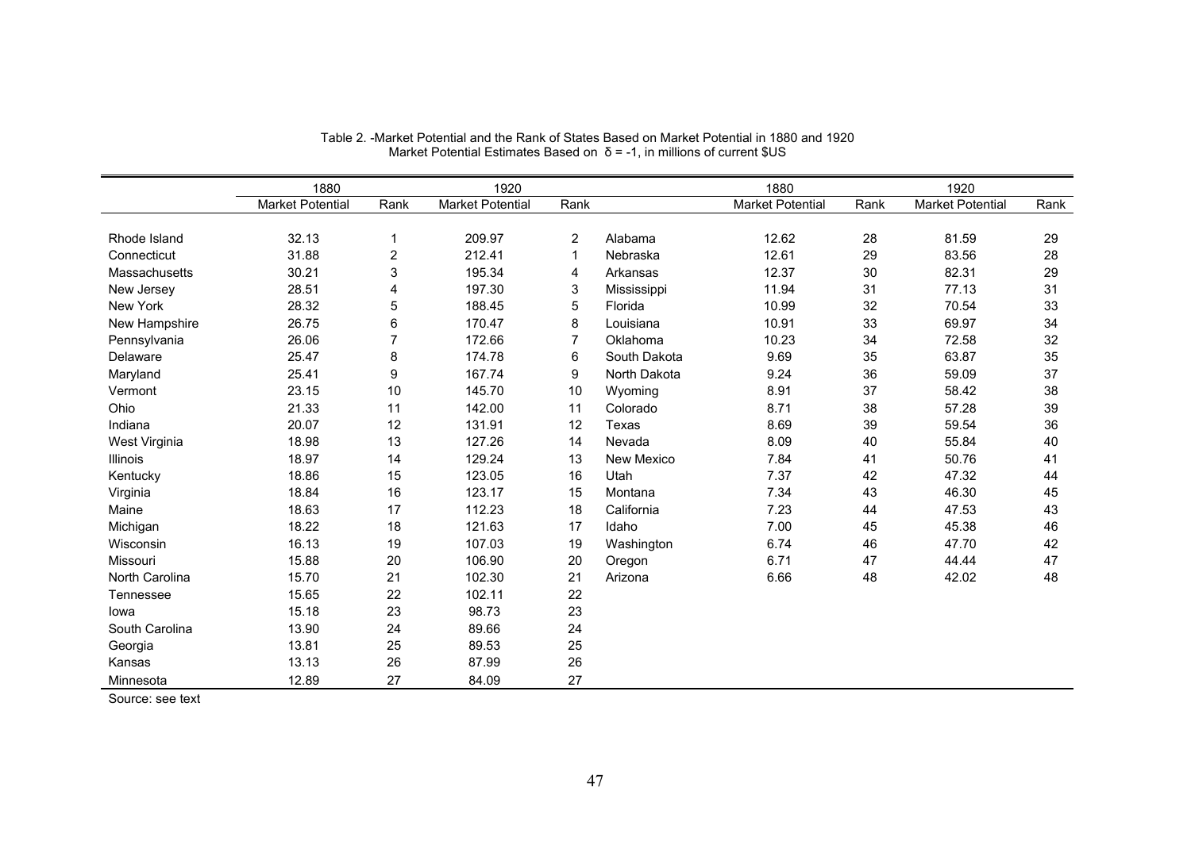Table 2. -Market Potential and the Rank of States Based on Market Potential in 1880 and 1920
Market Potential Estimates Based on $\delta = -1$, in millions of current $US

| | 1880 | | 1920 | | | 1880 | | 1920 | |
|---|---|---|---|---|---|---|---|---|---|
| | Market Potential | Rank | Market Potential | Rank | | Market Potential | Rank | Market Potential | Rank |
| Rhode Island | 32.13 | 1 | 209.97 | 2 | Alabama | 12.62 | 28 | 81.59 | 29 |
| Connecticut | 31.88 | 2 | 212.41 | 1 | Nebraska | 12.61 | 29 | 83.56 | 28 |
| Massachusetts | 30.21 | 3 | 195.34 | 4 | Arkansas | 12.37 | 30 | 82.31 | 29 |
| New Jersey | 28.51 | 4 | 197.30 | 3 | Mississippi | 11.94 | 31 | 77.13 | 31 |
| New York | 28.32 | 5 | 188.45 | 5 | Florida | 10.99 | 32 | 70.54 | 33 |
| New Hampshire | 26.75 | 6 | 170.47 | 8 | Louisiana | 10.91 | 33 | 69.97 | 34 |
| Pennsylvania | 26.06 | 7 | 172.66 | 7 | Oklahoma | 10.23 | 34 | 72.58 | 32 |
| Delaware | 25.47 | 8 | 174.78 | 6 | South Dakota | 9.69 | 35 | 63.87 | 35 |
| Maryland | 25.41 | 9 | 167.74 | 9 | North Dakota | 9.24 | 36 | 59.09 | 37 |
| Vermont | 23.15 | 10 | 145.70 | 10 | Wyoming | 8.91 | 37 | 58.42 | 38 |
| Ohio | 21.33 | 11 | 142.00 | 11 | Colorado | 8.71 | 38 | 57.28 | 39 |
| Indiana | 20.07 | 12 | 131.91 | 12 | Texas | 8.69 | 39 | 59.54 | 36 |
| West Virginia | 18.98 | 13 | 127.26 | 14 | Nevada | 8.09 | 40 | 55.84 | 40 |
| Illinois | 18.97 | 14 | 129.24 | 13 | New Mexico | 7.84 | 41 | 50.76 | 41 |
| Kentucky | 18.86 | 15 | 123.05 | 16 | Utah | 7.37 | 42 | 47.32 | 44 |
| Virginia | 18.84 | 16 | 123.17 | 15 | Montana | 7.34 | 43 | 46.30 | 45 |
| Maine | 18.63 | 17 | 112.23 | 18 | California | 7.23 | 44 | 47.53 | 43 |
| Michigan | 18.22 | 18 | 121.63 | 17 | Idaho | 7.00 | 45 | 45.38 | 46 |
| Wisconsin | 16.13 | 19 | 107.03 | 19 | Washington | 6.74 | 46 | 47.70 | 42 |
| Missouri | 15.88 | 20 | 106.90 | 20 | Oregon | 6.71 | 47 | 44.44 | 47 |
| North Carolina | 15.70 | 21 | 102.30 | 21 | Arizona | 6.66 | 48 | 42.02 | 48 |
| Tennessee | 15.65 | 22 | 102.11 | 22 | | | | | |
| Iowa | 15.18 | 23 | 98.73 | 23 | | | | | |
| South Carolina | 13.90 | 24 | 89.66 | 24 | | | | | |
| Georgia | 13.81 | 25 | 89.53 | 25 | | | | | |
| Kansas | 13.13 | 26 | 87.99 | 26 | | | | | |
| Minnesota | 12.89 | 27 | 84.09 | 27 | | | | | |

Source: see text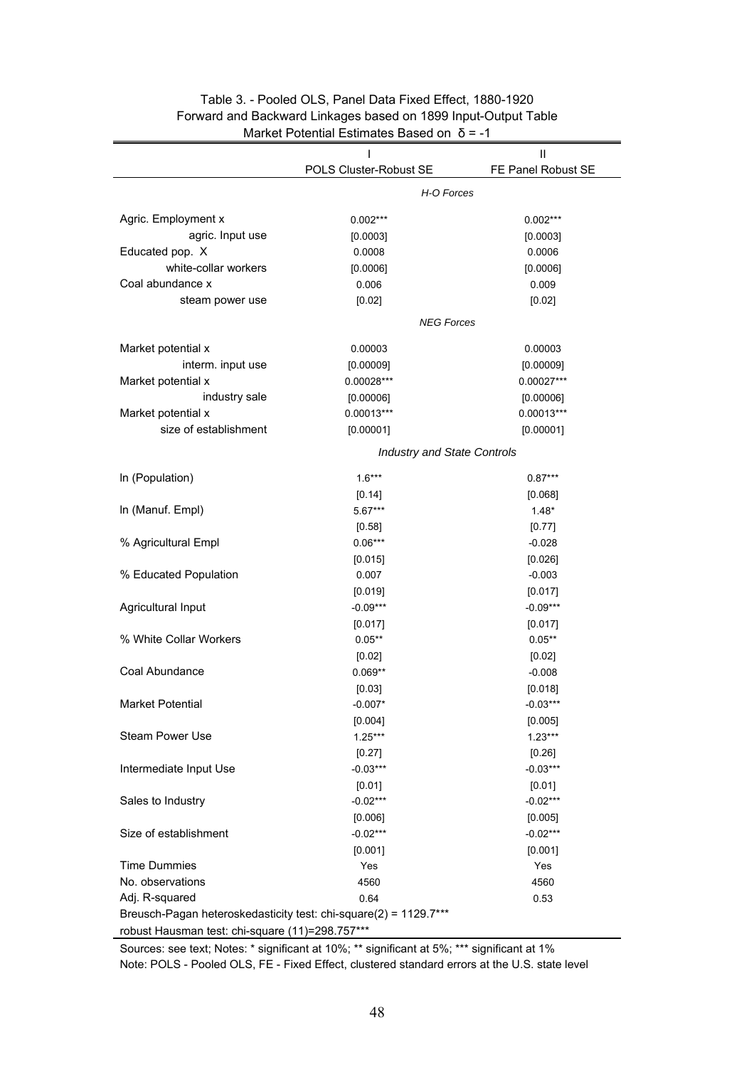Table 3. - Pooled OLS, Panel Data Fixed Effect, 1880-1920
Forward and Backward Linkages based on 1899 Input-Output Table
Market Potential Estimates Based on δ = -1

| | I | II |
|---|---|---|
| | POLS Cluster-Robust SE | FE Panel Robust SE |
| | *H-O Forces* | |
| Agric. Employment x agric. Input use | 0.002*** | 0.002*** |
| | [0.0003] | [0.0003] |
| Educated pop. X white-collar workers | 0.0008 | 0.0006 |
| | [0.0006] | [0.0006] |
| Coal abundance x steam power use | 0.006 | 0.009 |
| | [0.02] | [0.02] |
| | *NEG Forces* | |
| Market potential x interm. input use | 0.00003 | 0.00003 |
| | [0.00009] | [0.00009] |
| Market potential x industry sale | 0.00028*** | 0.00027*** |
| | [0.00006] | [0.00006] |
| Market potential x size of establishment | 0.00013*** | 0.00013*** |
| | [0.00001] | [0.00001] |
| | *Industry and State Controls* | |
| ln (Population) | 1.6*** | 0.87*** |
| | [0.14] | [0.068] |
| ln (Manuf. Empl) | 5.67*** | 1.48* |
| | [0.58] | [0.77] |
| % Agricultural Empl | 0.06*** | -0.028 |
| | [0.015] | [0.026] |
| % Educated Population | 0.007 | -0.003 |
| | [0.019] | [0.017] |
| Agricultural Input | -0.09*** | -0.09*** |
| | [0.017] | [0.017] |
| % White Collar Workers | 0.05** | 0.05** |
| | [0.02] | [0.02] |
| Coal Abundance | 0.069** | -0.008 |
| | [0.03] | [0.018] |
| Market Potential | -0.007* | -0.03*** |
| | [0.004] | [0.005] |
| Steam Power Use | 1.25*** | 1.23*** |
| | [0.27] | [0.26] |
| Intermediate Input Use | -0.03*** | -0.03*** |
| | [0.01] | [0.01] |
| Sales to Industry | -0.02*** | -0.02*** |
| | [0.006] | [0.005] |
| Size of establishment | -0.02*** | -0.02*** |
| | [0.001] | [0.001] |
| Time Dummies | Yes | Yes |
| No. observations | 4560 | 4560 |
| Adj. R-squared | 0.64 | 0.53 |
| Breusch-Pagan heteroskedasticity test: chi-square(2) = 1129.7*** | | |
| robust Hausman test: chi-square (11)=298.757*** | | |

Sources: see text; Notes: * significant at 10%; ** significant at 5%; *** significant at 1%
Note: POLS - Pooled OLS, FE - Fixed Effect, clustered standard errors at the U.S. state level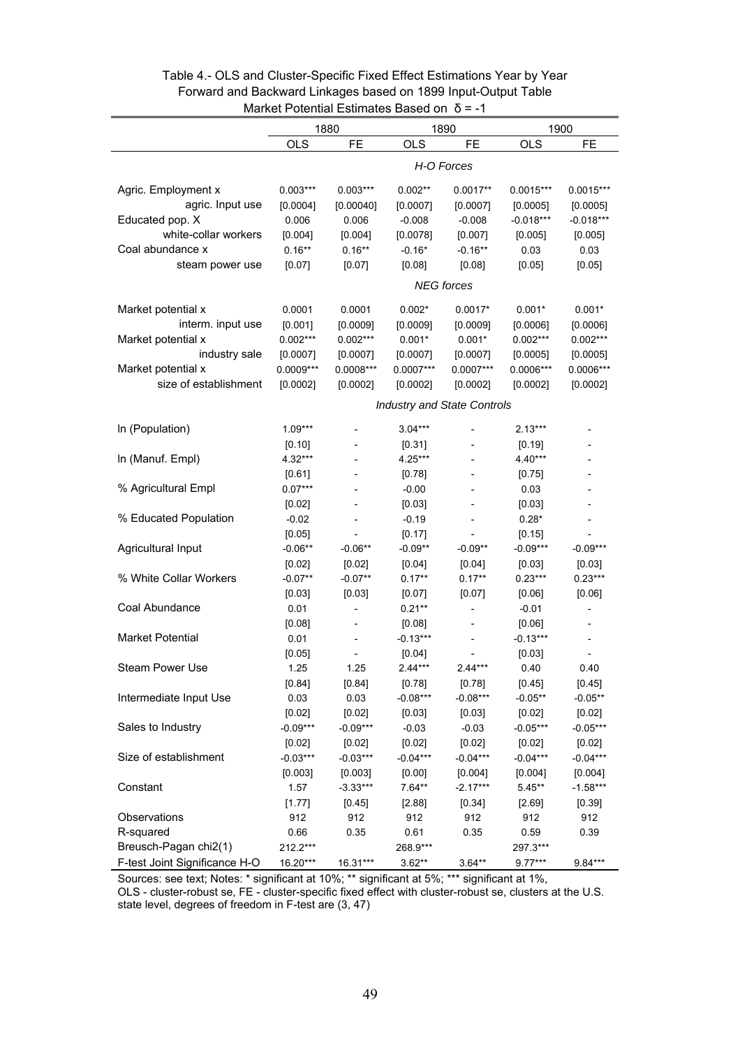Table 4.- OLS and Cluster-Specific Fixed Effect Estimations Year by Year
Forward and Backward Linkages based on 1899 Input-Output Table
Market Potential Estimates Based on $\delta = -1$

| | 1880 | | 1890 | | 1900 | |
|---|---|---|---|---|---|---|
| | OLS | FE | OLS | FE | OLS | FE |
| | *H-O Forces* | | | | | |
| Agric. Employment x | 0.003*** | 0.003*** | 0.002** | 0.0017** | 0.0015*** | 0.0015*** |
| agric. Input use | [0.0004] | [0.00040] | [0.0007] | [0.0007] | [0.0005] | [0.0005] |
| Educated pop. X | 0.006 | 0.006 | -0.008 | -0.008 | -0.018*** | -0.018*** |
| white-collar workers | [0.004] | [0.004] | [0.0078] | [0.007] | [0.005] | [0.005] |
| Coal abundance x | 0.16** | 0.16** | -0.16* | -0.16** | 0.03 | 0.03 |
| steam power use | [0.07] | [0.07] | [0.08] | [0.08] | [0.05] | [0.05] |
| | *NEG forces* | | | | | |
| Market potential x | 0.0001 | 0.0001 | 0.002* | 0.0017* | 0.001* | 0.001* |
| interm. input use | [0.001] | [0.0009] | [0.0009] | [0.0009] | [0.0006] | [0.0006] |
| Market potential x | 0.002*** | 0.002*** | 0.001* | 0.001* | 0.002*** | 0.002*** |
| industry sale | [0.0007] | [0.0007] | [0.0007] | [0.0007] | [0.0005] | [0.0005] |
| Market potential x | 0.0009*** | 0.0008*** | 0.0007*** | 0.0007*** | 0.0006*** | 0.0006*** |
| size of establishment | [0.0002] | [0.0002] | [0.0002] | [0.0002] | [0.0002] | [0.0002] |
| | *Industry and State Controls* | | | | | |
| ln (Population) | 1.09*** | - | 3.04*** | - | 2.13*** | - |
| | [0.10] | - | [0.31] | - | [0.19] | - |
| ln (Manuf. Empl) | 4.32*** | - | 4.25*** | - | 4.40*** | - |
| | [0.61] | - | [0.78] | - | [0.75] | - |
| % Agricultural Empl | 0.07*** | - | -0.00 | - | 0.03 | - |
| | [0.02] | - | [0.03] | - | [0.03] | - |
| % Educated Population | -0.02 | - | -0.19 | - | 0.28* | - |
| | [0.05] | - | [0.17] | - | [0.15] | - |
| Agricultural Input | -0.06** | -0.06** | -0.09** | -0.09** | -0.09*** | -0.09*** |
| | [0.02] | [0.02] | [0.04] | [0.04] | [0.03] | [0.03] |
| % White Collar Workers | -0.07** | -0.07** | 0.17** | 0.17** | 0.23*** | 0.23*** |
| | [0.03] | [0.03] | [0.07] | [0.07] | [0.06] | [0.06] |
| Coal Abundance | 0.01 | - | 0.21** | - | -0.01 | - |
| | [0.08] | - | [0.08] | - | [0.06] | - |
| Market Potential | 0.01 | - | -0.13*** | - | -0.13*** | - |
| | [0.05] | - | [0.04] | - | [0.03] | - |
| Steam Power Use | 1.25 | 1.25 | 2.44*** | 2.44*** | 0.40 | 0.40 |
| | [0.84] | [0.84] | [0.78] | [0.78] | [0.45] | [0.45] |
| Intermediate Input Use | 0.03 | 0.03 | -0.08*** | -0.08*** | -0.05** | -0.05** |
| | [0.02] | [0.02] | [0.03] | [0.03] | [0.02] | [0.02] |
| Sales to Industry | -0.09*** | -0.09*** | -0.03 | -0.03 | -0.05*** | -0.05*** |
| | [0.02] | [0.02] | [0.02] | [0.02] | [0.02] | [0.02] |
| Size of establishment | -0.03*** | -0.03*** | -0.04*** | -0.04*** | -0.04*** | -0.04*** |
| | [0.003] | [0.003] | [0.00] | [0.004] | [0.004] | [0.004] |
| Constant | 1.57 | -3.33*** | 7.64** | -2.17*** | 5.45** | -1.58*** |
| | [1.77] | [0.45] | [2.88] | [0.34] | [2.69] | [0.39] |
| Observations | 912 | 912 | 912 | 912 | 912 | 912 |
| R-squared | 0.66 | 0.35 | 0.61 | 0.35 | 0.59 | 0.39 |
| Breusch-Pagan chi2(1) | 212.2*** | | 268.9*** | | 297.3*** | |
| F-test Joint Significance H-O | 16.20*** | 16.31*** | 3.62** | 3.64** | 9.77*** | 9.84*** |

Sources: see text; Notes: * significant at 10%; ** significant at 5%; *** significant at 1%,
OLS - cluster-robust se, FE - cluster-specific fixed effect with cluster-robust se, clusters at the U.S. state level, degrees of freedom in F-test are (3, 47)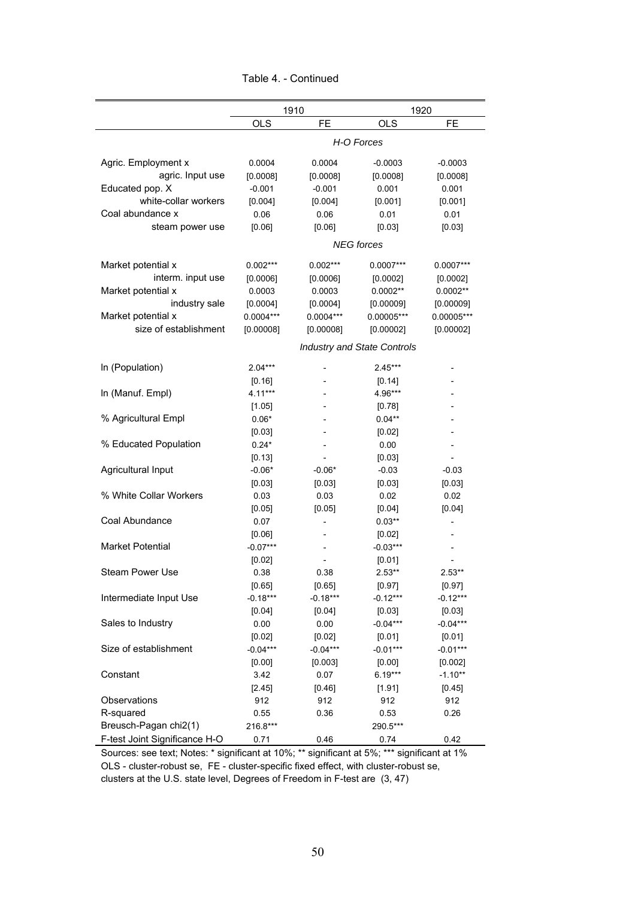Table 4. - Continued

| | 1910 | | 1920 | |
|---|---|---|---|---|
| | OLS | FE | OLS | FE |
| | *H-O Forces* | | | |
| Agric. Employment x agric. Input use | 0.0004 | 0.0004 | -0.0003 | -0.0003 |
| | [0.0008] | [0.0008] | [0.0008] | [0.0008] |
| Educated pop. X white-collar workers | -0.001 | -0.001 | 0.001 | 0.001 |
| | [0.004] | [0.004] | [0.001] | [0.001] |
| Coal abundance x steam power use | 0.06 | 0.06 | 0.01 | 0.01 |
| | [0.06] | [0.06] | [0.03] | [0.03] |
| | *NEG forces* | | | |
| Market potential x interm. input use | 0.002*** | 0.002*** | 0.0007*** | 0.0007*** |
| | [0.0006] | [0.0006] | [0.0002] | [0.0002] |
| Market potential x industry sale | 0.0003 | 0.0003 | 0.0002** | 0.0002** |
| | [0.0004] | [0.0004] | [0.00009] | [0.00009] |
| Market potential x size of establishment | 0.0004*** | 0.0004*** | 0.00005*** | 0.00005*** |
| | [0.00008] | [0.00008] | [0.00002] | [0.00002] |
| | *Industry and State Controls* | | | |
| ln (Population) | 2.04*** | - | 2.45*** | - |
| | [0.16] | - | [0.14] | - |
| ln (Manuf. Empl) | 4.11*** | - | 4.96*** | - |
| | [1.05] | - | [0.78] | - |
| % Agricultural Empl | 0.06* | - | 0.04** | - |
| | [0.03] | - | [0.02] | - |
| % Educated Population | 0.24* | - | 0.00 | - |
| | [0.13] | - | [0.03] | - |
| Agricultural Input | -0.06* | -0.06* | -0.03 | -0.03 |
| | [0.03] | [0.03] | [0.03] | [0.03] |
| % White Collar Workers | 0.03 | 0.03 | 0.02 | 0.02 |
| | [0.05] | [0.05] | [0.04] | [0.04] |
| Coal Abundance | 0.07 | - | 0.03** | - |
| | [0.06] | - | [0.02] | - |
| Market Potential | -0.07*** | - | -0.03*** | - |
| | [0.02] | - | [0.01] | - |
| Steam Power Use | 0.38 | 0.38 | 2.53** | 2.53** |
| | [0.65] | [0.65] | [0.97] | [0.97] |
| Intermediate Input Use | -0.18*** | -0.18*** | -0.12*** | -0.12*** |
| | [0.04] | [0.04] | [0.03] | [0.03] |
| Sales to Industry | 0.00 | 0.00 | -0.04*** | -0.04*** |
| | [0.02] | [0.02] | [0.01] | [0.01] |
| Size of establishment | -0.04*** | -0.04*** | -0.01*** | -0.01*** |
| | [0.00] | [0.003] | [0.00] | [0.002] |
| Constant | 3.42 | 0.07 | 6.19*** | -1.10** |
| | [2.45] | [0.46] | [1.91] | [0.45] |
| Observations | 912 | 912 | 912 | 912 |
| R-squared | 0.55 | 0.36 | 0.53 | 0.26 |
| Breusch-Pagan chi2(1) | 216.8*** | | 290.5*** | |
| F-test Joint Significance H-O | 0.71 | 0.46 | 0.74 | 0.42 |

Sources: see text; Notes: * significant at 10%; ** significant at 5%; *** significant at 1%
OLS - cluster-robust se, FE - cluster-specific fixed effect, with cluster-robust se, clusters at the U.S. state level, Degrees of Freedom in F-test are (3, 47)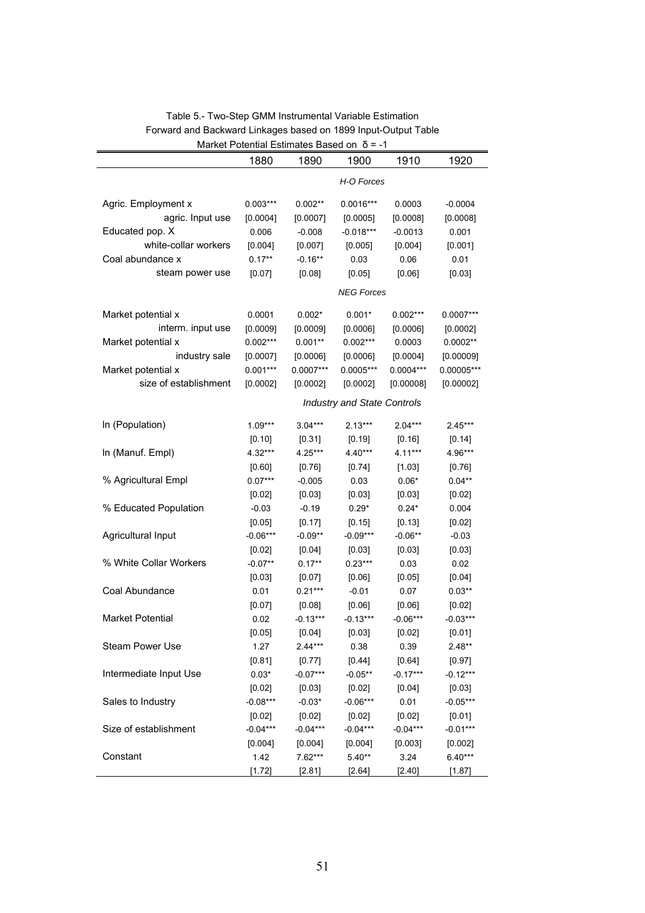Table 5.- Two-Step GMM Instrumental Variable Estimation
Forward and Backward Linkages based on 1899 Input-Output Table
Market Potential Estimates Based on $\delta = -1$

| | 1880 | 1890 | 1900 | 1910 | 1920 |
|---|---|---|---|---|---|
| | | | *H-O Forces* | | |
| Agric. Employment x agric. Input use | 0.003*** | 0.002** | 0.0016*** | 0.0003 | -0.0004 |
| | [0.0004] | [0.0007] | [0.0005] | [0.0008] | [0.0008] |
| Educated pop. X white-collar workers | 0.006 | -0.008 | -0.018*** | -0.0013 | 0.001 |
| | [0.004] | [0.007] | [0.005] | [0.004] | [0.001] |
| Coal abundance x steam power use | 0.17** | -0.16** | 0.03 | 0.06 | 0.01 |
| | [0.07] | [0.08] | [0.05] | [0.06] | [0.03] |
| | | | *NEG Forces* | | |
| Market potential x interm. input use | 0.0001 | 0.002* | 0.001* | 0.002*** | 0.0007*** |
| | [0.0009] | [0.0009] | [0.0006] | [0.0006] | [0.0002] |
| Market potential x industry sale | 0.002*** | 0.001** | 0.002*** | 0.0003 | 0.0002** |
| | [0.0007] | [0.0006] | [0.0006] | [0.0004] | [0.00009] |
| Market potential x size of establishment | 0.001*** | 0.0007*** | 0.0005*** | 0.0004*** | 0.00005*** |
| | [0.0002] | [0.0002] | [0.0002] | [0.00008] | [0.00002] |
| | | | *Industry and State Controls* | | |
| ln (Population) | 1.09*** | 3.04*** | 2.13*** | 2.04*** | 2.45*** |
| | [0.10] | [0.31] | [0.19] | [0.16] | [0.14] |
| ln (Manuf. Empl) | 4.32*** | 4.25*** | 4.40*** | 4.11*** | 4.96*** |
| | [0.60] | [0.76] | [0.74] | [1.03] | [0.76] |
| % Agricultural Empl | 0.07*** | -0.005 | 0.03 | 0.06* | 0.04** |
| | [0.02] | [0.03] | [0.03] | [0.03] | [0.02] |
| % Educated Population | -0.03 | -0.19 | 0.29* | 0.24* | 0.004 |
| | [0.05] | [0.17] | [0.15] | [0.13] | [0.02] |
| Agricultural Input | -0.06*** | -0.09** | -0.09*** | -0.06** | -0.03 |
| | [0.02] | [0.04] | [0.03] | [0.03] | [0.03] |
| % White Collar Workers | -0.07** | 0.17** | 0.23*** | 0.03 | 0.02 |
| | [0.03] | [0.07] | [0.06] | [0.05] | [0.04] |
| Coal Abundance | 0.01 | 0.21*** | -0.01 | 0.07 | 0.03** |
| | [0.07] | [0.08] | [0.06] | [0.06] | [0.02] |
| Market Potential | 0.02 | -0.13*** | -0.13*** | -0.06*** | -0.03*** |
| | [0.05] | [0.04] | [0.03] | [0.02] | [0.01] |
| Steam Power Use | 1.27 | 2.44*** | 0.38 | 0.39 | 2.48** |
| | [0.81] | [0.77] | [0.44] | [0.64] | [0.97] |
| Intermediate Input Use | 0.03* | -0.07*** | -0.05** | -0.17*** | -0.12*** |
| | [0.02] | [0.03] | [0.02] | [0.04] | [0.03] |
| Sales to Industry | -0.08*** | -0.03* | -0.06*** | 0.01 | -0.05*** |
| | [0.02] | [0.02] | [0.02] | [0.02] | [0.01] |
| Size of establishment | -0.04*** | -0.04*** | -0.04*** | -0.04*** | -0.01*** |
| | [0.004] | [0.004] | [0.004] | [0.003] | [0.002] |
| Constant | 1.42 | 7.62*** | 5.40** | 3.24 | 6.40*** |
| | [1.72] | [2.81] | [2.64] | [2.40] | [1.87] |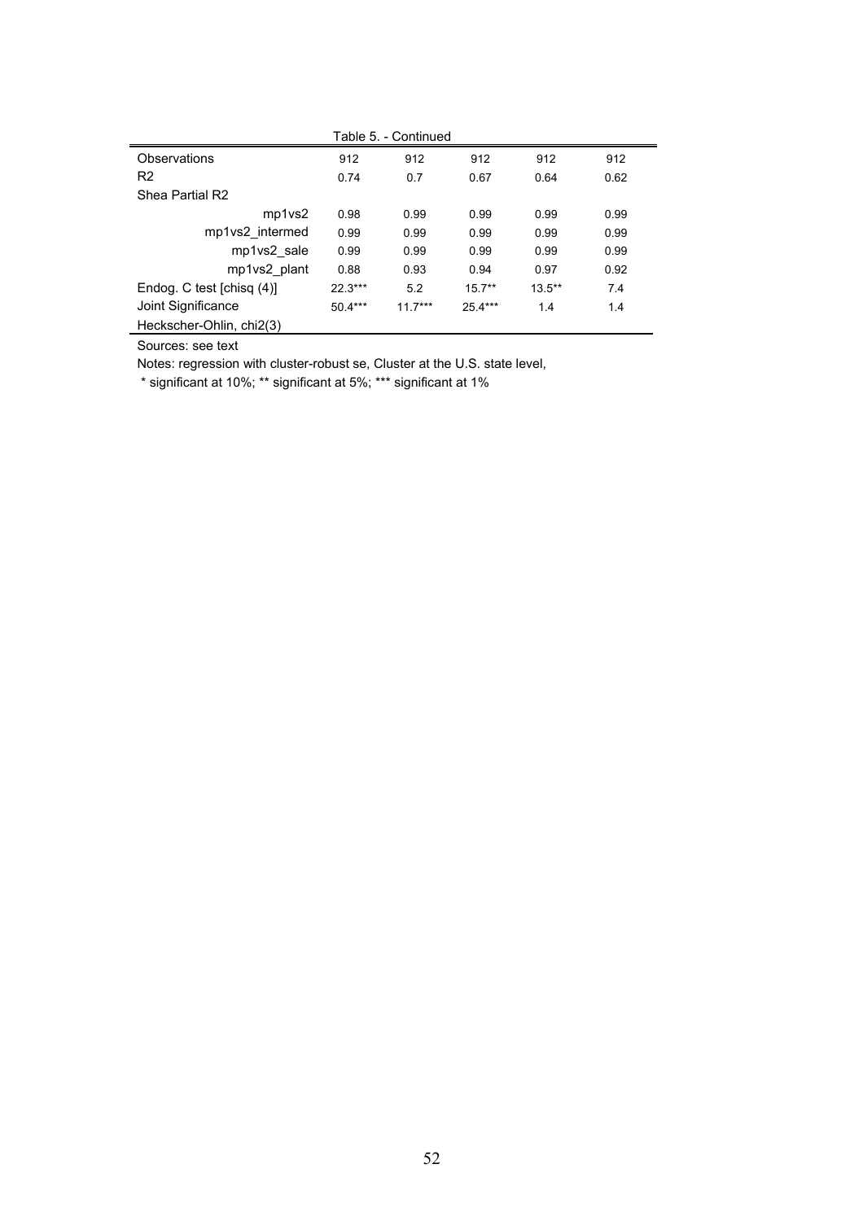Table 5. - Continued

| | | | | | |
|---|---|---|---|---|---|
| Observations | 912 | 912 | 912 | 912 | 912 |
| R2 | 0.74 | 0.7 | 0.67 | 0.64 | 0.62 |
| Shea Partial R2 | | | | | |
| mp1vs2 | 0.98 | 0.99 | 0.99 | 0.99 | 0.99 |
| mp1vs2_intermed | 0.99 | 0.99 | 0.99 | 0.99 | 0.99 |
| mp1vs2_sale | 0.99 | 0.99 | 0.99 | 0.99 | 0.99 |
| mp1vs2_plant | 0.88 | 0.93 | 0.94 | 0.97 | 0.92 |
| Endog. C test [chisq (4)] | 22.3*** | 5.2 | 15.7** | 13.5** | 7.4 |
| Joint Significance | 50.4*** | 11.7*** | 25.4*** | 1.4 | 1.4 |
| Heckscher-Ohlin, chi2(3) | | | | | |

Sources: see text

Notes: regression with cluster-robust se, Cluster at the U.S. state level,

* significant at 10%; ** significant at 5%; *** significant at 1%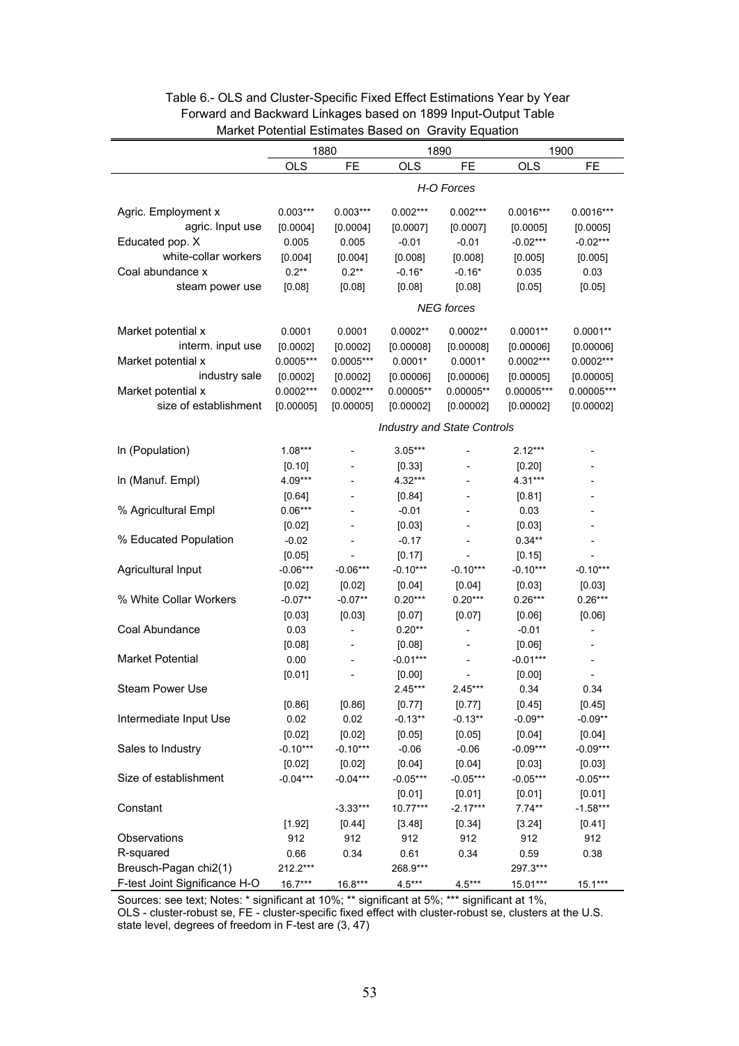Table 6.- OLS and Cluster-Specific Fixed Effect Estimations Year by Year
Forward and Backward Linkages based on 1899 Input-Output Table
Market Potential Estimates Based on Gravity Equation

| | 1880 | | 1890 | | 1900 | |
|---|---|---|---|---|---|---|
| | OLS | FE | OLS | FE | OLS | FE |
| | | | *H-O Forces* | | | |
| Agric. Employment x | 0.003*** | 0.003*** | 0.002*** | 0.002*** | 0.0016*** | 0.0016*** |
| agric. Input use | [0.0004] | [0.0004] | [0.0007] | [0.0007] | [0.0005] | [0.0005] |
| Educated pop. X | 0.005 | 0.005 | -0.01 | -0.01 | -0.02*** | -0.02*** |
| white-collar workers | [0.004] | [0.004] | [0.008] | [0.008] | [0.005] | [0.005] |
| Coal abundance x | 0.2** | 0.2** | -0.16* | -0.16* | 0.035 | 0.03 |
| steam power use | [0.08] | [0.08] | [0.08] | [0.08] | [0.05] | [0.05] |
| | | | *NEG forces* | | | |
| Market potential x | 0.0001 | 0.0001 | 0.0002** | 0.0002** | 0.0001** | 0.0001** |
| interm. input use | [0.0002] | [0.0002] | [0.00008] | [0.00008] | [0.00006] | [0.00006] |
| Market potential x | 0.0005*** | 0.0005*** | 0.0001* | 0.0001* | 0.0002*** | 0.0002*** |
| industry sale | [0.0002] | [0.0002] | [0.00006] | [0.00006] | [0.00005] | [0.00005] |
| Market potential x | 0.0002*** | 0.0002*** | 0.00005** | 0.00005** | 0.00005*** | 0.00005*** |
| size of establishment | [0.00005] | [0.00005] | [0.00002] | [0.00002] | [0.00002] | [0.00002] |
| | | | *Industry and State Controls* | | | |
| ln (Population) | 1.08*** | - | 3.05*** | - | 2.12*** | - |
| | [0.10] | - | [0.33] | - | [0.20] | - |
| ln (Manuf. Empl) | 4.09*** | - | 4.32*** | - | 4.31*** | - |
| | [0.64] | - | [0.84] | - | [0.81] | - |
| % Agricultural Empl | 0.06*** | - | -0.01 | - | 0.03 | - |
| | [0.02] | - | [0.03] | - | [0.03] | - |
| % Educated Population | -0.02 | - | -0.17 | - | 0.34** | - |
| | [0.05] | - | [0.17] | - | [0.15] | - |
| Agricultural Input | -0.06*** | -0.06*** | -0.10*** | -0.10*** | -0.10*** | -0.10*** |
| | [0.02] | [0.02] | [0.04] | [0.04] | [0.03] | [0.03] |
| % White Collar Workers | -0.07** | -0.07** | 0.20*** | 0.20*** | 0.26*** | 0.26*** |
| | [0.03] | [0.03] | [0.07] | [0.07] | [0.06] | [0.06] |
| Coal Abundance | 0.03 | - | 0.20** | - | -0.01 | - |
| | [0.08] | - | [0.08] | - | [0.06] | - |
| Market Potential | 0.00 | - | -0.01*** | - | -0.01*** | - |
| | [0.01] | - | [0.00] | - | [0.00] | - |
| Steam Power Use | | | 2.45*** | 2.45*** | 0.34 | 0.34 |
| | [0.86] | [0.86] | [0.77] | [0.77] | [0.45] | [0.45] |
| Intermediate Input Use | 0.02 | 0.02 | -0.13** | -0.13** | -0.09** | -0.09** |
| | [0.02] | [0.02] | [0.05] | [0.05] | [0.04] | [0.04] |
| Sales to Industry | -0.10*** | -0.10*** | -0.06 | -0.06 | -0.09*** | -0.09*** |
| | [0.02] | [0.02] | [0.04] | [0.04] | [0.03] | [0.03] |
| Size of establishment | -0.04*** | -0.04*** | -0.05*** | -0.05*** | -0.05*** | -0.05*** |
| | | | [0.01] | [0.01] | [0.01] | [0.01] |
| Constant | | -3.33*** | 10.77*** | -2.17*** | 7.74** | -1.58*** |
| | [1.92] | [0.44] | [3.48] | [0.34] | [3.24] | [0.41] |
| Observations | 912 | 912 | 912 | 912 | 912 | 912 |
| R-squared | 0.66 | 0.34 | 0.61 | 0.34 | 0.59 | 0.38 |
| Breusch-Pagan chi2(1) | 212.2*** | | 268.9*** | | 297.3*** | |
| F-test Joint Significance H-O | 16.7*** | 16.8*** | 4.5*** | 4.5*** | 15.01*** | 15.1*** |

Sources: see text; Notes: * significant at 10%; ** significant at 5%; *** significant at 1%,
OLS - cluster-robust se, FE - cluster-specific fixed effect with cluster-robust se, clusters at the U.S. state level, degrees of freedom in F-test are (3, 47)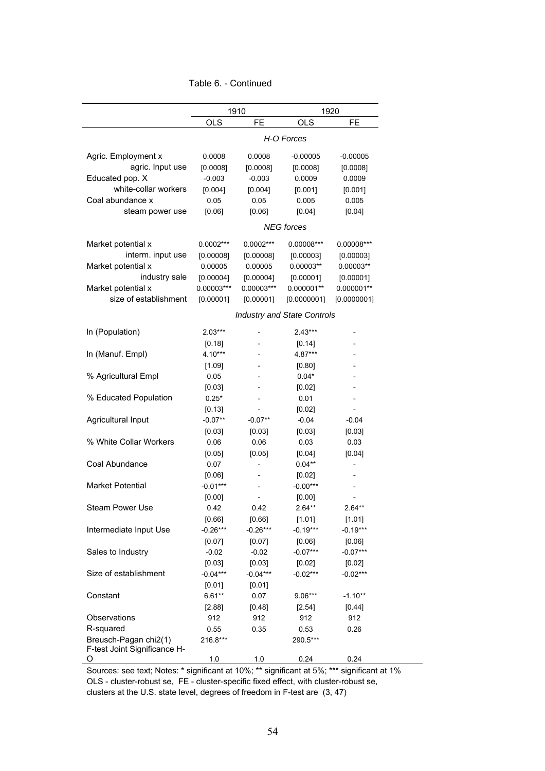Table 6. - Continued

| | 1910 | | 1920 | |
|---|---|---|---|---|
| | OLS | FE | OLS | FE |
| | *H-O Forces* | | | |
| Agric. Employment x agric. Input use | 0.0008 | 0.0008 | -0.00005 | -0.00005 |
| | [0.0008] | [0.0008] | [0.0008] | [0.0008] |
| Educated pop. X white-collar workers | -0.003 | -0.003 | 0.0009 | 0.0009 |
| | [0.004] | [0.004] | [0.001] | [0.001] |
| Coal abundance x steam power use | 0.05 | 0.05 | 0.005 | 0.005 |
| | [0.06] | [0.06] | [0.04] | [0.04] |
| | *NEG forces* | | | |
| Market potential x interm. input use | 0.0002*** | 0.0002*** | 0.00008*** | 0.00008*** |
| | [0.00008] | [0.00008] | [0.00003] | [0.00003] |
| Market potential x industry sale | 0.00005 | 0.00005 | 0.00003** | 0.00003** |
| | [0.00004] | [0.00004] | [0.00001] | [0.00001] |
| Market potential x size of establishment | 0.00003*** | 0.00003*** | 0.000001** | 0.000001** |
| | [0.00001] | [0.00001] | [0.0000001] | [0.0000001] |
| | *Industry and State Controls* | | | |
| ln (Population) | 2.03*** | - | 2.43*** | - |
| | [0.18] | - | [0.14] | - |
| ln (Manuf. Empl) | 4.10*** | - | 4.87*** | - |
| | [1.09] | - | [0.80] | - |
| % Agricultural Empl | 0.05 | - | 0.04* | - |
| | [0.03] | - | [0.02] | - |
| % Educated Population | 0.25* | - | 0.01 | - |
| | [0.13] | - | [0.02] | - |
| Agricultural Input | -0.07** | -0.07** | -0.04 | -0.04 |
| | [0.03] | [0.03] | [0.03] | [0.03] |
| % White Collar Workers | 0.06 | 0.06 | 0.03 | 0.03 |
| | [0.05] | [0.05] | [0.04] | [0.04] |
| Coal Abundance | 0.07 | - | 0.04** | - |
| | [0.06] | - | [0.02] | - |
| Market Potential | -0.01*** | - | -0.00*** | - |
| | [0.00] | - | [0.00] | - |
| Steam Power Use | 0.42 | 0.42 | 2.64** | 2.64** |
| | [0.66] | [0.66] | [1.01] | [1.01] |
| Intermediate Input Use | -0.26*** | -0.26*** | -0.19*** | -0.19*** |
| | [0.07] | [0.07] | [0.06] | [0.06] |
| Sales to Industry | -0.02 | -0.02 | -0.07*** | -0.07*** |
| | [0.03] | [0.03] | [0.02] | [0.02] |
| Size of establishment | -0.04*** | -0.04*** | -0.02*** | -0.02*** |
| | [0.01] | [0.01] | | |
| Constant | 6.61** | 0.07 | 9.06*** | -1.10** |
| | [2.88] | [0.48] | [2.54] | [0.44] |
| Observations | 912 | 912 | 912 | 912 |
| R-squared | 0.55 | 0.35 | 0.53 | 0.26 |
| Breusch-Pagan chi2(1) | 216.8*** | | 290.5*** | |
| F-test Joint Significance H-O | 1.0 | 1.0 | 0.24 | 0.24 |

Sources: see text; Notes: * significant at 10%; ** significant at 5%; *** significant at 1%
OLS - cluster-robust se, FE - cluster-specific fixed effect, with cluster-robust se, clusters at the U.S. state level, degrees of freedom in F-test are (3, 47)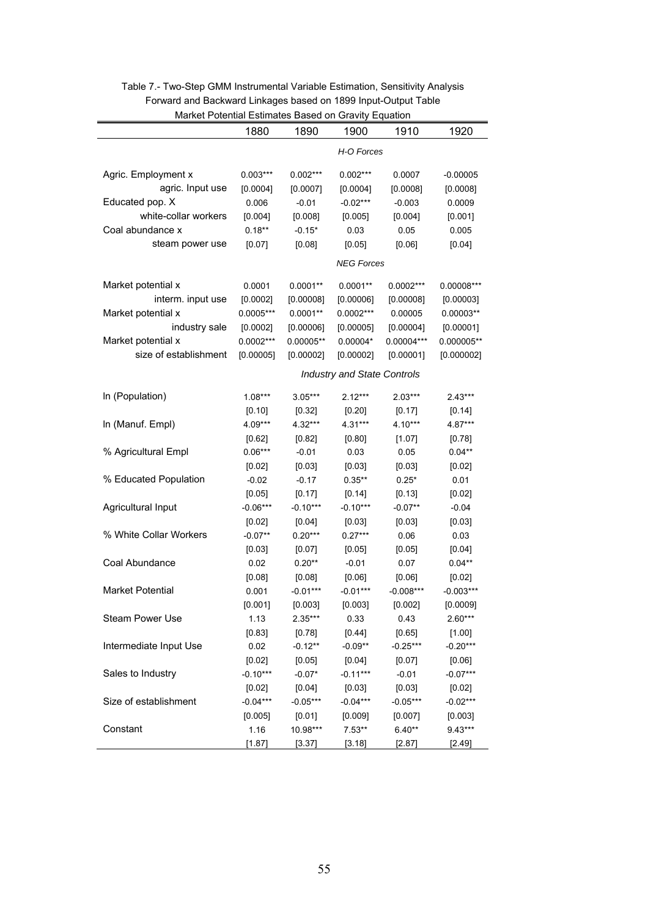Table 7.- Two-Step GMM Instrumental Variable Estimation, Sensitivity Analysis
Forward and Backward Linkages based on 1899 Input-Output Table
Market Potential Estimates Based on Gravity Equation

| | 1880 | 1890 | 1900 | 1910 | 1920 |
|---|---|---|---|---|---|
| | | | *H-O Forces* | | |
| Agric. Employment x agric. Input use | 0.003*** | 0.002*** | 0.002*** | 0.0007 | -0.00005 |
| | [0.0004] | [0.0007] | [0.0004] | [0.0008] | [0.0008] |
| Educated pop. X white-collar workers | 0.006 | -0.01 | -0.02*** | -0.003 | 0.0009 |
| | [0.004] | [0.008] | [0.005] | [0.004] | [0.001] |
| Coal abundance x steam power use | 0.18** | -0.15* | 0.03 | 0.05 | 0.005 |
| | [0.07] | [0.08] | [0.05] | [0.06] | [0.04] |
| | | | *NEG Forces* | | |
| Market potential x interm. input use | 0.0001 | 0.0001** | 0.0001** | 0.0002*** | 0.00008*** |
| | [0.0002] | [0.00008] | [0.00006] | [0.00008] | [0.00003] |
| Market potential x industry sale | 0.0005*** | 0.0001** | 0.0002*** | 0.00005 | 0.00003** |
| | [0.0002] | [0.00006] | [0.00005] | [0.00004] | [0.00001] |
| Market potential x size of establishment | 0.0002*** | 0.00005** | 0.00004* | 0.00004*** | 0.000005** |
| | [0.00005] | [0.00002] | [0.00002] | [0.00001] | [0.000002] |
| | | | *Industry and State Controls* | | |
| ln (Population) | 1.08*** | 3.05*** | 2.12*** | 2.03*** | 2.43*** |
| | [0.10] | [0.32] | [0.20] | [0.17] | [0.14] |
| ln (Manuf. Empl) | 4.09*** | 4.32*** | 4.31*** | 4.10*** | 4.87*** |
| | [0.62] | [0.82] | [0.80] | [1.07] | [0.78] |
| % Agricultural Empl | 0.06*** | -0.01 | 0.03 | 0.05 | 0.04** |
| | [0.02] | [0.03] | [0.03] | [0.03] | [0.02] |
| % Educated Population | -0.02 | -0.17 | 0.35** | 0.25* | 0.01 |
| | [0.05] | [0.17] | [0.14] | [0.13] | [0.02] |
| Agricultural Input | -0.06*** | -0.10*** | -0.10*** | -0.07** | -0.04 |
| | [0.02] | [0.04] | [0.03] | [0.03] | [0.03] |
| % White Collar Workers | -0.07** | 0.20*** | 0.27*** | 0.06 | 0.03 |
| | [0.03] | [0.07] | [0.05] | [0.05] | [0.04] |
| Coal Abundance | 0.02 | 0.20** | -0.01 | 0.07 | 0.04** |
| | [0.08] | [0.08] | [0.06] | [0.06] | [0.02] |
| Market Potential | 0.001 | -0.01*** | -0.01*** | -0.008*** | -0.003*** |
| | [0.001] | [0.003] | [0.003] | [0.002] | [0.0009] |
| Steam Power Use | 1.13 | 2.35*** | 0.33 | 0.43 | 2.60*** |
| | [0.83] | [0.78] | [0.44] | [0.65] | [1.00] |
| Intermediate Input Use | 0.02 | -0.12** | -0.09** | -0.25*** | -0.20*** |
| | [0.02] | [0.05] | [0.04] | [0.07] | [0.06] |
| Sales to Industry | -0.10*** | -0.07* | -0.11*** | -0.01 | -0.07*** |
| | [0.02] | [0.04] | [0.03] | [0.03] | [0.02] |
| Size of establishment | -0.04*** | -0.05*** | -0.04*** | -0.05*** | -0.02*** |
| | [0.005] | [0.01] | [0.009] | [0.007] | [0.003] |
| Constant | 1.16 | 10.98*** | 7.53** | 6.40** | 9.43*** |
| | [1.87] | [3.37] | [3.18] | [2.87] | [2.49] |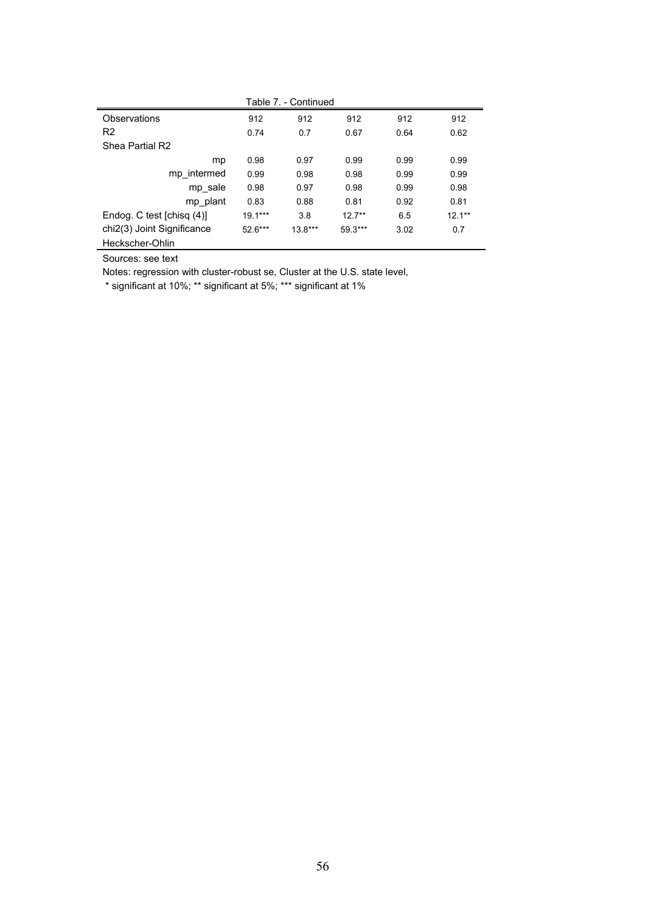Table 7. - Continued

| | | | | | |
|---|---|---|---|---|---|
| Observations | 912 | 912 | 912 | 912 | 912 |
| R2 | 0.74 | 0.7 | 0.67 | 0.64 | 0.62 |
| Shea Partial R2 | | | | | |
| mp | 0.98 | 0.97 | 0.99 | 0.99 | 0.99 |
| mp_intermed | 0.99 | 0.98 | 0.98 | 0.99 | 0.99 |
| mp_sale | 0.98 | 0.97 | 0.98 | 0.99 | 0.98 |
| mp_plant | 0.83 | 0.88 | 0.81 | 0.92 | 0.81 |
| Endog. C test [chisq (4)] | 19.1*** | 3.8 | 12.7** | 6.5 | 12.1** |
| chi2(3) Joint Significance Heckscher-Ohlin | 52.6*** | 13.8*** | 59.3*** | 3.02 | 0.7 |

Sources: see text

Notes: regression with cluster-robust se, Cluster at the U.S. state level,

* significant at 10%; ** significant at 5%; *** significant at 1%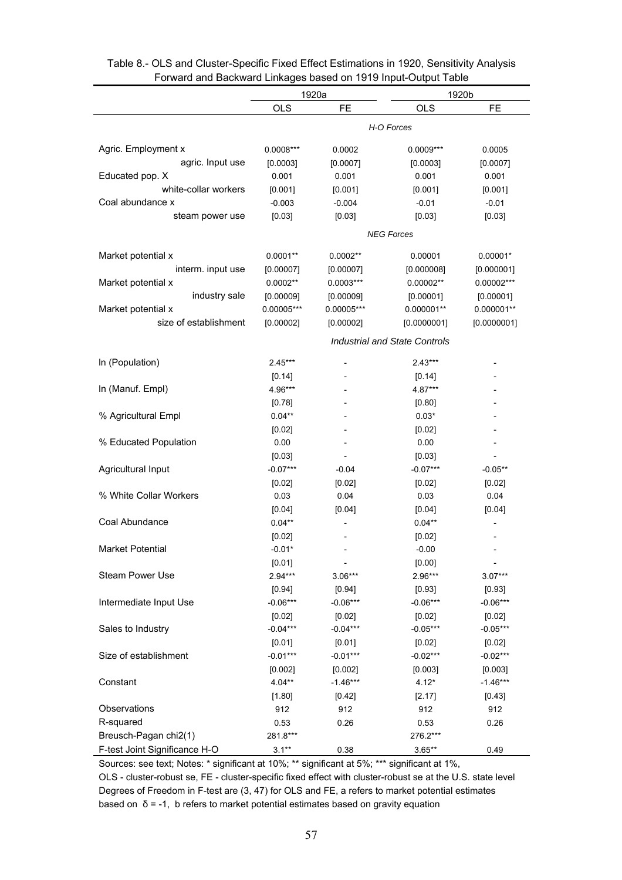Table 8.- OLS and Cluster-Specific Fixed Effect Estimations in 1920, Sensitivity Analysis
Forward and Backward Linkages based on 1919 Input-Output Table

| | 1920a | | 1920b | |
|---|---|---|---|---|
| | OLS | FE | OLS | FE |
| | *H-O Forces* | | | |
| Agric. Employment x agric. Input use | 0.0008*** | 0.0002 | 0.0009*** | 0.0005 |
| | [0.0003] | [0.0007] | [0.0003] | [0.0007] |
| Educated pop. X white-collar workers | 0.001 | 0.001 | 0.001 | 0.001 |
| | [0.001] | [0.001] | [0.001] | [0.001] |
| Coal abundance x steam power use | -0.003 | -0.004 | -0.01 | -0.01 |
| | [0.03] | [0.03] | [0.03] | [0.03] |
| | *NEG Forces* | | | |
| Market potential x interm. input use | 0.0001** | 0.0002** | 0.00001 | 0.00001* |
| | [0.00007] | [0.00007] | [0.000008] | [0.000001] |
| Market potential x industry sale | 0.0002** | 0.0003*** | 0.00002** | 0.00002*** |
| | [0.00009] | [0.00009] | [0.00001] | [0.00001] |
| Market potential x size of establishment | 0.00005*** | 0.00005*** | 0.000001** | 0.000001** |
| | [0.00002] | [0.00002] | [0.0000001] | [0.0000001] |
| | *Industrial and State Controls* | | | |
| ln (Population) | 2.45*** | - | 2.43*** | - |
| | [0.14] | - | [0.14] | - |
| ln (Manuf. Empl) | 4.96*** | - | 4.87*** | - |
| | [0.78] | - | [0.80] | - |
| % Agricultural Empl | 0.04** | - | 0.03* | - |
| | [0.02] | - | [0.02] | - |
| % Educated Population | 0.00 | - | 0.00 | - |
| | [0.03] | - | [0.03] | - |
| Agricultural Input | -0.07*** | -0.04 | -0.07*** | -0.05** |
| | [0.02] | [0.02] | [0.02] | [0.02] |
| % White Collar Workers | 0.03 | 0.04 | 0.03 | 0.04 |
| | [0.04] | [0.04] | [0.04] | [0.04] |
| Coal Abundance | 0.04** | - | 0.04** | - |
| | [0.02] | - | [0.02] | - |
| Market Potential | -0.01* | - | -0.00 | - |
| | [0.01] | - | [0.00] | - |
| Steam Power Use | 2.94*** | 3.06*** | 2.96*** | 3.07*** |
| | [0.94] | [0.94] | [0.93] | [0.93] |
| Intermediate Input Use | -0.06*** | -0.06*** | -0.06*** | -0.06*** |
| | [0.02] | [0.02] | [0.02] | [0.02] |
| Sales to Industry | -0.04*** | -0.04*** | -0.05*** | -0.05*** |
| | [0.01] | [0.01] | [0.02] | [0.02] |
| Size of establishment | -0.01*** | -0.01*** | -0.02*** | -0.02*** |
| | [0.002] | [0.002] | [0.003] | [0.003] |
| Constant | 4.04** | -1.46*** | 4.12* | -1.46*** |
| | [1.80] | [0.42] | [2.17] | [0.43] |
| Observations | 912 | 912 | 912 | 912 |
| R-squared | 0.53 | 0.26 | 0.53 | 0.26 |
| Breusch-Pagan chi2(1) | 281.8*** | | 276.2*** | |
| F-test Joint Significance H-O | 3.1** | 0.38 | 3.65** | 0.49 |

Sources: see text; Notes: * significant at 10%; ** significant at 5%; *** significant at 1%,
OLS - cluster-robust se, FE - cluster-specific fixed effect with cluster-robust se at the U.S. state level
Degrees of Freedom in F-test are (3, 47) for OLS and FE, a refers to market potential estimates based on $\delta = -1$, b refers to market potential estimates based on gravity equation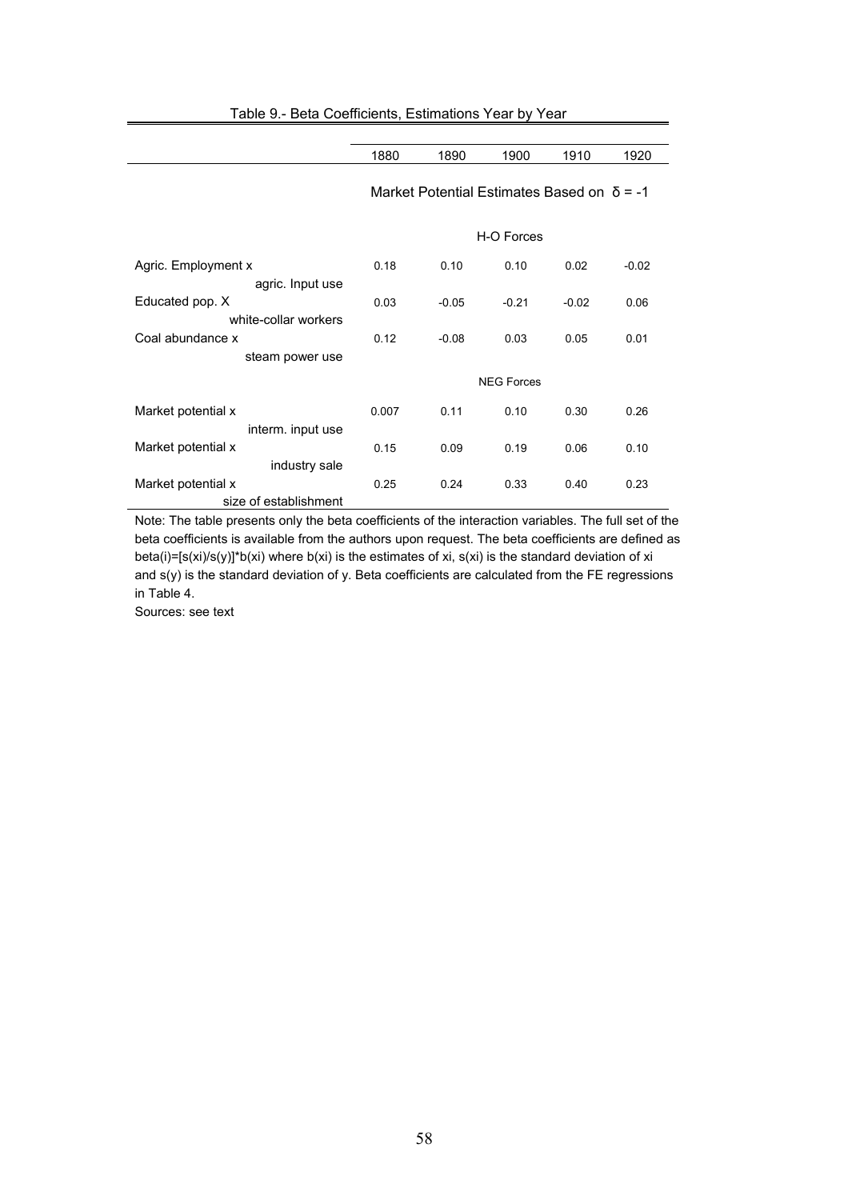Table 9.- Beta Coefficients, Estimations Year by Year

| | 1880 | 1890 | 1900 | 1910 | 1920 |
|---|---|---|---|---|---|
| | Market Potential Estimates Based on δ = -1 | | | | |
| | H-O Forces | | | | |
| Agric. Employment x agric. Input use | 0.18 | 0.10 | 0.10 | 0.02 | -0.02 |
| Educated pop. X white-collar workers | 0.03 | -0.05 | -0.21 | -0.02 | 0.06 |
| Coal abundance x steam power use | 0.12 | -0.08 | 0.03 | 0.05 | 0.01 |
| | NEG Forces | | | | |
| Market potential x interm. input use | 0.007 | 0.11 | 0.10 | 0.30 | 0.26 |
| Market potential x industry sale | 0.15 | 0.09 | 0.19 | 0.06 | 0.10 |
| Market potential x size of establishment | 0.25 | 0.24 | 0.33 | 0.40 | 0.23 |

Note: The table presents only the beta coefficients of the interaction variables. The full set of the beta coefficients is available from the authors upon request. The beta coefficients are defined as beta(i)=[s(xi)/s(y)]*b(xi) where b(xi) is the estimates of xi, s(xi) is the standard deviation of xi and s(y) is the standard deviation of y. Beta coefficients are calculated from the FE regressions in Table 4.

Sources: see text